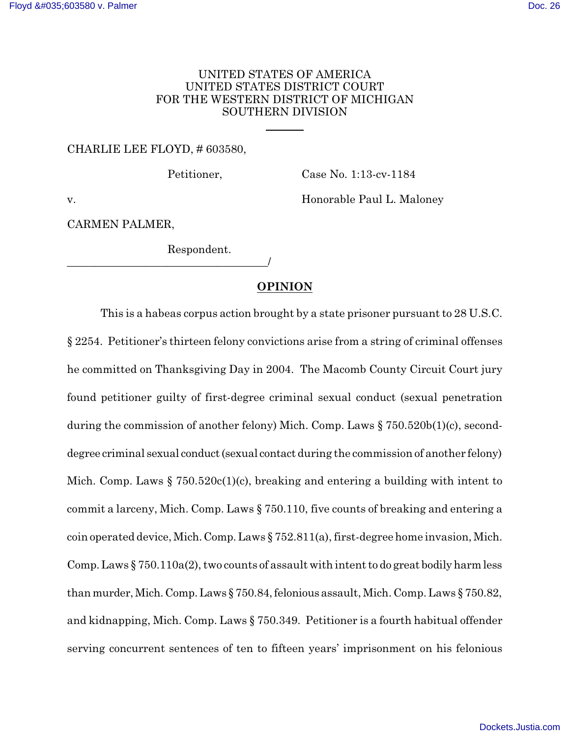UNITED STATES OF AMERICA
UNITED STATES DISTRICT COURT
FOR THE WESTERN DISTRICT OF MICHIGAN
SOUTHERN DIVISION

CHARLIE LEE FLOYD, # 603580,

Petitioner, Case No. 1:13-cv-1184

v. Honorable Paul L. Maloney

CARMEN PALMER,

Respondent.
____________________________________/

**OPINION**

This is a habeas corpus action brought by a state prisoner pursuant to 28 U.S.C. § 2254. Petitioner's thirteen felony convictions arise from a string of criminal offenses he committed on Thanksgiving Day in 2004. The Macomb County Circuit Court jury found petitioner guilty of first-degree criminal sexual conduct (sexual penetration during the commission of another felony) Mich. Comp. Laws § 750.520b(1)(c), second-degree criminal sexual conduct (sexual contact during the commission of another felony) Mich. Comp. Laws § 750.520c(1)(c), breaking and entering a building with intent to commit a larceny, Mich. Comp. Laws § 750.110, five counts of breaking and entering a coin operated device, Mich. Comp. Laws § 752.811(a), first-degree home invasion, Mich. Comp. Laws § 750.110a(2), two counts of assault with intent to do great bodily harm less than murder, Mich. Comp. Laws § 750.84, felonious assault, Mich. Comp. Laws § 750.82, and kidnapping, Mich. Comp. Laws § 750.349. Petitioner is a fourth habitual offender serving concurrent sentences of ten to fifteen years' imprisonment on his felonious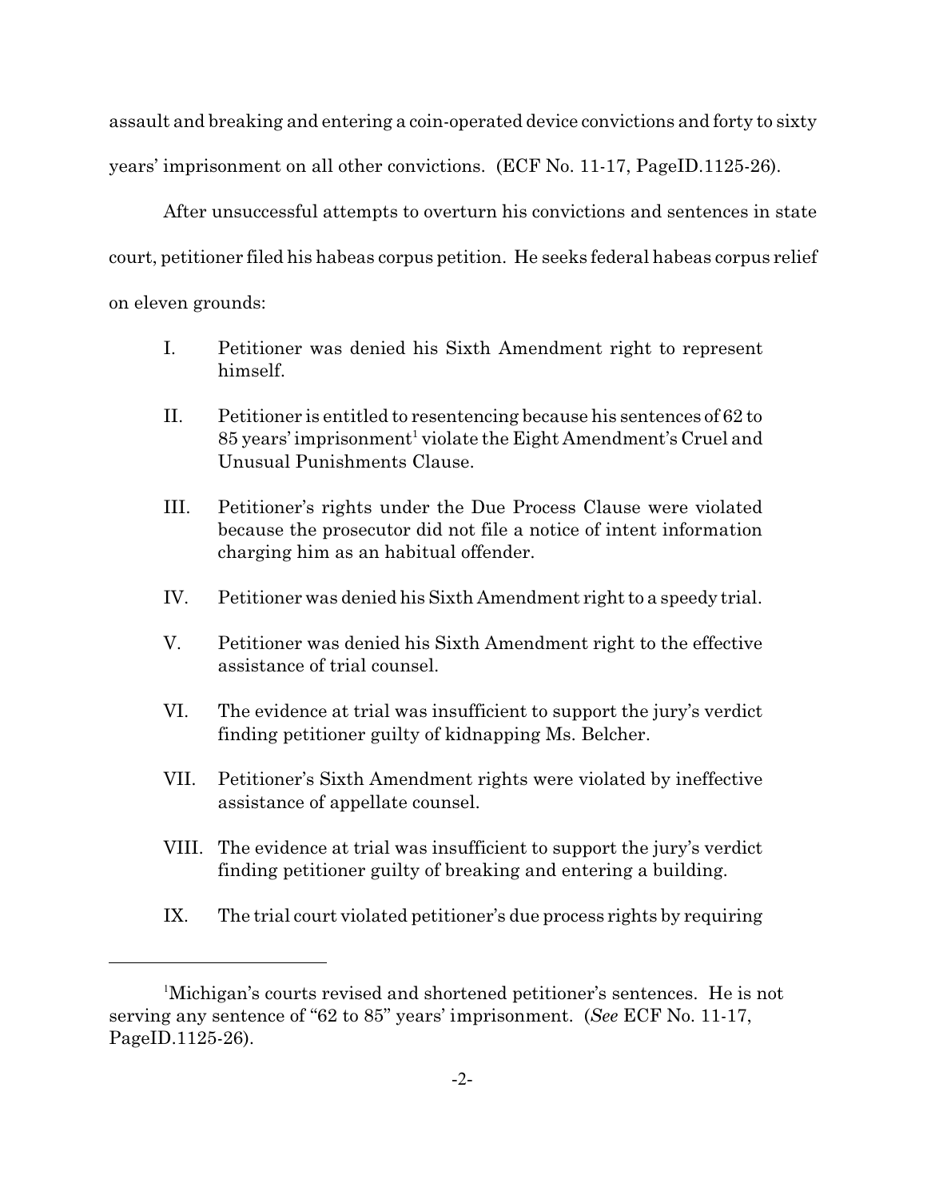assault and breaking and entering a coin-operated device convictions and forty to sixty years' imprisonment on all other convictions. (ECF No. 11-17, PageID.1125-26).

After unsuccessful attempts to overturn his convictions and sentences in state court, petitioner filed his habeas corpus petition. He seeks federal habeas corpus relief on eleven grounds:

I. Petitioner was denied his Sixth Amendment right to represent himself.

II. Petitioner is entitled to resentencing because his sentences of 62 to 85 years' imprisonment[1] violate the Eight Amendment's Cruel and Unusual Punishments Clause.

III. Petitioner's rights under the Due Process Clause were violated because the prosecutor did not file a notice of intent information charging him as an habitual offender.

IV. Petitioner was denied his Sixth Amendment right to a speedy trial.

V. Petitioner was denied his Sixth Amendment right to the effective assistance of trial counsel.

VI. The evidence at trial was insufficient to support the jury's verdict finding petitioner guilty of kidnapping Ms. Belcher.

VII. Petitioner's Sixth Amendment rights were violated by ineffective assistance of appellate counsel.

VIII. The evidence at trial was insufficient to support the jury's verdict finding petitioner guilty of breaking and entering a building.

IX. The trial court violated petitioner's due process rights by requiring

---

[1]Michigan's courts revised and shortened petitioner's sentences. He is not serving any sentence of "62 to 85" years' imprisonment. (*See* ECF No. 11-17, PageID.1125-26).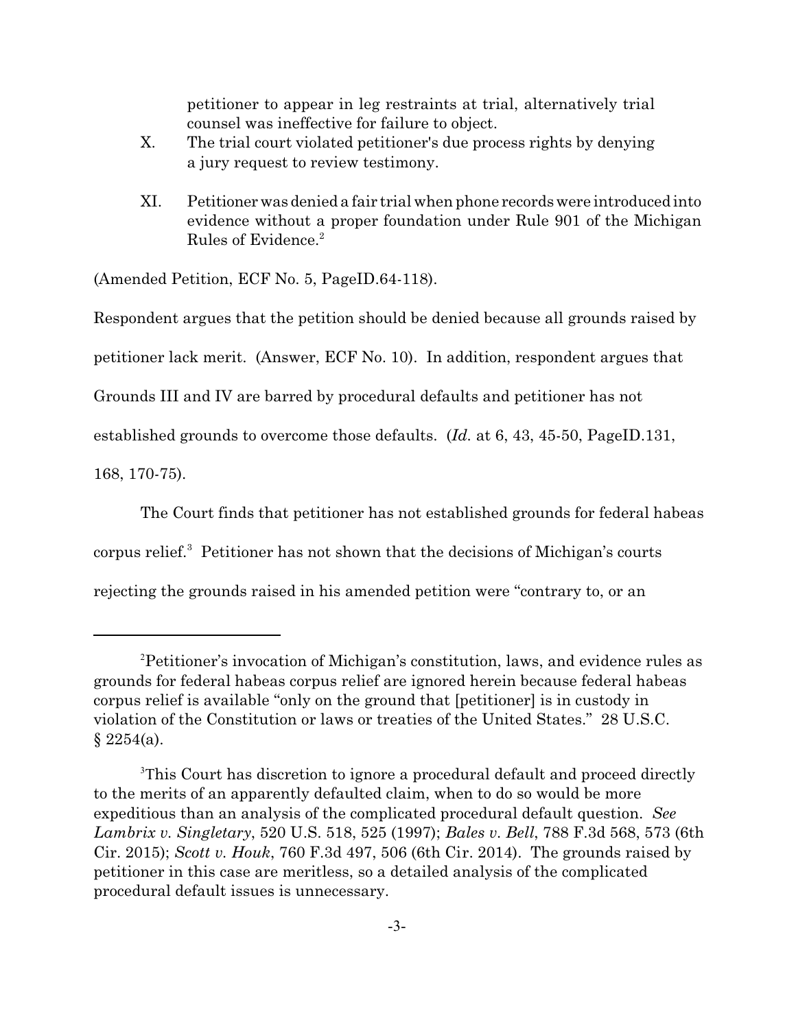petitioner to appear in leg restraints at trial, alternatively trial counsel was ineffective for failure to object.

X. The trial court violated petitioner's due process rights by denying a jury request to review testimony.

XI. Petitioner was denied a fair trial when phone records were introduced into evidence without a proper foundation under Rule 901 of the Michigan Rules of Evidence.[2]

(Amended Petition, ECF No. 5, PageID.64-118).

Respondent argues that the petition should be denied because all grounds raised by petitioner lack merit. (Answer, ECF No. 10). In addition, respondent argues that Grounds III and IV are barred by procedural defaults and petitioner has not established grounds to overcome those defaults. (*Id.* at 6, 43, 45-50, PageID.131, 168, 170-75).

The Court finds that petitioner has not established grounds for federal habeas corpus relief.[3] Petitioner has not shown that the decisions of Michigan's courts rejecting the grounds raised in his amended petition were "contrary to, or an

---

[2] Petitioner's invocation of Michigan's constitution, laws, and evidence rules as grounds for federal habeas corpus relief are ignored herein because federal habeas corpus relief is available "only on the ground that [petitioner] is in custody in violation of the Constitution or laws or treaties of the United States." 28 U.S.C. § 2254(a).

[3] This Court has discretion to ignore a procedural default and proceed directly to the merits of an apparently defaulted claim, when to do so would be more expeditious than an analysis of the complicated procedural default question. *See Lambrix v. Singletary*, 520 U.S. 518, 525 (1997); *Bales v. Bell*, 788 F.3d 568, 573 (6th Cir. 2015); *Scott v. Houk*, 760 F.3d 497, 506 (6th Cir. 2014). The grounds raised by petitioner in this case are meritless, so a detailed analysis of the complicated procedural default issues is unnecessary.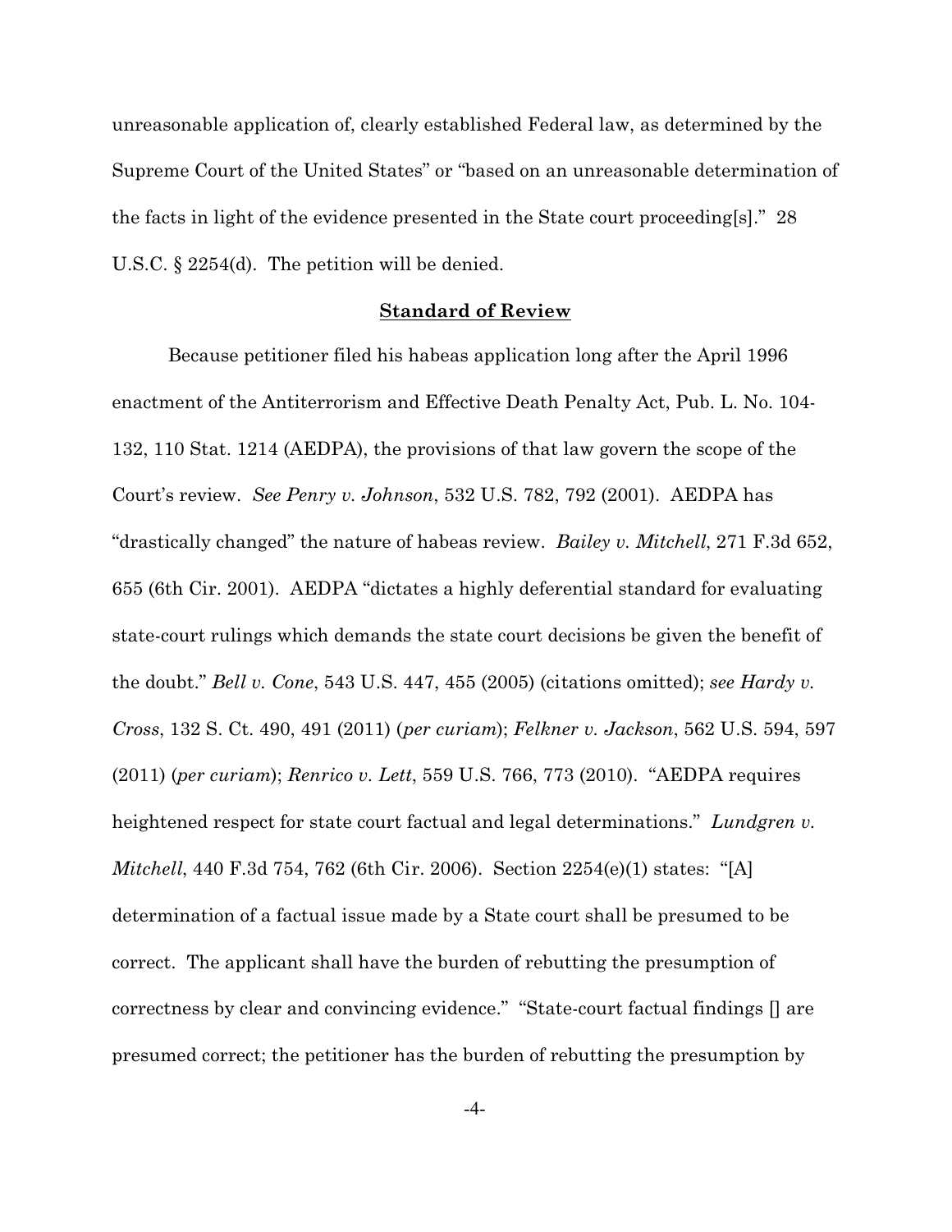unreasonable application of, clearly established Federal law, as determined by the Supreme Court of the United States" or "based on an unreasonable determination of the facts in light of the evidence presented in the State court proceeding[s]." 28 U.S.C. § 2254(d). The petition will be denied.

## **Standard of Review**

Because petitioner filed his habeas application long after the April 1996 enactment of the Antiterrorism and Effective Death Penalty Act, Pub. L. No. 104-132, 110 Stat. 1214 (AEDPA), the provisions of that law govern the scope of the Court's review. *See Penry v. Johnson*, 532 U.S. 782, 792 (2001). AEDPA has "drastically changed" the nature of habeas review. *Bailey v. Mitchell*, 271 F.3d 652, 655 (6th Cir. 2001). AEDPA "dictates a highly deferential standard for evaluating state-court rulings which demands the state court decisions be given the benefit of the doubt." *Bell v. Cone*, 543 U.S. 447, 455 (2005) (citations omitted); *see Hardy v. Cross*, 132 S. Ct. 490, 491 (2011) (*per curiam*); *Felkner v. Jackson*, 562 U.S. 594, 597 (2011) (*per curiam*); *Renrico v. Lett*, 559 U.S. 766, 773 (2010). "AEDPA requires heightened respect for state court factual and legal determinations." *Lundgren v. Mitchell*, 440 F.3d 754, 762 (6th Cir. 2006). Section 2254(e)(1) states: "[A] determination of a factual issue made by a State court shall be presumed to be correct. The applicant shall have the burden of rebutting the presumption of correctness by clear and convincing evidence." "State-court factual findings [] are presumed correct; the petitioner has the burden of rebutting the presumption by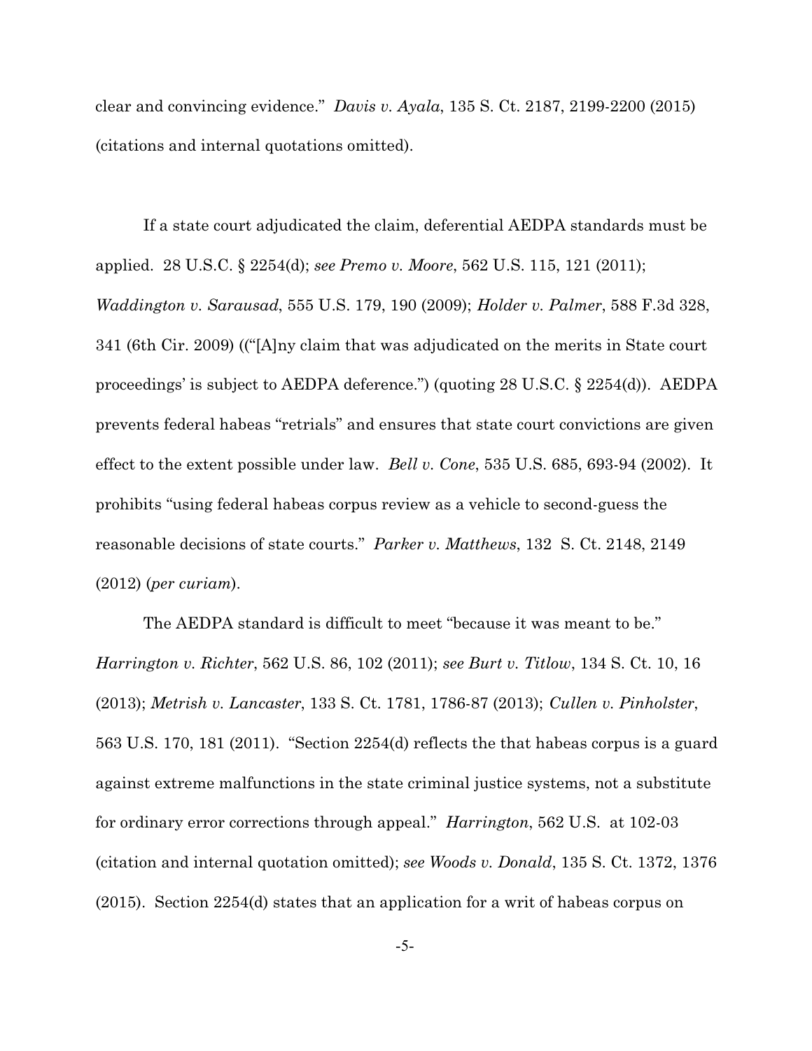clear and convincing evidence." *Davis v. Ayala*, 135 S. Ct. 2187, 2199-2200 (2015) (citations and internal quotations omitted).

If a state court adjudicated the claim, deferential AEDPA standards must be applied. 28 U.S.C. § 2254(d); *see Premo v. Moore*, 562 U.S. 115, 121 (2011); *Waddington v. Sarausad*, 555 U.S. 179, 190 (2009); *Holder v. Palmer*, 588 F.3d 328, 341 (6th Cir. 2009) (("[A]ny claim that was adjudicated on the merits in State court proceedings' is subject to AEDPA deference.") (quoting 28 U.S.C. § 2254(d)). AEDPA prevents federal habeas "retrials" and ensures that state court convictions are given effect to the extent possible under law. *Bell v. Cone*, 535 U.S. 685, 693-94 (2002). It prohibits "using federal habeas corpus review as a vehicle to second-guess the reasonable decisions of state courts." *Parker v. Matthews*, 132 S. Ct. 2148, 2149 (2012) (*per curiam*).

The AEDPA standard is difficult to meet "because it was meant to be." *Harrington v. Richter*, 562 U.S. 86, 102 (2011); *see Burt v. Titlow*, 134 S. Ct. 10, 16 (2013); *Metrish v. Lancaster*, 133 S. Ct. 1781, 1786-87 (2013); *Cullen v. Pinholster*, 563 U.S. 170, 181 (2011). "Section 2254(d) reflects the that habeas corpus is a guard against extreme malfunctions in the state criminal justice systems, not a substitute for ordinary error corrections through appeal." *Harrington*, 562 U.S. at 102-03 (citation and internal quotation omitted); *see Woods v. Donald*, 135 S. Ct. 1372, 1376 (2015). Section 2254(d) states that an application for a writ of habeas corpus on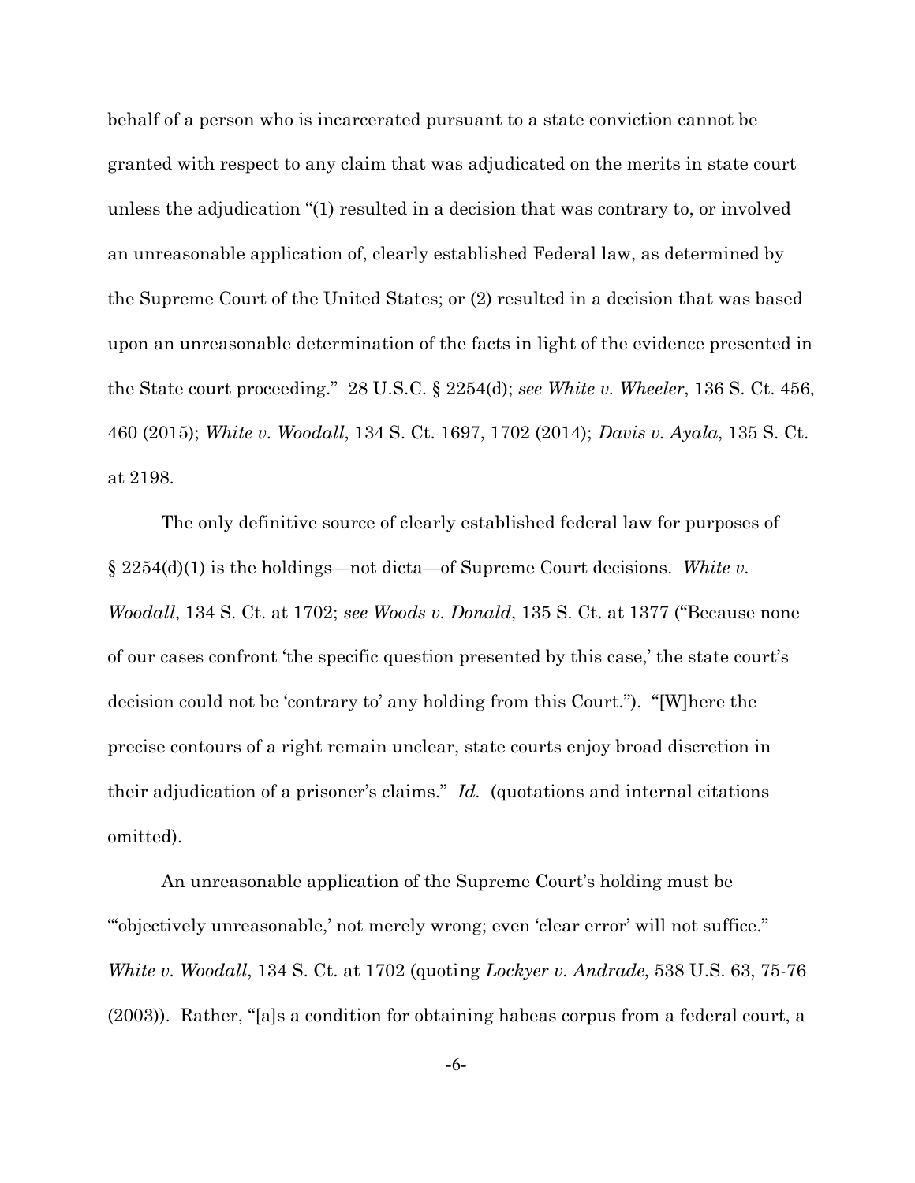behalf of a person who is incarcerated pursuant to a state conviction cannot be granted with respect to any claim that was adjudicated on the merits in state court unless the adjudication "(1) resulted in a decision that was contrary to, or involved an unreasonable application of, clearly established Federal law, as determined by the Supreme Court of the United States; or (2) resulted in a decision that was based upon an unreasonable determination of the facts in light of the evidence presented in the State court proceeding." 28 U.S.C. § 2254(d); *see White v. Wheeler*, 136 S. Ct. 456, 460 (2015); *White v. Woodall*, 134 S. Ct. 1697, 1702 (2014); *Davis v. Ayala*, 135 S. Ct. at 2198.

The only definitive source of clearly established federal law for purposes of § 2254(d)(1) is the holdings—not dicta—of Supreme Court decisions. *White v. Woodall*, 134 S. Ct. at 1702; *see Woods v. Donald*, 135 S. Ct. at 1377 ("Because none of our cases confront 'the specific question presented by this case,' the state court's decision could not be 'contrary to' any holding from this Court."). "[W]here the precise contours of a right remain unclear, state courts enjoy broad discretion in their adjudication of a prisoner's claims." *Id.* (quotations and internal citations omitted).

An unreasonable application of the Supreme Court's holding must be "'objectively unreasonable,' not merely wrong; even 'clear error' will not suffice." *White v. Woodall*, 134 S. Ct. at 1702 (quoting *Lockyer v. Andrade*, 538 U.S. 63, 75-76 (2003)). Rather, "[a]s a condition for obtaining habeas corpus from a federal court, a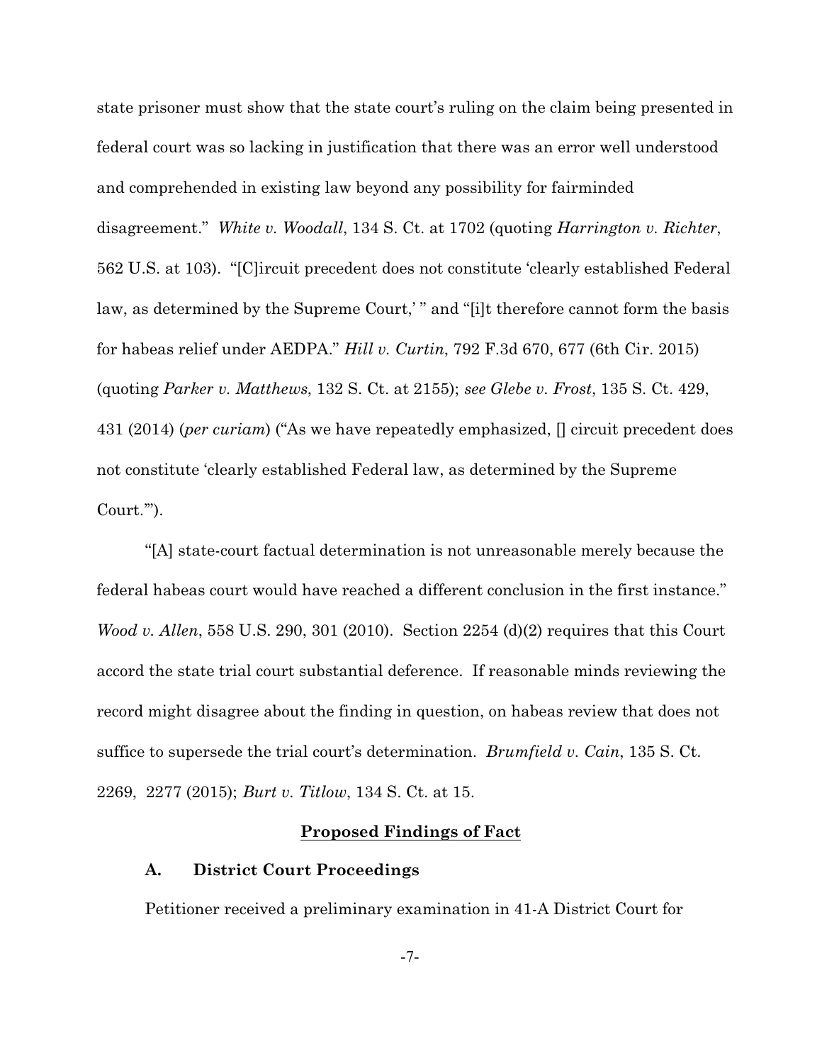state prisoner must show that the state court's ruling on the claim being presented in federal court was so lacking in justification that there was an error well understood and comprehended in existing law beyond any possibility for fairminded disagreement." *White v. Woodall*, 134 S. Ct. at 1702 (quoting *Harrington v. Richter*, 562 U.S. at 103). "[C]ircuit precedent does not constitute 'clearly established Federal law, as determined by the Supreme Court,' " and "[i]t therefore cannot form the basis for habeas relief under AEDPA." *Hill v. Curtin*, 792 F.3d 670, 677 (6th Cir. 2015) (quoting *Parker v. Matthews*, 132 S. Ct. at 2155); *see Glebe v. Frost*, 135 S. Ct. 429, 431 (2014) (*per curiam*) ("As we have repeatedly emphasized, [] circuit precedent does not constitute 'clearly established Federal law, as determined by the Supreme Court.'").

"[A] state-court factual determination is not unreasonable merely because the federal habeas court would have reached a different conclusion in the first instance." *Wood v. Allen*, 558 U.S. 290, 301 (2010). Section 2254 (d)(2) requires that this Court accord the state trial court substantial deference. If reasonable minds reviewing the record might disagree about the finding in question, on habeas review that does not suffice to supersede the trial court's determination. *Brumfield v. Cain*, 135 S. Ct. 2269, 2277 (2015); *Burt v. Titlow*, 134 S. Ct. at 15.

## Proposed Findings of Fact

### A. District Court Proceedings

Petitioner received a preliminary examination in 41-A District Court for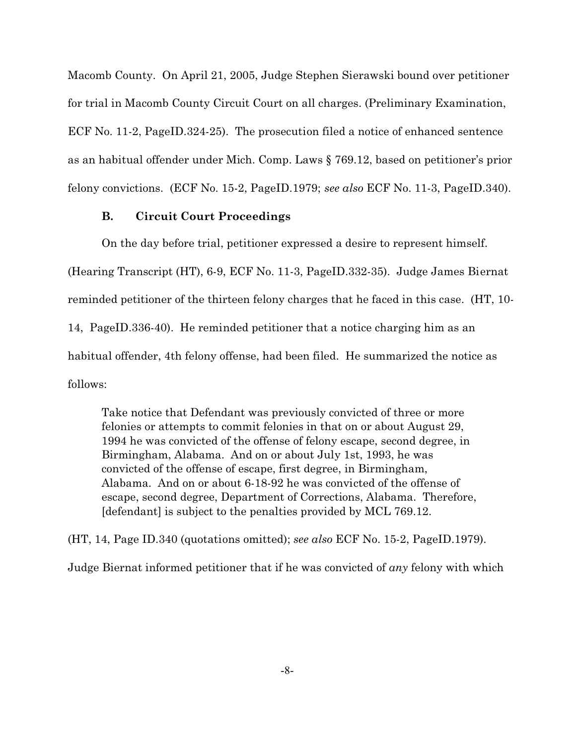Macomb County. On April 21, 2005, Judge Stephen Sierawski bound over petitioner for trial in Macomb County Circuit Court on all charges. (Preliminary Examination, ECF No. 11-2, PageID.324-25). The prosecution filed a notice of enhanced sentence as an habitual offender under Mich. Comp. Laws § 769.12, based on petitioner's prior felony convictions. (ECF No. 15-2, PageID.1979; *see also* ECF No. 11-3, PageID.340).

### B. Circuit Court Proceedings

On the day before trial, petitioner expressed a desire to represent himself. (Hearing Transcript (HT), 6-9, ECF No. 11-3, PageID.332-35). Judge James Biernat reminded petitioner of the thirteen felony charges that he faced in this case. (HT, 10-14, PageID.336-40). He reminded petitioner that a notice charging him as an habitual offender, 4th felony offense, had been filed. He summarized the notice as follows:

> Take notice that Defendant was previously convicted of three or more felonies or attempts to commit felonies in that on or about August 29, 1994 he was convicted of the offense of felony escape, second degree, in Birmingham, Alabama. And on or about July 1st, 1993, he was convicted of the offense of escape, first degree, in Birmingham, Alabama. And on or about 6-18-92 he was convicted of the offense of escape, second degree, Department of Corrections, Alabama. Therefore, [defendant] is subject to the penalties provided by MCL 769.12.

(HT, 14, Page ID.340 (quotations omitted); *see also* ECF No. 15-2, PageID.1979).

Judge Biernat informed petitioner that if he was convicted of *any* felony with which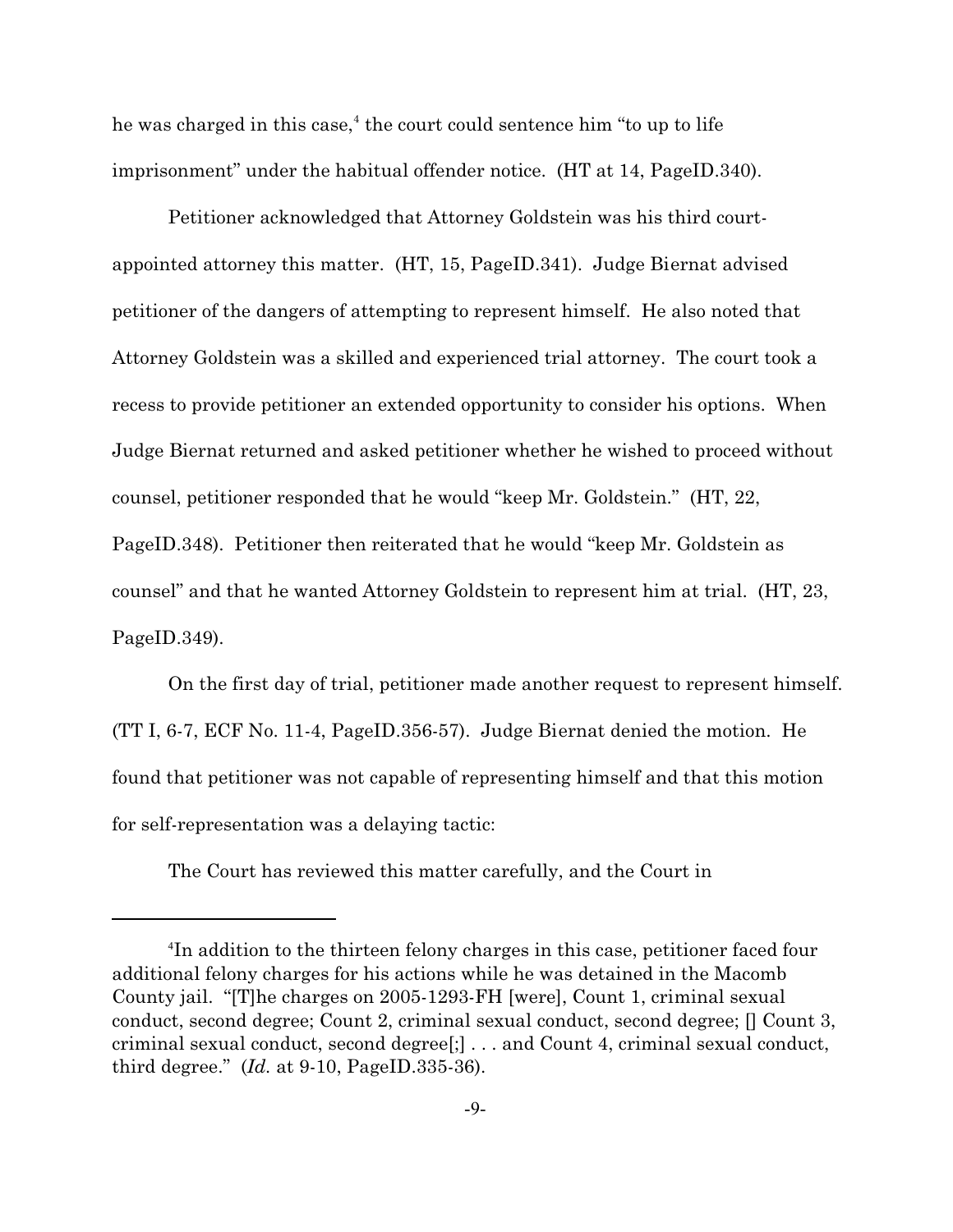he was charged in this case,[4] the court could sentence him "to up to life imprisonment" under the habitual offender notice. (HT at 14, PageID.340).

Petitioner acknowledged that Attorney Goldstein was his third court-appointed attorney this matter. (HT, 15, PageID.341). Judge Biernat advised petitioner of the dangers of attempting to represent himself. He also noted that Attorney Goldstein was a skilled and experienced trial attorney. The court took a recess to provide petitioner an extended opportunity to consider his options. When Judge Biernat returned and asked petitioner whether he wished to proceed without counsel, petitioner responded that he would "keep Mr. Goldstein." (HT, 22, PageID.348). Petitioner then reiterated that he would "keep Mr. Goldstein as counsel" and that he wanted Attorney Goldstein to represent him at trial. (HT, 23, PageID.349).

On the first day of trial, petitioner made another request to represent himself. (TT I, 6-7, ECF No. 11-4, PageID.356-57). Judge Biernat denied the motion. He found that petitioner was not capable of representing himself and that this motion for self-representation was a delaying tactic:

The Court has reviewed this matter carefully, and the Court in

---

[4]In addition to the thirteen felony charges in this case, petitioner faced four additional felony charges for his actions while he was detained in the Macomb County jail. "[T]he charges on 2005-1293-FH [were], Count 1, criminal sexual conduct, second degree; Count 2, criminal sexual conduct, second degree; [] Count 3, criminal sexual conduct, second degree[;] . . . and Count 4, criminal sexual conduct, third degree." (*Id.* at 9-10, PageID.335-36).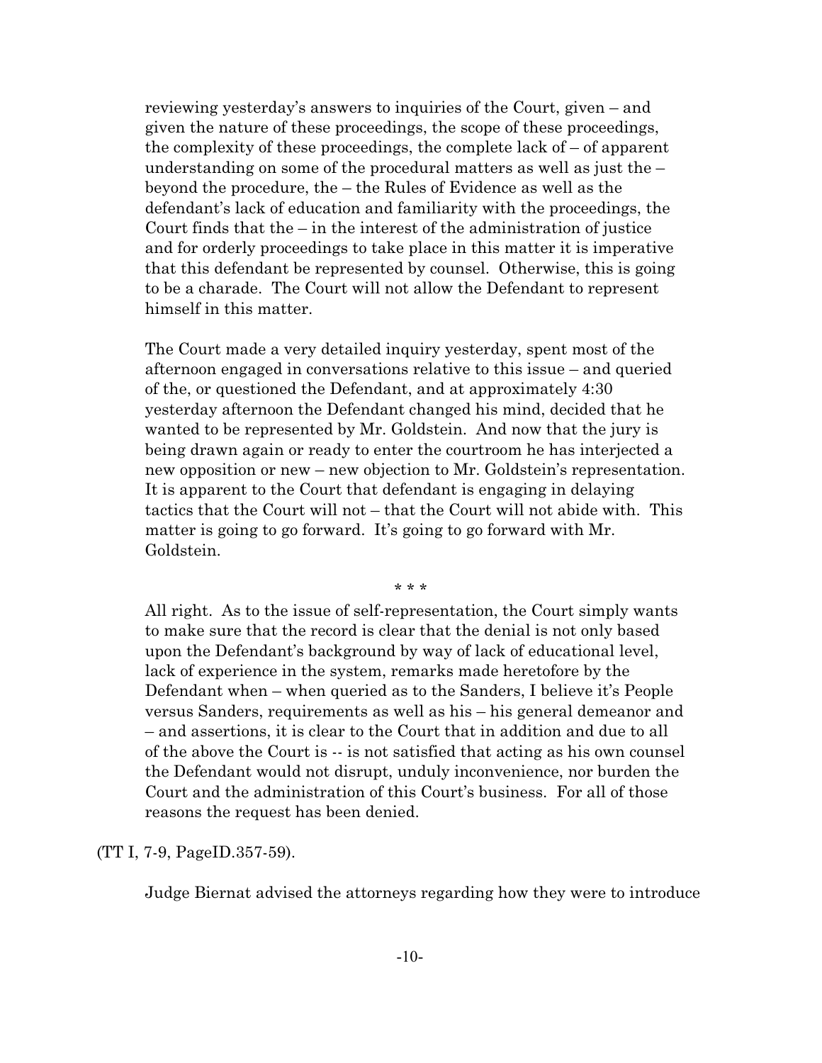reviewing yesterday's answers to inquiries of the Court, given – and given the nature of these proceedings, the scope of these proceedings, the complexity of these proceedings, the complete lack of – of apparent understanding on some of the procedural matters as well as just the – beyond the procedure, the – the Rules of Evidence as well as the defendant's lack of education and familiarity with the proceedings, the Court finds that the – in the interest of the administration of justice and for orderly proceedings to take place in this matter it is imperative that this defendant be represented by counsel. Otherwise, this is going to be a charade. The Court will not allow the Defendant to represent himself in this matter.

> The Court made a very detailed inquiry yesterday, spent most of the afternoon engaged in conversations relative to this issue – and queried of the, or questioned the Defendant, and at approximately 4:30 yesterday afternoon the Defendant changed his mind, decided that he wanted to be represented by Mr. Goldstein. And now that the jury is being drawn again or ready to enter the courtroom he has interjected a new opposition or new – new objection to Mr. Goldstein's representation. It is apparent to the Court that defendant is engaging in delaying tactics that the Court will not – that the Court will not abide with. This matter is going to go forward. It's going to go forward with Mr. Goldstein.
>
> \* \* \*
>
> All right. As to the issue of self-representation, the Court simply wants to make sure that the record is clear that the denial is not only based upon the Defendant's background by way of lack of educational level, lack of experience in the system, remarks made heretofore by the Defendant when – when queried as to the Sanders, I believe it's People versus Sanders, requirements as well as his – his general demeanor and – and assertions, it is clear to the Court that in addition and due to all of the above the Court is -- is not satisfied that acting as his own counsel the Defendant would not disrupt, unduly inconvenience, nor burden the Court and the administration of this Court's business. For all of those reasons the request has been denied.

(TT I, 7-9, PageID.357-59).

Judge Biernat advised the attorneys regarding how they were to introduce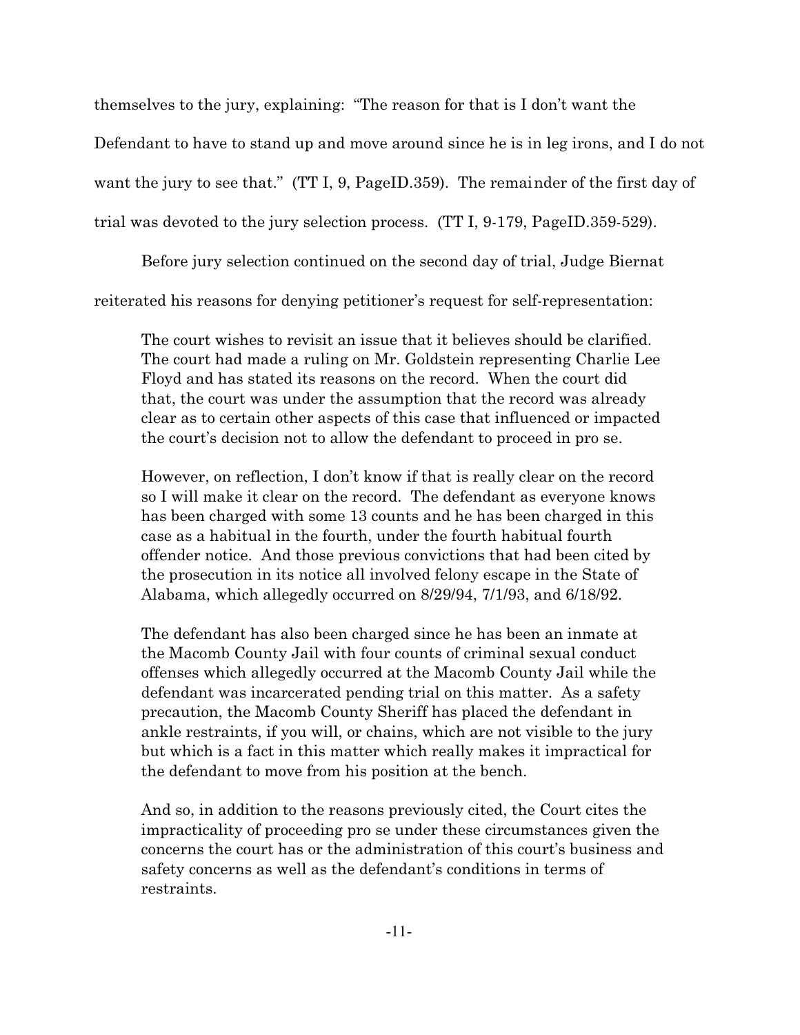themselves to the jury, explaining: "The reason for that is I don't want the Defendant to have to stand up and move around since he is in leg irons, and I do not want the jury to see that." (TT I, 9, PageID.359). The remainder of the first day of trial was devoted to the jury selection process. (TT I, 9-179, PageID.359-529).

Before jury selection continued on the second day of trial, Judge Biernat reiterated his reasons for denying petitioner's request for self-representation:

> The court wishes to revisit an issue that it believes should be clarified. The court had made a ruling on Mr. Goldstein representing Charlie Lee Floyd and has stated its reasons on the record. When the court did that, the court was under the assumption that the record was already clear as to certain other aspects of this case that influenced or impacted the court's decision not to allow the defendant to proceed in pro se.
>
> However, on reflection, I don't know if that is really clear on the record so I will make it clear on the record. The defendant as everyone knows has been charged with some 13 counts and he has been charged in this case as a habitual in the fourth, under the fourth habitual fourth offender notice. And those previous convictions that had been cited by the prosecution in its notice all involved felony escape in the State of Alabama, which allegedly occurred on 8/29/94, 7/1/93, and 6/18/92.
>
> The defendant has also been charged since he has been an inmate at the Macomb County Jail with four counts of criminal sexual conduct offenses which allegedly occurred at the Macomb County Jail while the defendant was incarcerated pending trial on this matter. As a safety precaution, the Macomb County Sheriff has placed the defendant in ankle restraints, if you will, or chains, which are not visible to the jury but which is a fact in this matter which really makes it impractical for the defendant to move from his position at the bench.
>
> And so, in addition to the reasons previously cited, the Court cites the impracticality of proceeding pro se under these circumstances given the concerns the court has or the administration of this court's business and safety concerns as well as the defendant's conditions in terms of restraints.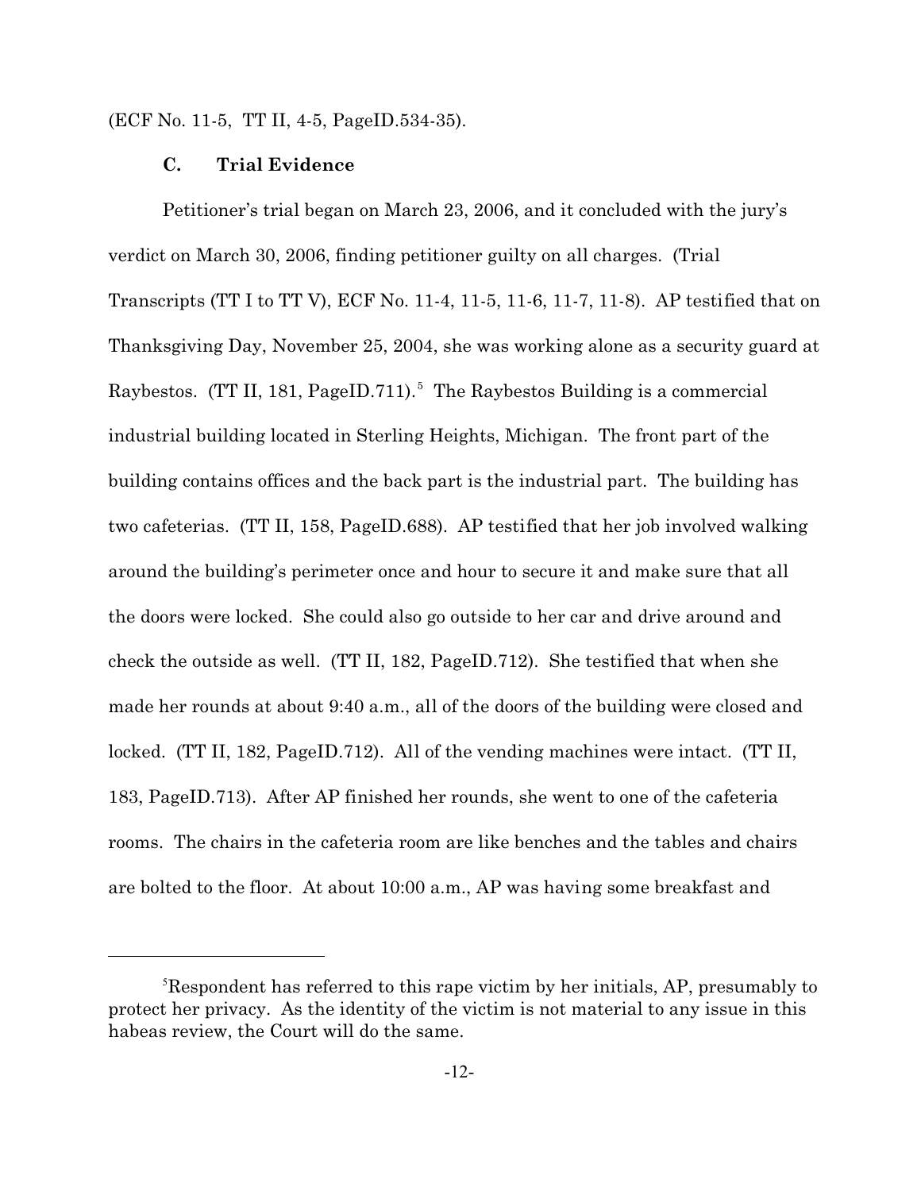(ECF No. 11-5, TT II, 4-5, PageID.534-35).

### C. Trial Evidence

Petitioner's trial began on March 23, 2006, and it concluded with the jury's verdict on March 30, 2006, finding petitioner guilty on all charges. (Trial Transcripts (TT I to TT V), ECF No. 11-4, 11-5, 11-6, 11-7, 11-8). AP testified that on Thanksgiving Day, November 25, 2004, she was working alone as a security guard at Raybestos. (TT II, 181, PageID.711).[5] The Raybestos Building is a commercial industrial building located in Sterling Heights, Michigan. The front part of the building contains offices and the back part is the industrial part. The building has two cafeterias. (TT II, 158, PageID.688). AP testified that her job involved walking around the building's perimeter once and hour to secure it and make sure that all the doors were locked. She could also go outside to her car and drive around and check the outside as well. (TT II, 182, PageID.712). She testified that when she made her rounds at about 9:40 a.m., all of the doors of the building were closed and locked. (TT II, 182, PageID.712). All of the vending machines were intact. (TT II, 183, PageID.713). After AP finished her rounds, she went to one of the cafeteria rooms. The chairs in the cafeteria room are like benches and the tables and chairs are bolted to the floor. At about 10:00 a.m., AP was having some breakfast and

---

[5] Respondent has referred to this rape victim by her initials, AP, presumably to protect her privacy. As the identity of the victim is not material to any issue in this habeas review, the Court will do the same.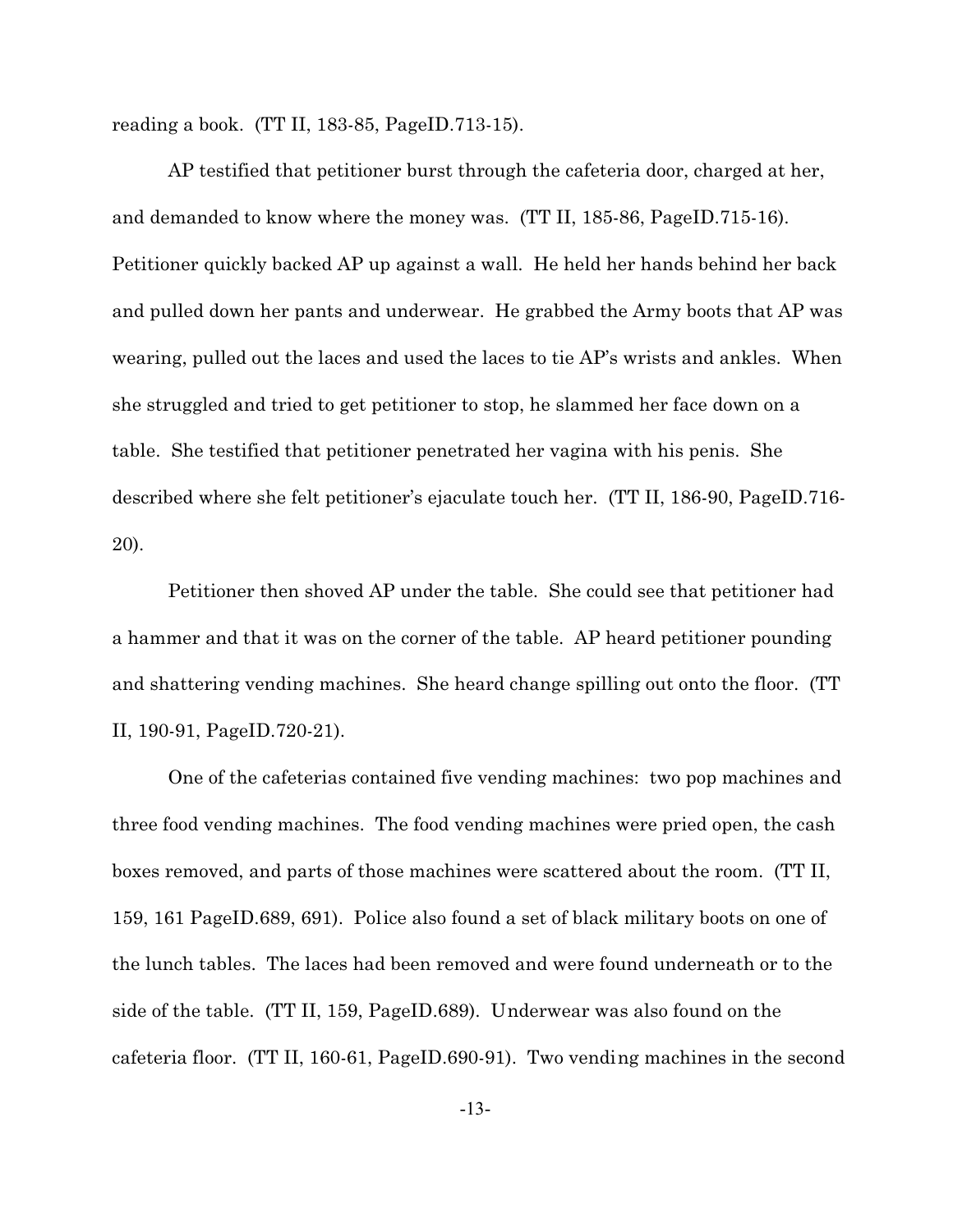reading a book. (TT II, 183-85, PageID.713-15).

AP testified that petitioner burst through the cafeteria door, charged at her, and demanded to know where the money was. (TT II, 185-86, PageID.715-16). Petitioner quickly backed AP up against a wall. He held her hands behind her back and pulled down her pants and underwear. He grabbed the Army boots that AP was wearing, pulled out the laces and used the laces to tie AP's wrists and ankles. When she struggled and tried to get petitioner to stop, he slammed her face down on a table. She testified that petitioner penetrated her vagina with his penis. She described where she felt petitioner's ejaculate touch her. (TT II, 186-90, PageID.716-20).

Petitioner then shoved AP under the table. She could see that petitioner had a hammer and that it was on the corner of the table. AP heard petitioner pounding and shattering vending machines. She heard change spilling out onto the floor. (TT II, 190-91, PageID.720-21).

One of the cafeterias contained five vending machines: two pop machines and three food vending machines. The food vending machines were pried open, the cash boxes removed, and parts of those machines were scattered about the room. (TT II, 159, 161 PageID.689, 691). Police also found a set of black military boots on one of the lunch tables. The laces had been removed and were found underneath or to the side of the table. (TT II, 159, PageID.689). Underwear was also found on the cafeteria floor. (TT II, 160-61, PageID.690-91). Two vending machines in the second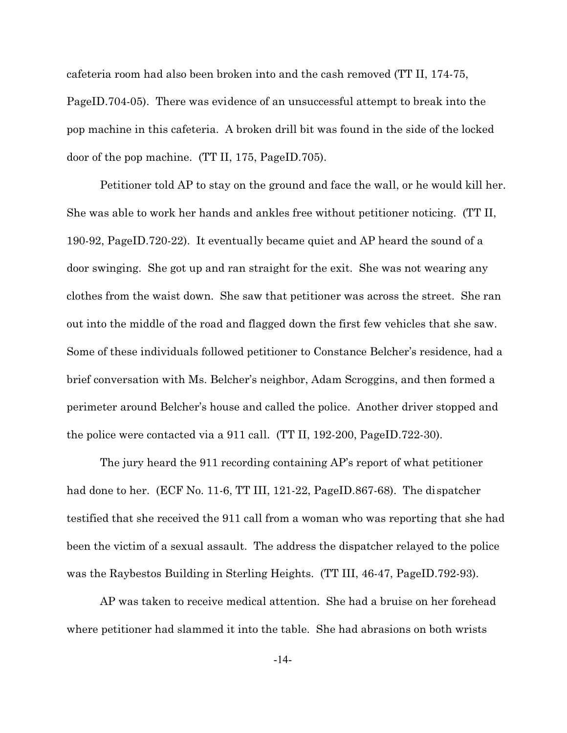cafeteria room had also been broken into and the cash removed (TT II, 174-75, PageID.704-05). There was evidence of an unsuccessful attempt to break into the pop machine in this cafeteria. A broken drill bit was found in the side of the locked door of the pop machine. (TT II, 175, PageID.705).

Petitioner told AP to stay on the ground and face the wall, or he would kill her. She was able to work her hands and ankles free without petitioner noticing. (TT II, 190-92, PageID.720-22). It eventually became quiet and AP heard the sound of a door swinging. She got up and ran straight for the exit. She was not wearing any clothes from the waist down. She saw that petitioner was across the street. She ran out into the middle of the road and flagged down the first few vehicles that she saw. Some of these individuals followed petitioner to Constance Belcher's residence, had a brief conversation with Ms. Belcher's neighbor, Adam Scroggins, and then formed a perimeter around Belcher's house and called the police. Another driver stopped and the police were contacted via a 911 call. (TT II, 192-200, PageID.722-30).

The jury heard the 911 recording containing AP's report of what petitioner had done to her. (ECF No. 11-6, TT III, 121-22, PageID.867-68). The dispatcher testified that she received the 911 call from a woman who was reporting that she had been the victim of a sexual assault. The address the dispatcher relayed to the police was the Raybestos Building in Sterling Heights. (TT III, 46-47, PageID.792-93).

AP was taken to receive medical attention. She had a bruise on her forehead where petitioner had slammed it into the table. She had abrasions on both wrists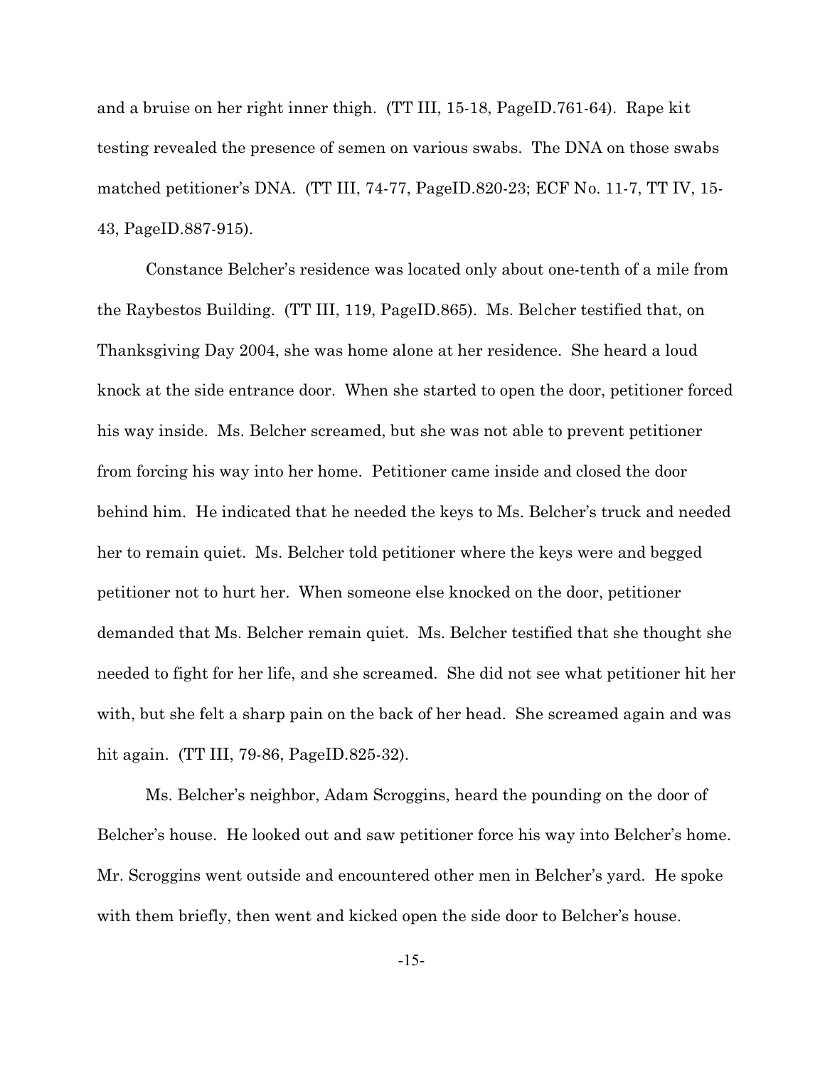and a bruise on her right inner thigh. (TT III, 15-18, PageID.761-64). Rape kit testing revealed the presence of semen on various swabs. The DNA on those swabs matched petitioner's DNA. (TT III, 74-77, PageID.820-23; ECF No. 11-7, TT IV, 15-43, PageID.887-915).

Constance Belcher's residence was located only about one-tenth of a mile from the Raybestos Building. (TT III, 119, PageID.865). Ms. Belcher testified that, on Thanksgiving Day 2004, she was home alone at her residence. She heard a loud knock at the side entrance door. When she started to open the door, petitioner forced his way inside. Ms. Belcher screamed, but she was not able to prevent petitioner from forcing his way into her home. Petitioner came inside and closed the door behind him. He indicated that he needed the keys to Ms. Belcher's truck and needed her to remain quiet. Ms. Belcher told petitioner where the keys were and begged petitioner not to hurt her. When someone else knocked on the door, petitioner demanded that Ms. Belcher remain quiet. Ms. Belcher testified that she thought she needed to fight for her life, and she screamed. She did not see what petitioner hit her with, but she felt a sharp pain on the back of her head. She screamed again and was hit again. (TT III, 79-86, PageID.825-32).

Ms. Belcher's neighbor, Adam Scroggins, heard the pounding on the door of Belcher's house. He looked out and saw petitioner force his way into Belcher's home. Mr. Scroggins went outside and encountered other men in Belcher's yard. He spoke with them briefly, then went and kicked open the side door to Belcher's house.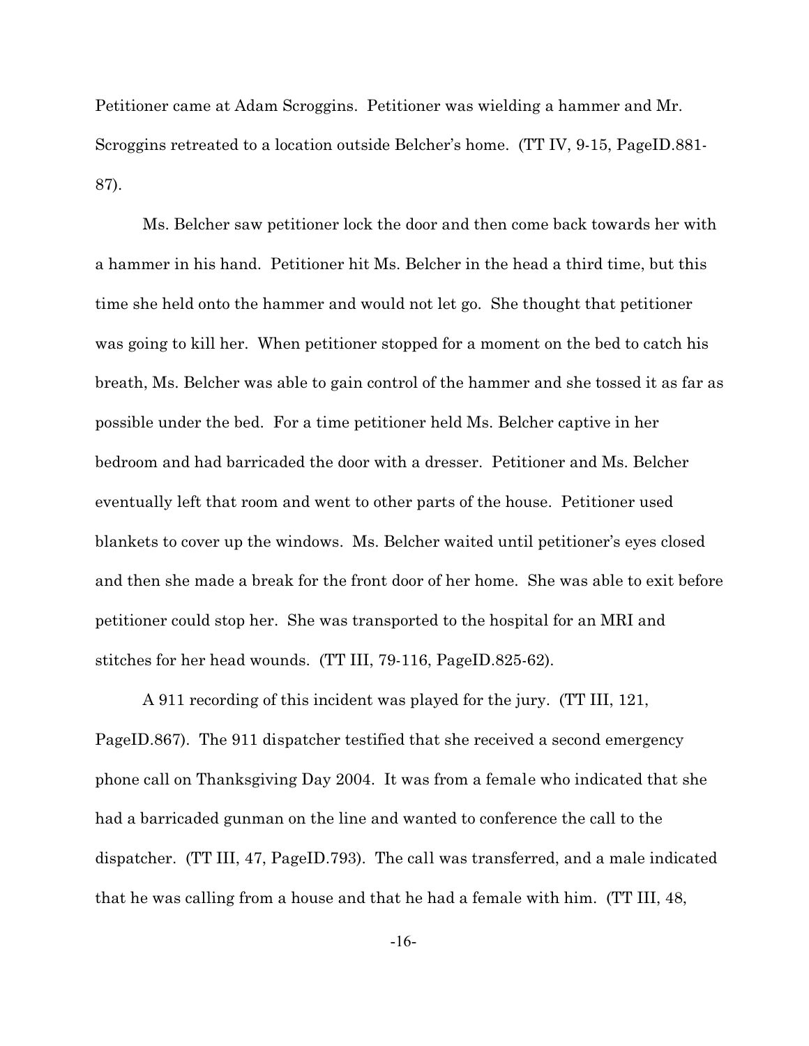Petitioner came at Adam Scroggins. Petitioner was wielding a hammer and Mr. Scroggins retreated to a location outside Belcher's home. (TT IV, 9-15, PageID.881-87).

Ms. Belcher saw petitioner lock the door and then come back towards her with a hammer in his hand. Petitioner hit Ms. Belcher in the head a third time, but this time she held onto the hammer and would not let go. She thought that petitioner was going to kill her. When petitioner stopped for a moment on the bed to catch his breath, Ms. Belcher was able to gain control of the hammer and she tossed it as far as possible under the bed. For a time petitioner held Ms. Belcher captive in her bedroom and had barricaded the door with a dresser. Petitioner and Ms. Belcher eventually left that room and went to other parts of the house. Petitioner used blankets to cover up the windows. Ms. Belcher waited until petitioner's eyes closed and then she made a break for the front door of her home. She was able to exit before petitioner could stop her. She was transported to the hospital for an MRI and stitches for her head wounds. (TT III, 79-116, PageID.825-62).

A 911 recording of this incident was played for the jury. (TT III, 121, PageID.867). The 911 dispatcher testified that she received a second emergency phone call on Thanksgiving Day 2004. It was from a female who indicated that she had a barricaded gunman on the line and wanted to conference the call to the dispatcher. (TT III, 47, PageID.793). The call was transferred, and a male indicated that he was calling from a house and that he had a female with him. (TT III, 48,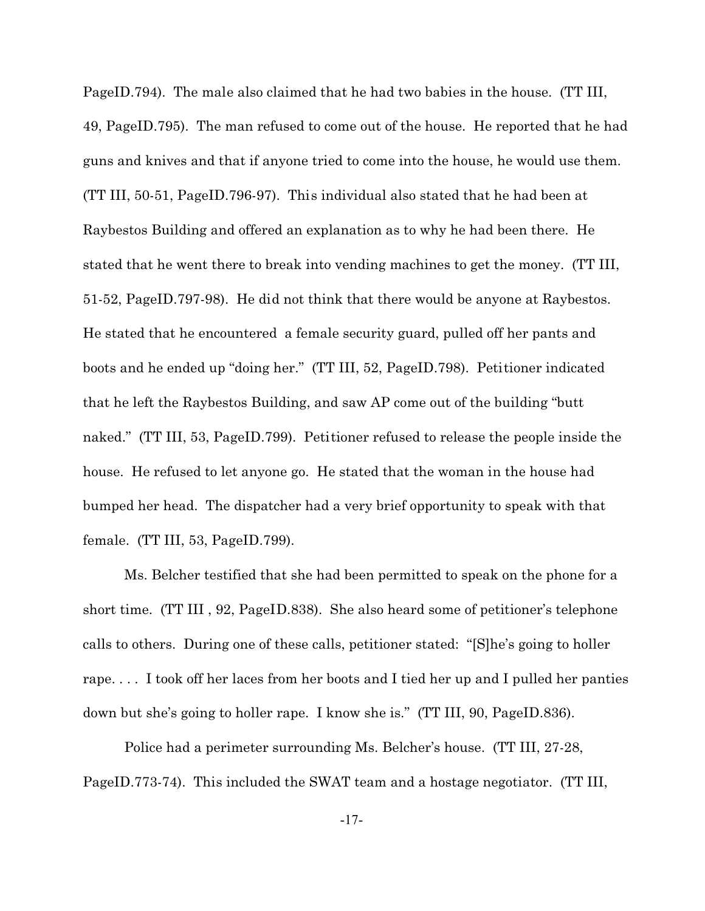PageID.794). The male also claimed that he had two babies in the house. (TT III, 49, PageID.795). The man refused to come out of the house. He reported that he had guns and knives and that if anyone tried to come into the house, he would use them. (TT III, 50-51, PageID.796-97). This individual also stated that he had been at Raybestos Building and offered an explanation as to why he had been there. He stated that he went there to break into vending machines to get the money. (TT III, 51-52, PageID.797-98). He did not think that there would be anyone at Raybestos. He stated that he encountered a female security guard, pulled off her pants and boots and he ended up "doing her." (TT III, 52, PageID.798). Petitioner indicated that he left the Raybestos Building, and saw AP come out of the building "butt naked." (TT III, 53, PageID.799). Petitioner refused to release the people inside the house. He refused to let anyone go. He stated that the woman in the house had bumped her head. The dispatcher had a very brief opportunity to speak with that female. (TT III, 53, PageID.799).

Ms. Belcher testified that she had been permitted to speak on the phone for a short time. (TT III , 92, PageID.838). She also heard some of petitioner's telephone calls to others. During one of these calls, petitioner stated: "[S]he's going to holler rape. . . . I took off her laces from her boots and I tied her up and I pulled her panties down but she's going to holler rape. I know she is." (TT III, 90, PageID.836).

Police had a perimeter surrounding Ms. Belcher's house. (TT III, 27-28, PageID.773-74). This included the SWAT team and a hostage negotiator. (TT III,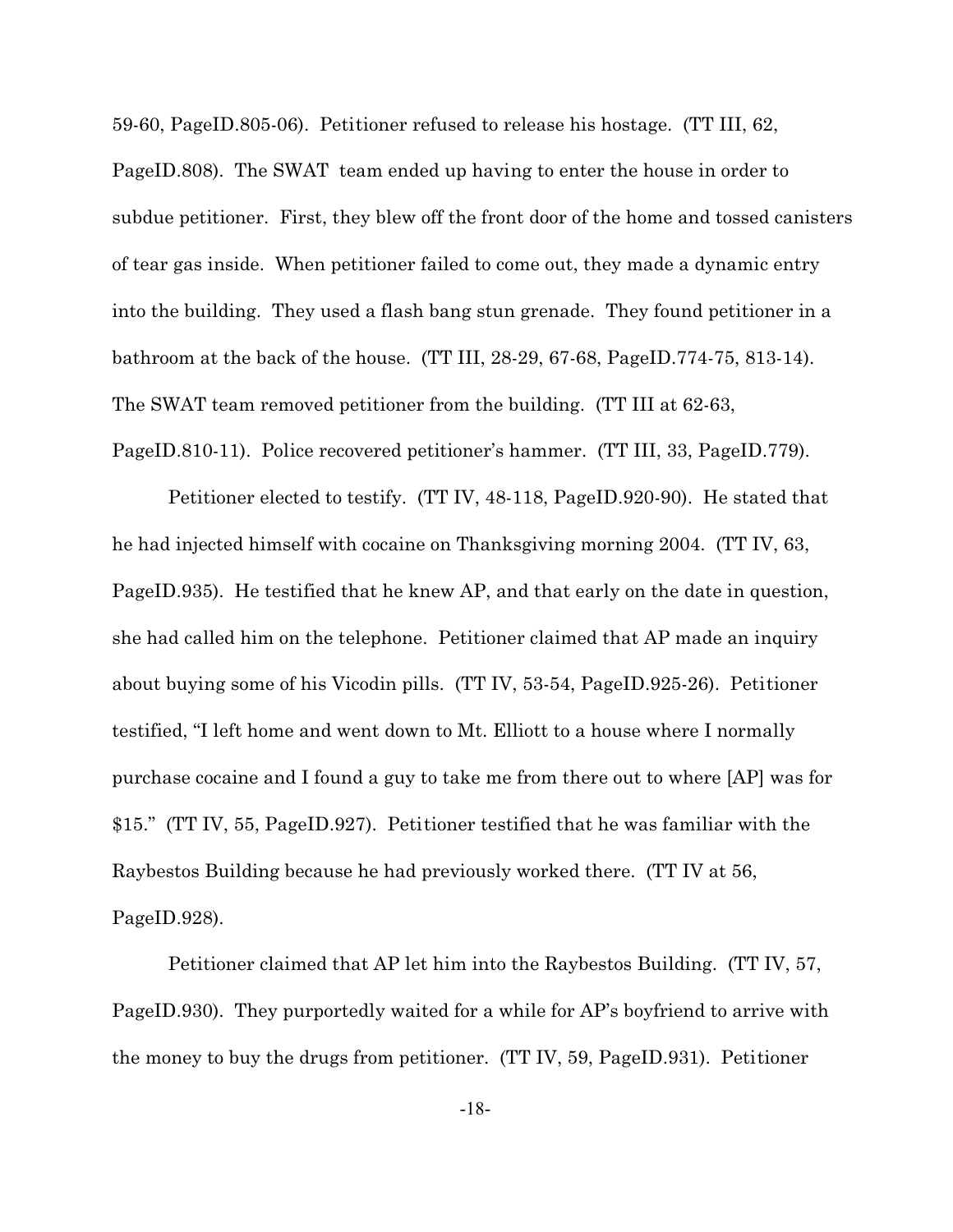59-60, PageID.805-06). Petitioner refused to release his hostage. (TT III, 62, PageID.808). The SWAT team ended up having to enter the house in order to subdue petitioner. First, they blew off the front door of the home and tossed canisters of tear gas inside. When petitioner failed to come out, they made a dynamic entry into the building. They used a flash bang stun grenade. They found petitioner in a bathroom at the back of the house. (TT III, 28-29, 67-68, PageID.774-75, 813-14). The SWAT team removed petitioner from the building. (TT III at 62-63, PageID.810-11). Police recovered petitioner's hammer. (TT III, 33, PageID.779).

Petitioner elected to testify. (TT IV, 48-118, PageID.920-90). He stated that he had injected himself with cocaine on Thanksgiving morning 2004. (TT IV, 63, PageID.935). He testified that he knew AP, and that early on the date in question, she had called him on the telephone. Petitioner claimed that AP made an inquiry about buying some of his Vicodin pills. (TT IV, 53-54, PageID.925-26). Petitioner testified, "I left home and went down to Mt. Elliott to a house where I normally purchase cocaine and I found a guy to take me from there out to where [AP] was for $15." (TT IV, 55, PageID.927). Petitioner testified that he was familiar with the Raybestos Building because he had previously worked there. (TT IV at 56, PageID.928).

Petitioner claimed that AP let him into the Raybestos Building. (TT IV, 57, PageID.930). They purportedly waited for a while for AP's boyfriend to arrive with the money to buy the drugs from petitioner. (TT IV, 59, PageID.931). Petitioner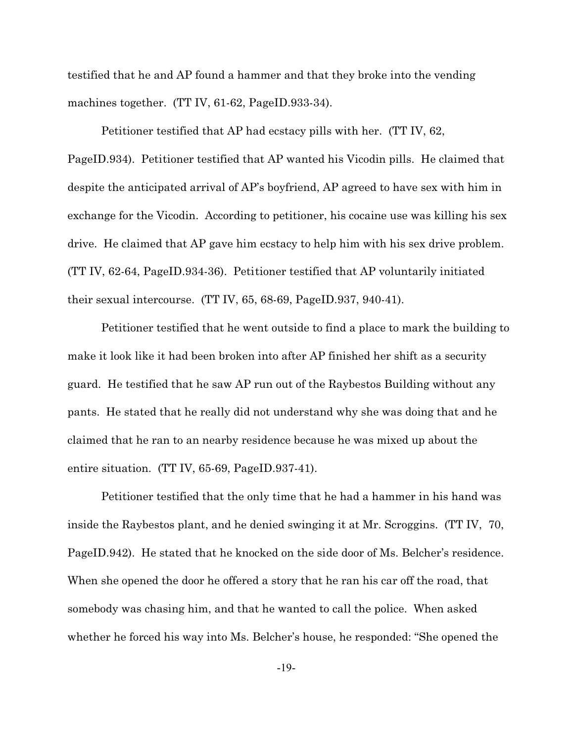testified that he and AP found a hammer and that they broke into the vending machines together. (TT IV, 61-62, PageID.933-34).

Petitioner testified that AP had ecstacy pills with her. (TT IV, 62, PageID.934). Petitioner testified that AP wanted his Vicodin pills. He claimed that despite the anticipated arrival of AP's boyfriend, AP agreed to have sex with him in exchange for the Vicodin. According to petitioner, his cocaine use was killing his sex drive. He claimed that AP gave him ecstacy to help him with his sex drive problem. (TT IV, 62-64, PageID.934-36). Petitioner testified that AP voluntarily initiated their sexual intercourse. (TT IV, 65, 68-69, PageID.937, 940-41).

Petitioner testified that he went outside to find a place to mark the building to make it look like it had been broken into after AP finished her shift as a security guard. He testified that he saw AP run out of the Raybestos Building without any pants. He stated that he really did not understand why she was doing that and he claimed that he ran to an nearby residence because he was mixed up about the entire situation. (TT IV, 65-69, PageID.937-41).

Petitioner testified that the only time that he had a hammer in his hand was inside the Raybestos plant, and he denied swinging it at Mr. Scroggins. (TT IV, 70, PageID.942). He stated that he knocked on the side door of Ms. Belcher's residence. When she opened the door he offered a story that he ran his car off the road, that somebody was chasing him, and that he wanted to call the police. When asked whether he forced his way into Ms. Belcher's house, he responded: "She opened the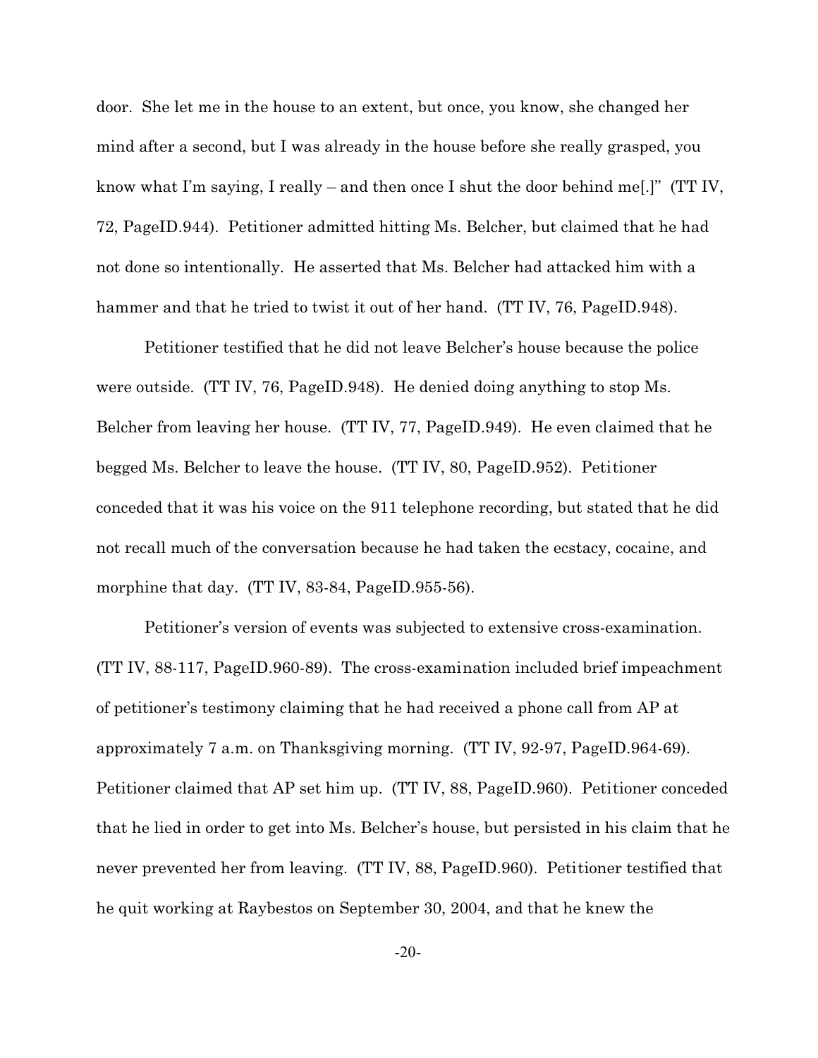door. She let me in the house to an extent, but once, you know, she changed her mind after a second, but I was already in the house before she really grasped, you know what I'm saying, I really – and then once I shut the door behind me[.]" (TT IV, 72, PageID.944). Petitioner admitted hitting Ms. Belcher, but claimed that he had not done so intentionally. He asserted that Ms. Belcher had attacked him with a hammer and that he tried to twist it out of her hand. (TT IV, 76, PageID.948).

Petitioner testified that he did not leave Belcher's house because the police were outside. (TT IV, 76, PageID.948). He denied doing anything to stop Ms. Belcher from leaving her house. (TT IV, 77, PageID.949). He even claimed that he begged Ms. Belcher to leave the house. (TT IV, 80, PageID.952). Petitioner conceded that it was his voice on the 911 telephone recording, but stated that he did not recall much of the conversation because he had taken the ecstacy, cocaine, and morphine that day. (TT IV, 83-84, PageID.955-56).

Petitioner's version of events was subjected to extensive cross-examination. (TT IV, 88-117, PageID.960-89). The cross-examination included brief impeachment of petitioner's testimony claiming that he had received a phone call from AP at approximately 7 a.m. on Thanksgiving morning. (TT IV, 92-97, PageID.964-69). Petitioner claimed that AP set him up. (TT IV, 88, PageID.960). Petitioner conceded that he lied in order to get into Ms. Belcher's house, but persisted in his claim that he never prevented her from leaving. (TT IV, 88, PageID.960). Petitioner testified that he quit working at Raybestos on September 30, 2004, and that he knew the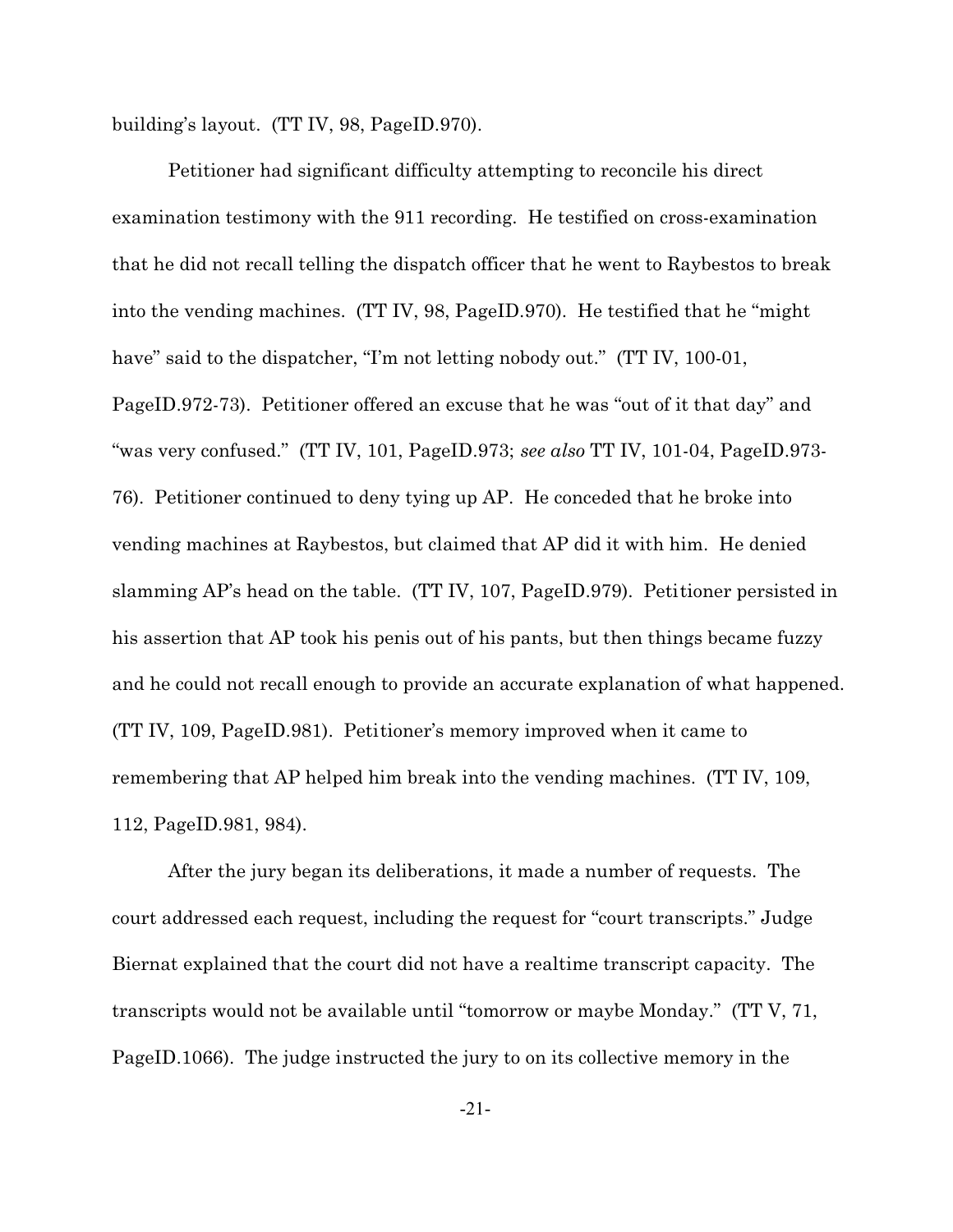building's layout. (TT IV, 98, PageID.970).

Petitioner had significant difficulty attempting to reconcile his direct examination testimony with the 911 recording. He testified on cross-examination that he did not recall telling the dispatch officer that he went to Raybestos to break into the vending machines. (TT IV, 98, PageID.970). He testified that he "might have" said to the dispatcher, "I'm not letting nobody out." (TT IV, 100-01, PageID.972-73). Petitioner offered an excuse that he was "out of it that day" and "was very confused." (TT IV, 101, PageID.973; *see also* TT IV, 101-04, PageID.973-76). Petitioner continued to deny tying up AP. He conceded that he broke into vending machines at Raybestos, but claimed that AP did it with him. He denied slamming AP's head on the table. (TT IV, 107, PageID.979). Petitioner persisted in his assertion that AP took his penis out of his pants, but then things became fuzzy and he could not recall enough to provide an accurate explanation of what happened. (TT IV, 109, PageID.981). Petitioner's memory improved when it came to remembering that AP helped him break into the vending machines. (TT IV, 109, 112, PageID.981, 984).

After the jury began its deliberations, it made a number of requests. The court addressed each request, including the request for "court transcripts." Judge Biernat explained that the court did not have a realtime transcript capacity. The transcripts would not be available until "tomorrow or maybe Monday." (TT V, 71, PageID.1066). The judge instructed the jury to on its collective memory in the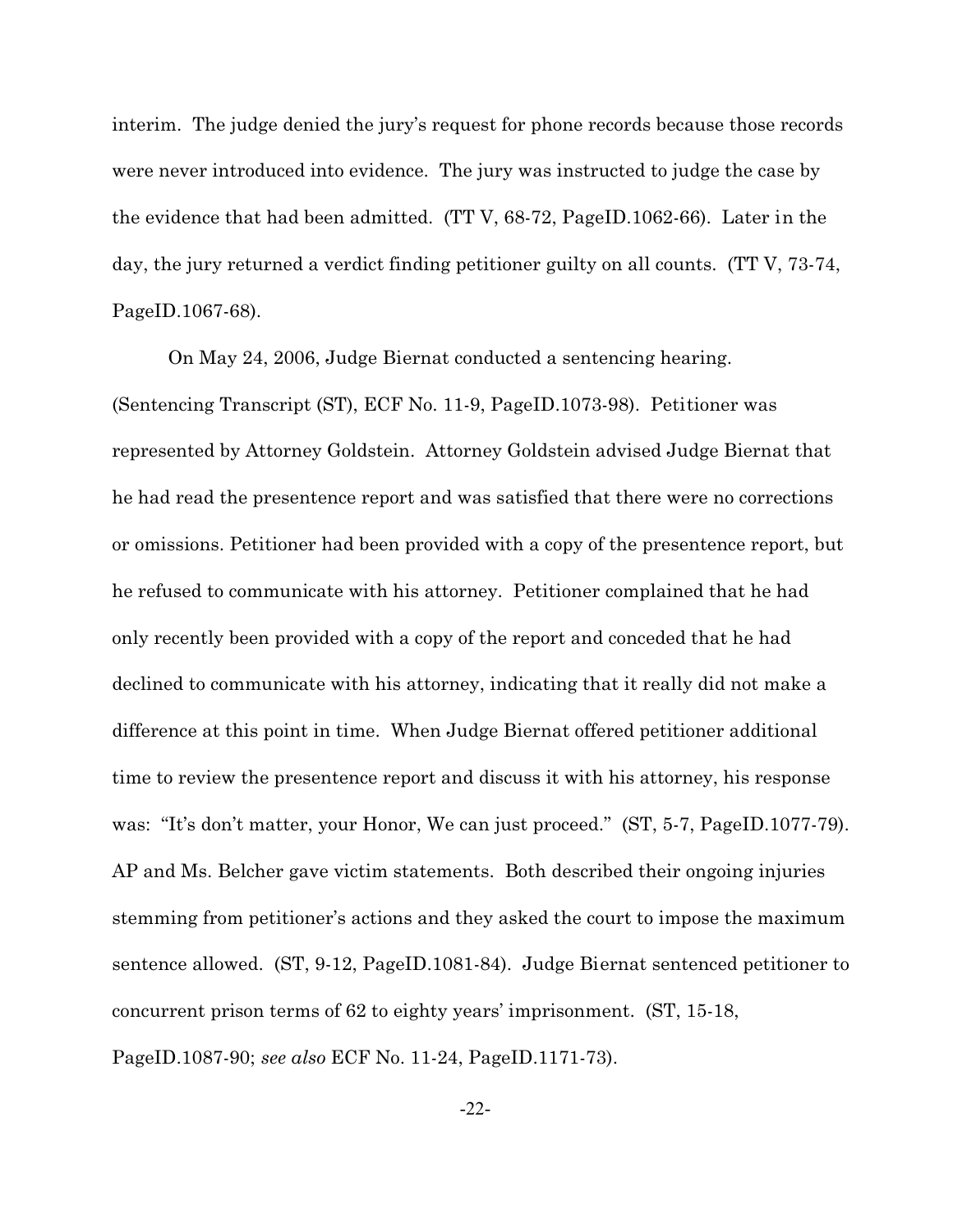interim. The judge denied the jury's request for phone records because those records were never introduced into evidence. The jury was instructed to judge the case by the evidence that had been admitted. (TT V, 68-72, PageID.1062-66). Later in the day, the jury returned a verdict finding petitioner guilty on all counts. (TT V, 73-74, PageID.1067-68).

On May 24, 2006, Judge Biernat conducted a sentencing hearing. (Sentencing Transcript (ST), ECF No. 11-9, PageID.1073-98). Petitioner was represented by Attorney Goldstein. Attorney Goldstein advised Judge Biernat that he had read the presentence report and was satisfied that there were no corrections or omissions. Petitioner had been provided with a copy of the presentence report, but he refused to communicate with his attorney. Petitioner complained that he had only recently been provided with a copy of the report and conceded that he had declined to communicate with his attorney, indicating that it really did not make a difference at this point in time. When Judge Biernat offered petitioner additional time to review the presentence report and discuss it with his attorney, his response was: "It's don't matter, your Honor, We can just proceed." (ST, 5-7, PageID.1077-79). AP and Ms. Belcher gave victim statements. Both described their ongoing injuries stemming from petitioner's actions and they asked the court to impose the maximum sentence allowed. (ST, 9-12, PageID.1081-84). Judge Biernat sentenced petitioner to concurrent prison terms of 62 to eighty years' imprisonment. (ST, 15-18, PageID.1087-90; *see also* ECF No. 11-24, PageID.1171-73).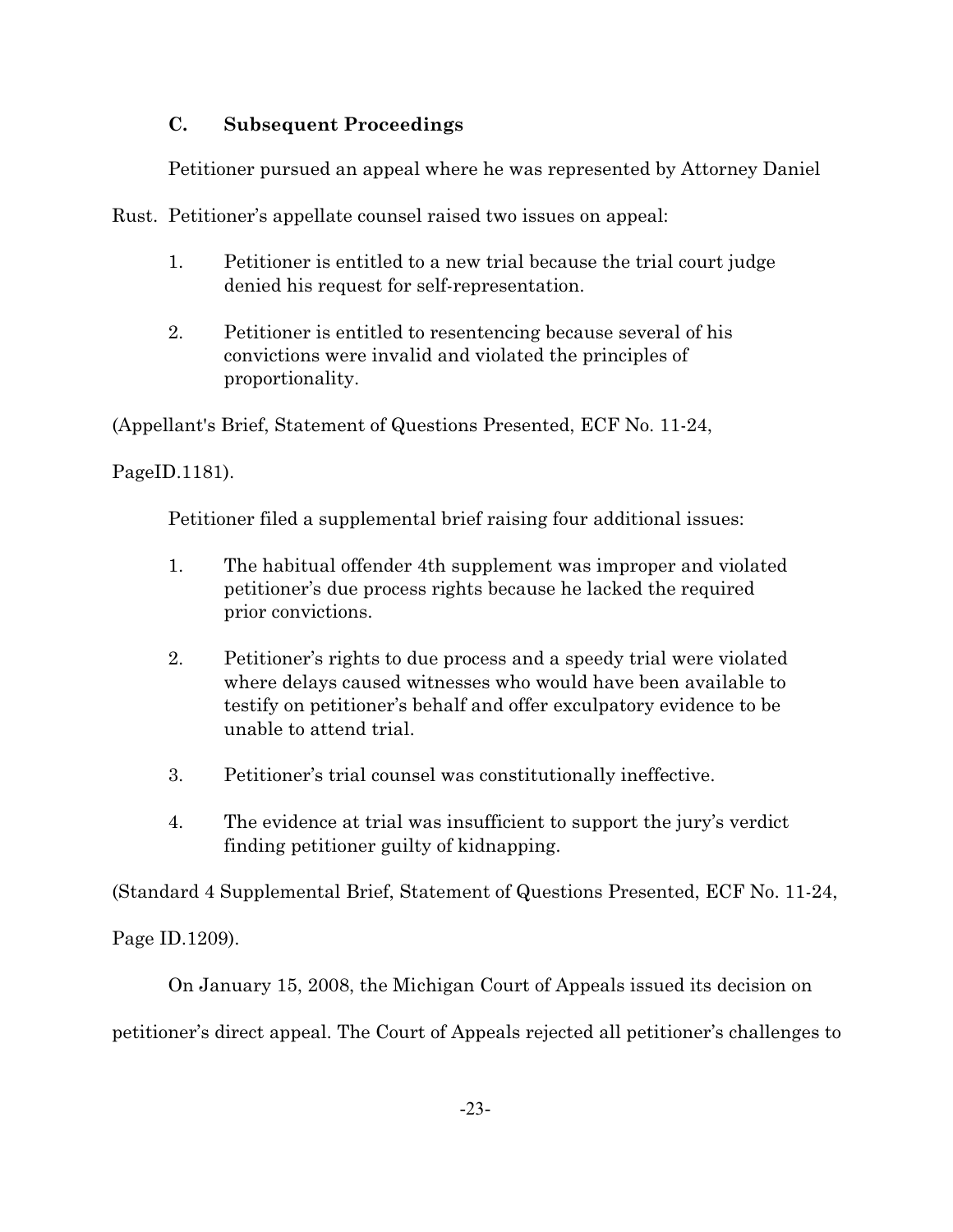### C. Subsequent Proceedings

Petitioner pursued an appeal where he was represented by Attorney Daniel Rust. Petitioner's appellate counsel raised two issues on appeal:

1. Petitioner is entitled to a new trial because the trial court judge denied his request for self-representation.

2. Petitioner is entitled to resentencing because several of his convictions were invalid and violated the principles of proportionality.

(Appellant's Brief, Statement of Questions Presented, ECF No. 11-24, PageID.1181).

Petitioner filed a supplemental brief raising four additional issues:

1. The habitual offender 4th supplement was improper and violated petitioner's due process rights because he lacked the required prior convictions.

2. Petitioner's rights to due process and a speedy trial were violated where delays caused witnesses who would have been available to testify on petitioner's behalf and offer exculpatory evidence to be unable to attend trial.

3. Petitioner's trial counsel was constitutionally ineffective.

4. The evidence at trial was insufficient to support the jury's verdict finding petitioner guilty of kidnapping.

(Standard 4 Supplemental Brief, Statement of Questions Presented, ECF No. 11-24, Page ID.1209).

On January 15, 2008, the Michigan Court of Appeals issued its decision on petitioner's direct appeal. The Court of Appeals rejected all petitioner's challenges to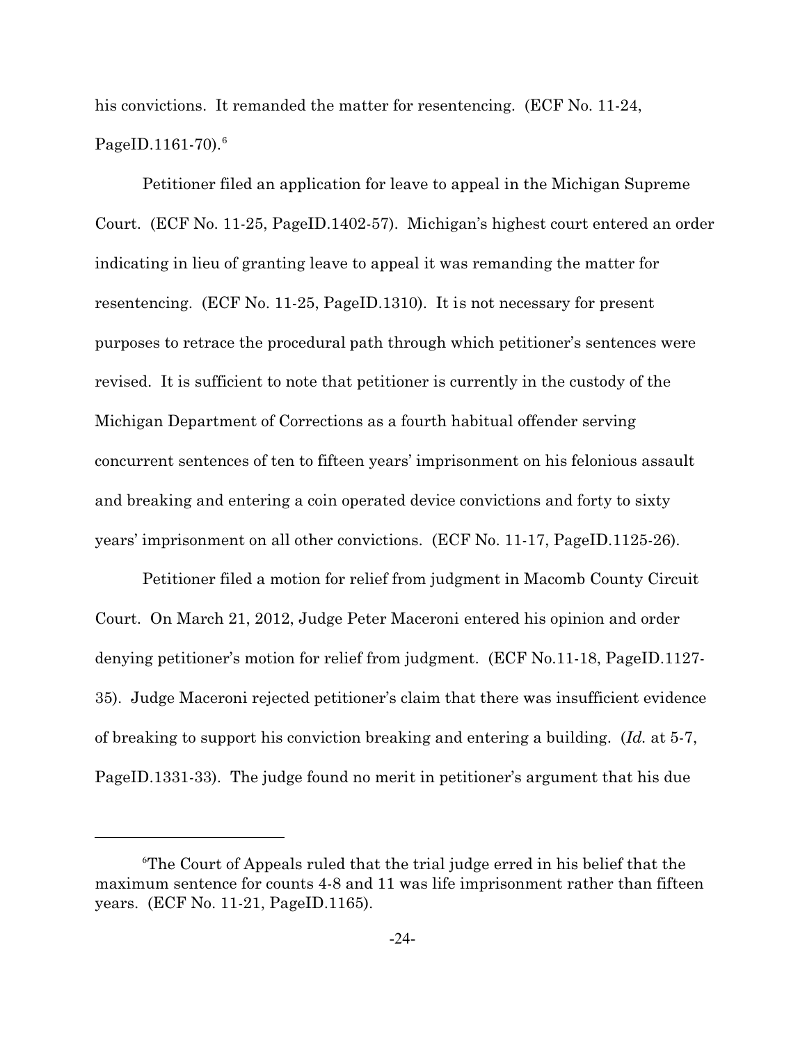his convictions. It remanded the matter for resentencing. (ECF No. 11-24, PageID.1161-70).[6]

Petitioner filed an application for leave to appeal in the Michigan Supreme Court. (ECF No. 11-25, PageID.1402-57). Michigan's highest court entered an order indicating in lieu of granting leave to appeal it was remanding the matter for resentencing. (ECF No. 11-25, PageID.1310). It is not necessary for present purposes to retrace the procedural path through which petitioner's sentences were revised. It is sufficient to note that petitioner is currently in the custody of the Michigan Department of Corrections as a fourth habitual offender serving concurrent sentences of ten to fifteen years' imprisonment on his felonious assault and breaking and entering a coin operated device convictions and forty to sixty years' imprisonment on all other convictions. (ECF No. 11-17, PageID.1125-26).

Petitioner filed a motion for relief from judgment in Macomb County Circuit Court. On March 21, 2012, Judge Peter Maceroni entered his opinion and order denying petitioner's motion for relief from judgment. (ECF No.11-18, PageID.1127-35). Judge Maceroni rejected petitioner's claim that there was insufficient evidence of breaking to support his conviction breaking and entering a building. (*Id.* at 5-7, PageID.1331-33). The judge found no merit in petitioner's argument that his due

---

[6]The Court of Appeals ruled that the trial judge erred in his belief that the maximum sentence for counts 4-8 and 11 was life imprisonment rather than fifteen years. (ECF No. 11-21, PageID.1165).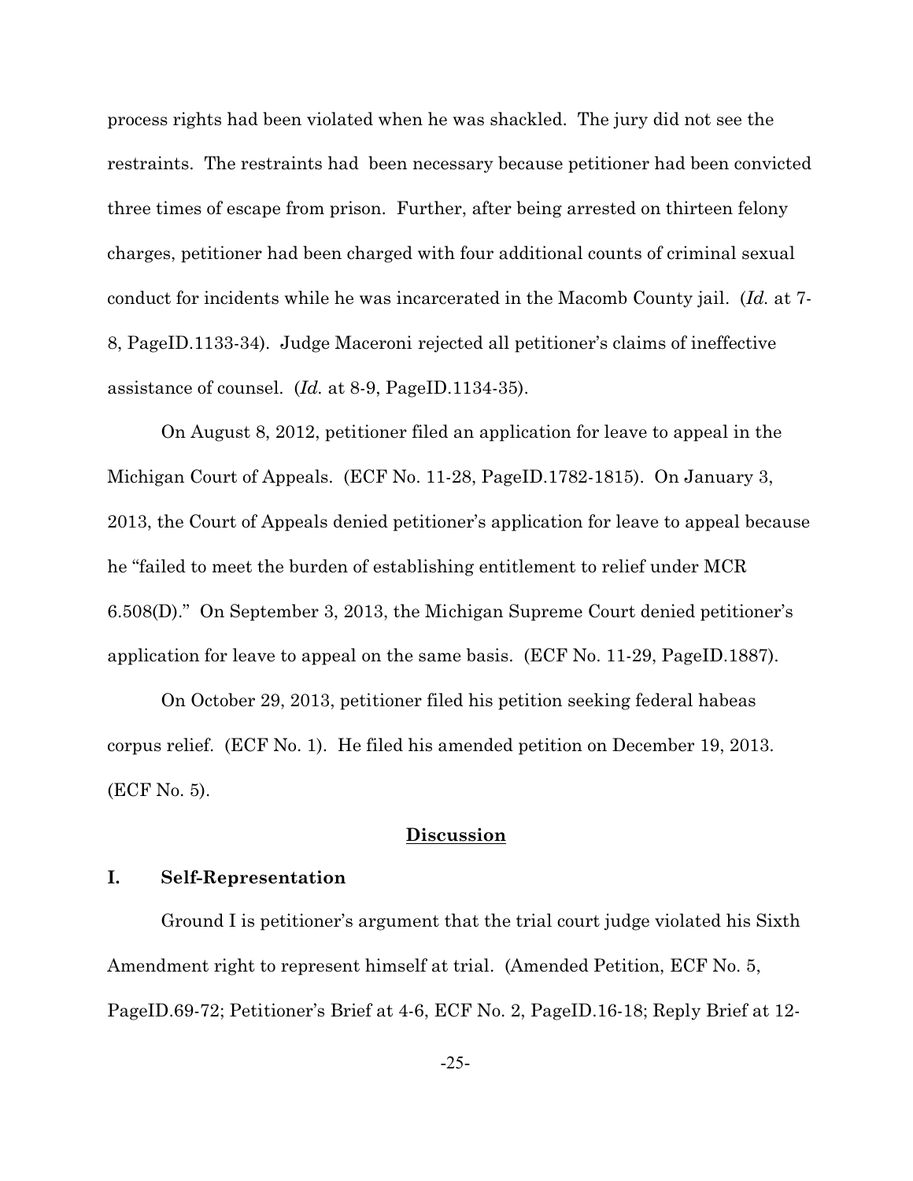process rights had been violated when he was shackled. The jury did not see the restraints. The restraints had been necessary because petitioner had been convicted three times of escape from prison. Further, after being arrested on thirteen felony charges, petitioner had been charged with four additional counts of criminal sexual conduct for incidents while he was incarcerated in the Macomb County jail. (*Id.* at 7-8, PageID.1133-34). Judge Maceroni rejected all petitioner's claims of ineffective assistance of counsel. (*Id.* at 8-9, PageID.1134-35).

On August 8, 2012, petitioner filed an application for leave to appeal in the Michigan Court of Appeals. (ECF No. 11-28, PageID.1782-1815). On January 3, 2013, the Court of Appeals denied petitioner's application for leave to appeal because he "failed to meet the burden of establishing entitlement to relief under MCR 6.508(D)." On September 3, 2013, the Michigan Supreme Court denied petitioner's application for leave to appeal on the same basis. (ECF No. 11-29, PageID.1887).

On October 29, 2013, petitioner filed his petition seeking federal habeas corpus relief. (ECF No. 1). He filed his amended petition on December 19, 2013. (ECF No. 5).

## Discussion

### I. Self-Representation

Ground I is petitioner's argument that the trial court judge violated his Sixth Amendment right to represent himself at trial. (Amended Petition, ECF No. 5, PageID.69-72; Petitioner's Brief at 4-6, ECF No. 2, PageID.16-18; Reply Brief at 12-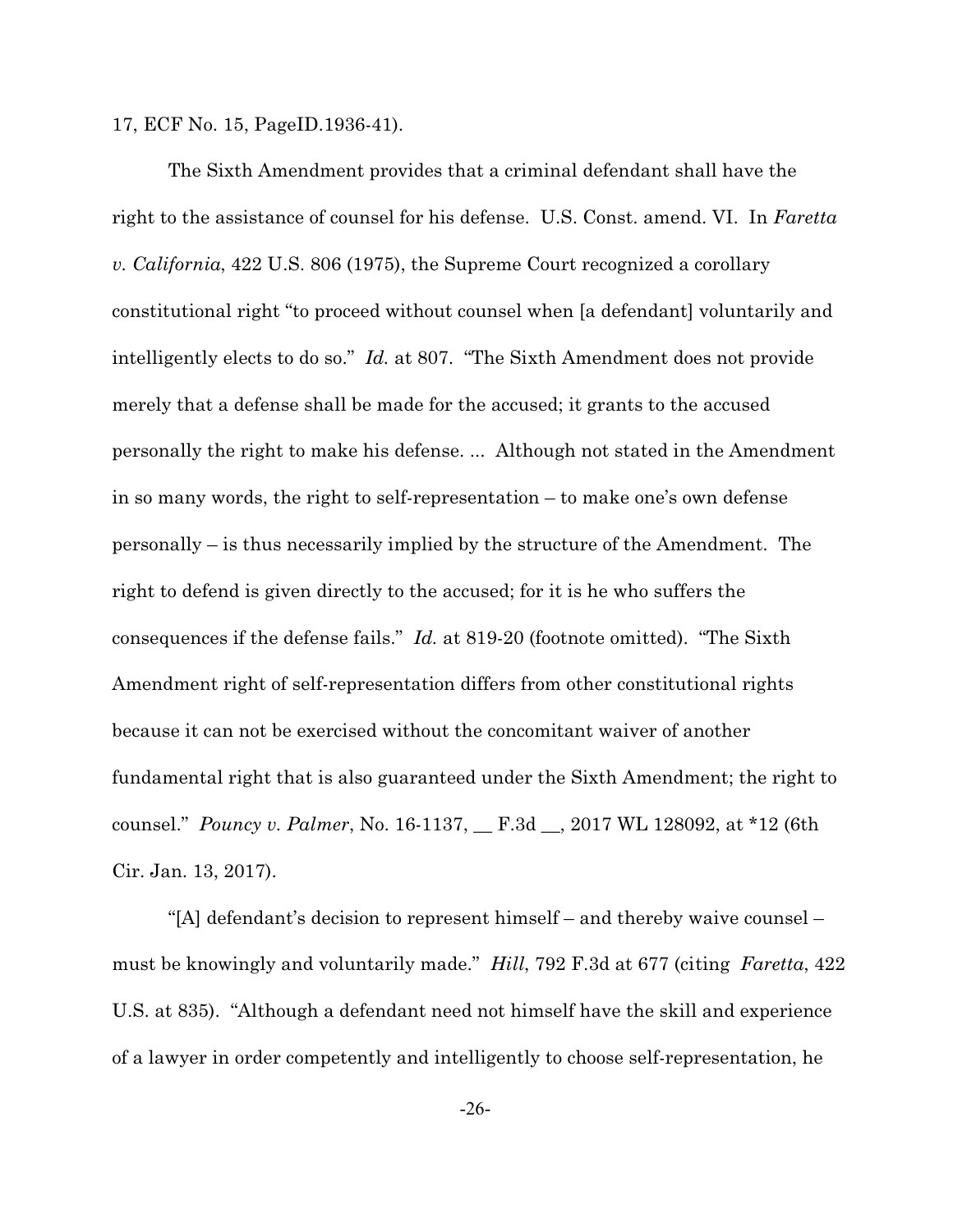17, ECF No. 15, PageID.1936-41).

The Sixth Amendment provides that a criminal defendant shall have the right to the assistance of counsel for his defense. U.S. Const. amend. VI. In *Faretta v. California*, 422 U.S. 806 (1975), the Supreme Court recognized a corollary constitutional right "to proceed without counsel when [a defendant] voluntarily and intelligently elects to do so." *Id.* at 807. "The Sixth Amendment does not provide merely that a defense shall be made for the accused; it grants to the accused personally the right to make his defense. ... Although not stated in the Amendment in so many words, the right to self-representation – to make one's own defense personally – is thus necessarily implied by the structure of the Amendment. The right to defend is given directly to the accused; for it is he who suffers the consequences if the defense fails." *Id.* at 819-20 (footnote omitted). "The Sixth Amendment right of self-representation differs from other constitutional rights because it can not be exercised without the concomitant waiver of another fundamental right that is also guaranteed under the Sixth Amendment; the right to counsel." *Pouncy v. Palmer*, No. 16-1137, __ F.3d __, 2017 WL 128092, at *12 (6th Cir. Jan. 13, 2017).

"[A] defendant's decision to represent himself – and thereby waive counsel – must be knowingly and voluntarily made." *Hill*, 792 F.3d at 677 (citing *Faretta*, 422 U.S. at 835). "Although a defendant need not himself have the skill and experience of a lawyer in order competently and intelligently to choose self-representation, he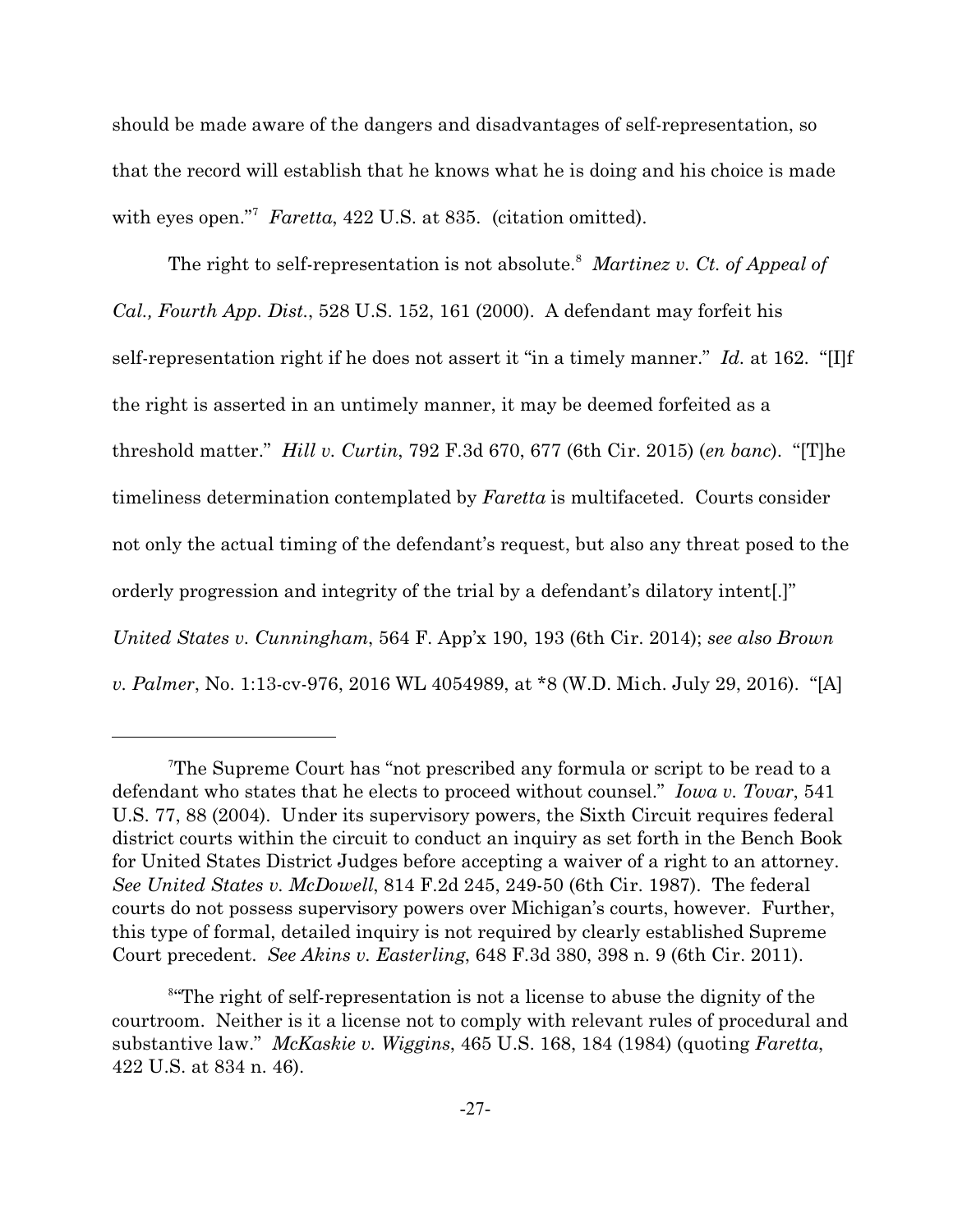should be made aware of the dangers and disadvantages of self-representation, so that the record will establish that he knows what he is doing and his choice is made with eyes open."[7] *Faretta*, 422 U.S. at 835. (citation omitted).

The right to self-representation is not absolute.[8] *Martinez v. Ct. of Appeal of Cal., Fourth App. Dist.*, 528 U.S. 152, 161 (2000). A defendant may forfeit his self-representation right if he does not assert it "in a timely manner." *Id.* at 162. "[I]f the right is asserted in an untimely manner, it may be deemed forfeited as a threshold matter." *Hill v. Curtin*, 792 F.3d 670, 677 (6th Cir. 2015) (*en banc*). "[T]he timeliness determination contemplated by *Faretta* is multifaceted. Courts consider not only the actual timing of the defendant's request, but also any threat posed to the orderly progression and integrity of the trial by a defendant's dilatory intent[.]" *United States v. Cunningham*, 564 F. App'x 190, 193 (6th Cir. 2014); *see also Brown v. Palmer*, No. 1:13-cv-976, 2016 WL 4054989, at *8 (W.D. Mich. July 29, 2016). "[A]

---

[7] The Supreme Court has "not prescribed any formula or script to be read to a defendant who states that he elects to proceed without counsel." *Iowa v. Tovar*, 541 U.S. 77, 88 (2004). Under its supervisory powers, the Sixth Circuit requires federal district courts within the circuit to conduct an inquiry as set forth in the Bench Book for United States District Judges before accepting a waiver of a right to an attorney. *See United States v. McDowell*, 814 F.2d 245, 249-50 (6th Cir. 1987). The federal courts do not possess supervisory powers over Michigan's courts, however. Further, this type of formal, detailed inquiry is not required by clearly established Supreme Court precedent. *See Akins v. Easterling*, 648 F.3d 380, 398 n. 9 (6th Cir. 2011).

[8] "The right of self-representation is not a license to abuse the dignity of the courtroom. Neither is it a license not to comply with relevant rules of procedural and substantive law." *McKaskie v. Wiggins*, 465 U.S. 168, 184 (1984) (quoting *Faretta*, 422 U.S. at 834 n. 46).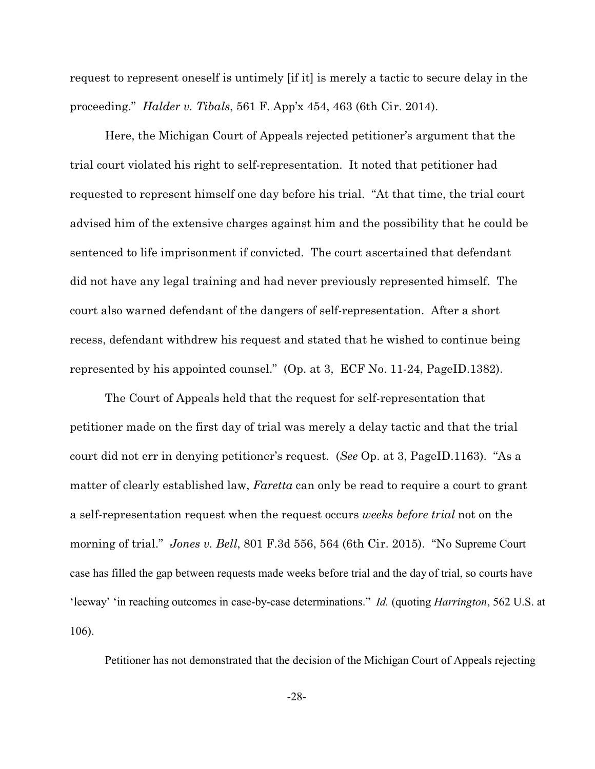request to represent oneself is untimely [if it] is merely a tactic to secure delay in the proceeding." *Halder v. Tibals*, 561 F. App'x 454, 463 (6th Cir. 2014).

Here, the Michigan Court of Appeals rejected petitioner's argument that the trial court violated his right to self-representation. It noted that petitioner had requested to represent himself one day before his trial. "At that time, the trial court advised him of the extensive charges against him and the possibility that he could be sentenced to life imprisonment if convicted. The court ascertained that defendant did not have any legal training and had never previously represented himself. The court also warned defendant of the dangers of self-representation. After a short recess, defendant withdrew his request and stated that he wished to continue being represented by his appointed counsel." (Op. at 3, ECF No. 11-24, PageID.1382).

The Court of Appeals held that the request for self-representation that petitioner made on the first day of trial was merely a delay tactic and that the trial court did not err in denying petitioner's request. (*See* Op. at 3, PageID.1163). "As a matter of clearly established law, *Faretta* can only be read to require a court to grant a self-representation request when the request occurs *weeks before trial* not on the morning of trial." *Jones v. Bell*, 801 F.3d 556, 564 (6th Cir. 2015). "No Supreme Court case has filled the gap between requests made weeks before trial and the day of trial, so courts have 'leeway' 'in reaching outcomes in case-by-case determinations." *Id.* (quoting *Harrington*, 562 U.S. at 106).

Petitioner has not demonstrated that the decision of the Michigan Court of Appeals rejecting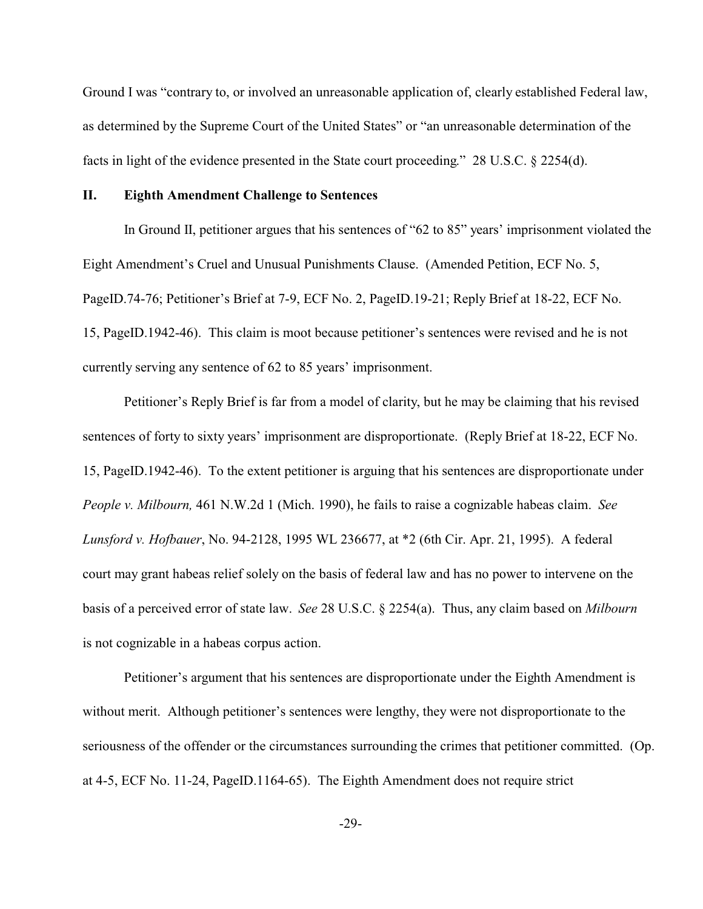Ground I was "contrary to, or involved an unreasonable application of, clearly established Federal law, as determined by the Supreme Court of the United States" or "an unreasonable determination of the facts in light of the evidence presented in the State court proceeding." 28 U.S.C. § 2254(d).

## II. Eighth Amendment Challenge to Sentences

In Ground II, petitioner argues that his sentences of "62 to 85" years' imprisonment violated the Eight Amendment's Cruel and Unusual Punishments Clause. (Amended Petition, ECF No. 5, PageID.74-76; Petitioner's Brief at 7-9, ECF No. 2, PageID.19-21; Reply Brief at 18-22, ECF No. 15, PageID.1942-46). This claim is moot because petitioner's sentences were revised and he is not currently serving any sentence of 62 to 85 years' imprisonment.

Petitioner's Reply Brief is far from a model of clarity, but he may be claiming that his revised sentences of forty to sixty years' imprisonment are disproportionate. (Reply Brief at 18-22, ECF No. 15, PageID.1942-46). To the extent petitioner is arguing that his sentences are disproportionate under *People v. Milbourn,* 461 N.W.2d 1 (Mich. 1990), he fails to raise a cognizable habeas claim. *See Lunsford v. Hofbauer*, No. 94-2128, 1995 WL 236677, at *2 (6th Cir. Apr. 21, 1995). A federal court may grant habeas relief solely on the basis of federal law and has no power to intervene on the basis of a perceived error of state law. *See* 28 U.S.C. § 2254(a). Thus, any claim based on *Milbourn* is not cognizable in a habeas corpus action.

Petitioner's argument that his sentences are disproportionate under the Eighth Amendment is without merit. Although petitioner's sentences were lengthy, they were not disproportionate to the seriousness of the offender or the circumstances surrounding the crimes that petitioner committed. (Op. at 4-5, ECF No. 11-24, PageID.1164-65). The Eighth Amendment does not require strict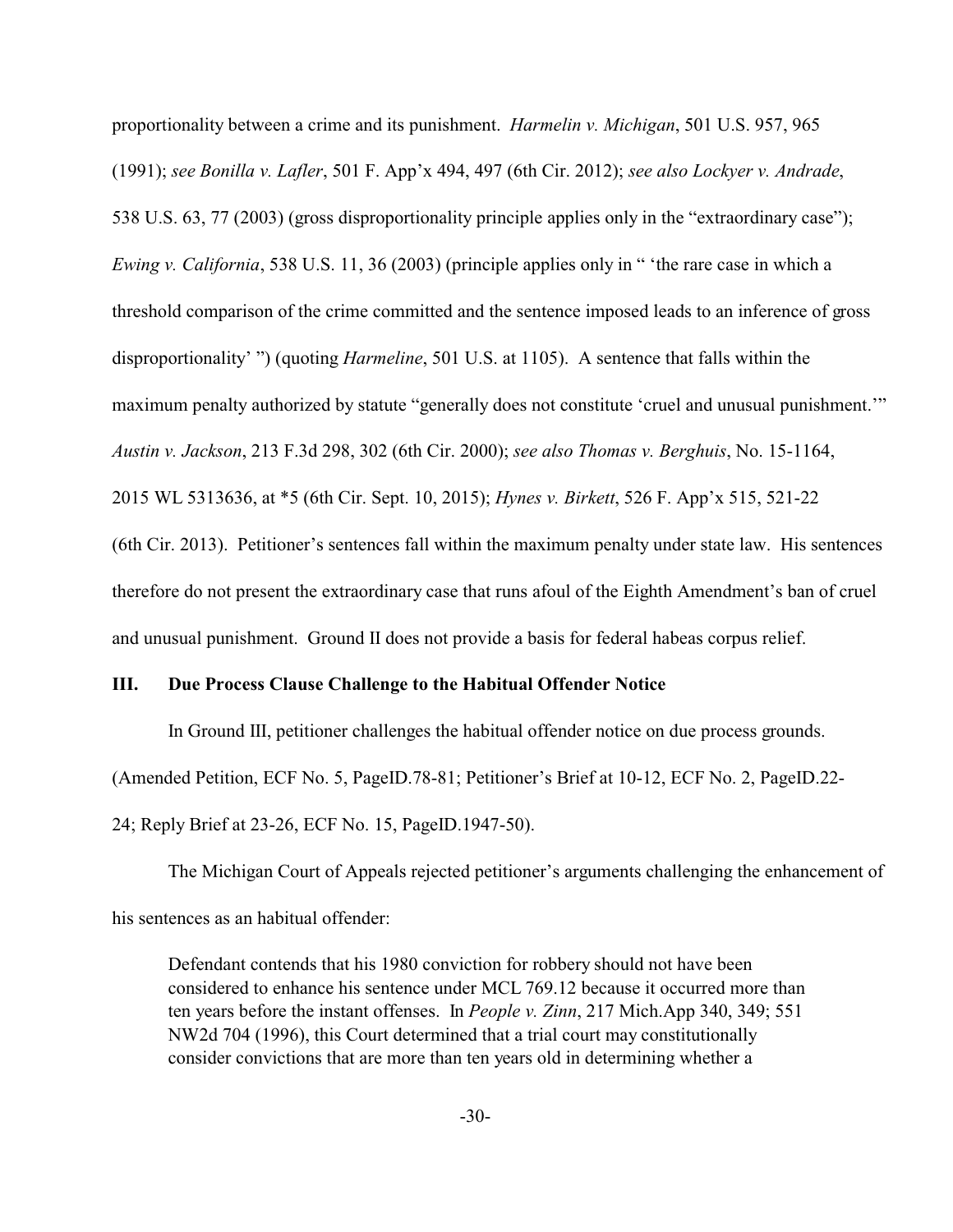proportionality between a crime and its punishment. *Harmelin v. Michigan*, 501 U.S. 957, 965 (1991); *see Bonilla v. Lafler*, 501 F. App'x 494, 497 (6th Cir. 2012); *see also Lockyer v. Andrade*, 538 U.S. 63, 77 (2003) (gross disproportionality principle applies only in the "extraordinary case"); *Ewing v. California*, 538 U.S. 11, 36 (2003) (principle applies only in " 'the rare case in which a threshold comparison of the crime committed and the sentence imposed leads to an inference of gross disproportionality' ") (quoting *Harmeline*, 501 U.S. at 1105). A sentence that falls within the maximum penalty authorized by statute "generally does not constitute 'cruel and unusual punishment.'" *Austin v. Jackson*, 213 F.3d 298, 302 (6th Cir. 2000); *see also Thomas v. Berghuis*, No. 15-1164, 2015 WL 5313636, at *5 (6th Cir. Sept. 10, 2015); *Hynes v. Birkett*, 526 F. App'x 515, 521-22 (6th Cir. 2013). Petitioner's sentences fall within the maximum penalty under state law. His sentences therefore do not present the extraordinary case that runs afoul of the Eighth Amendment's ban of cruel and unusual punishment. Ground II does not provide a basis for federal habeas corpus relief.

## III. Due Process Clause Challenge to the Habitual Offender Notice

In Ground III, petitioner challenges the habitual offender notice on due process grounds. (Amended Petition, ECF No. 5, PageID.78-81; Petitioner's Brief at 10-12, ECF No. 2, PageID.22-24; Reply Brief at 23-26, ECF No. 15, PageID.1947-50).

The Michigan Court of Appeals rejected petitioner's arguments challenging the enhancement of his sentences as an habitual offender:

> Defendant contends that his 1980 conviction for robbery should not have been considered to enhance his sentence under MCL 769.12 because it occurred more than ten years before the instant offenses. In *People v. Zinn*, 217 Mich.App 340, 349; 551 NW2d 704 (1996), this Court determined that a trial court may constitutionally consider convictions that are more than ten years old in determining whether a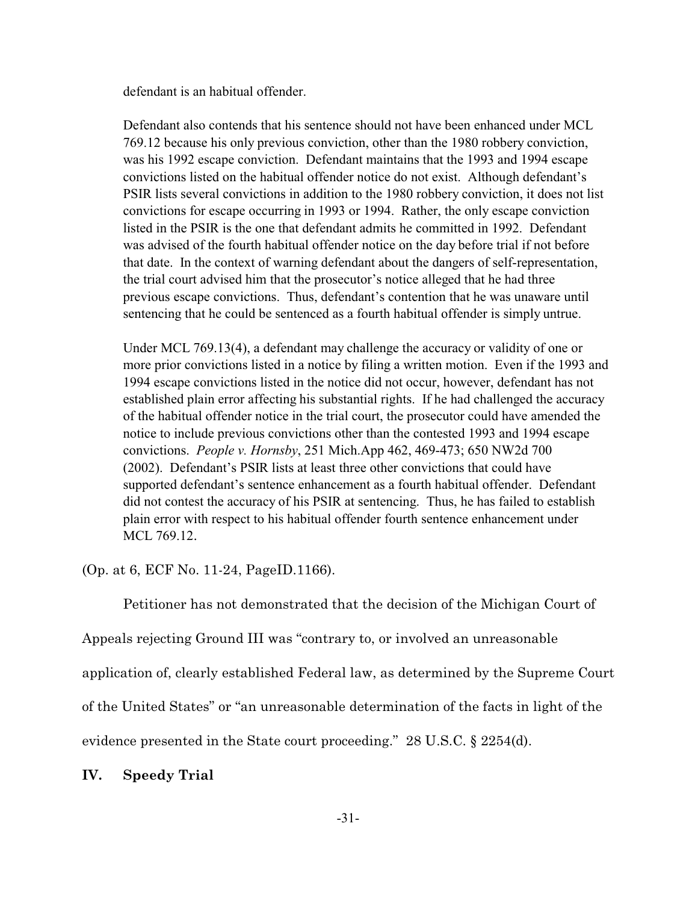> defendant is an habitual offender.
>
> Defendant also contends that his sentence should not have been enhanced under MCL 769.12 because his only previous conviction, other than the 1980 robbery conviction, was his 1992 escape conviction. Defendant maintains that the 1993 and 1994 escape convictions listed on the habitual offender notice do not exist. Although defendant's PSIR lists several convictions in addition to the 1980 robbery conviction, it does not list convictions for escape occurring in 1993 or 1994. Rather, the only escape conviction listed in the PSIR is the one that defendant admits he committed in 1992. Defendant was advised of the fourth habitual offender notice on the day before trial if not before that date. In the context of warning defendant about the dangers of self-representation, the trial court advised him that the prosecutor's notice alleged that he had three previous escape convictions. Thus, defendant's contention that he was unaware until sentencing that he could be sentenced as a fourth habitual offender is simply untrue.
>
> Under MCL 769.13(4), a defendant may challenge the accuracy or validity of one or more prior convictions listed in a notice by filing a written motion. Even if the 1993 and 1994 escape convictions listed in the notice did not occur, however, defendant has not established plain error affecting his substantial rights. If he had challenged the accuracy of the habitual offender notice in the trial court, the prosecutor could have amended the notice to include previous convictions other than the contested 1993 and 1994 escape convictions. *People v. Hornsby*, 251 Mich.App 462, 469-473; 650 NW2d 700 (2002). Defendant's PSIR lists at least three other convictions that could have supported defendant's sentence enhancement as a fourth habitual offender. Defendant did not contest the accuracy of his PSIR at sentencing. Thus, he has failed to establish plain error with respect to his habitual offender fourth sentence enhancement under MCL 769.12.

(Op. at 6, ECF No. 11-24, PageID.1166).

Petitioner has not demonstrated that the decision of the Michigan Court of Appeals rejecting Ground III was "contrary to, or involved an unreasonable application of, clearly established Federal law, as determined by the Supreme Court of the United States" or "an unreasonable determination of the facts in light of the evidence presented in the State court proceeding." 28 U.S.C. § 2254(d).

## IV. Speedy Trial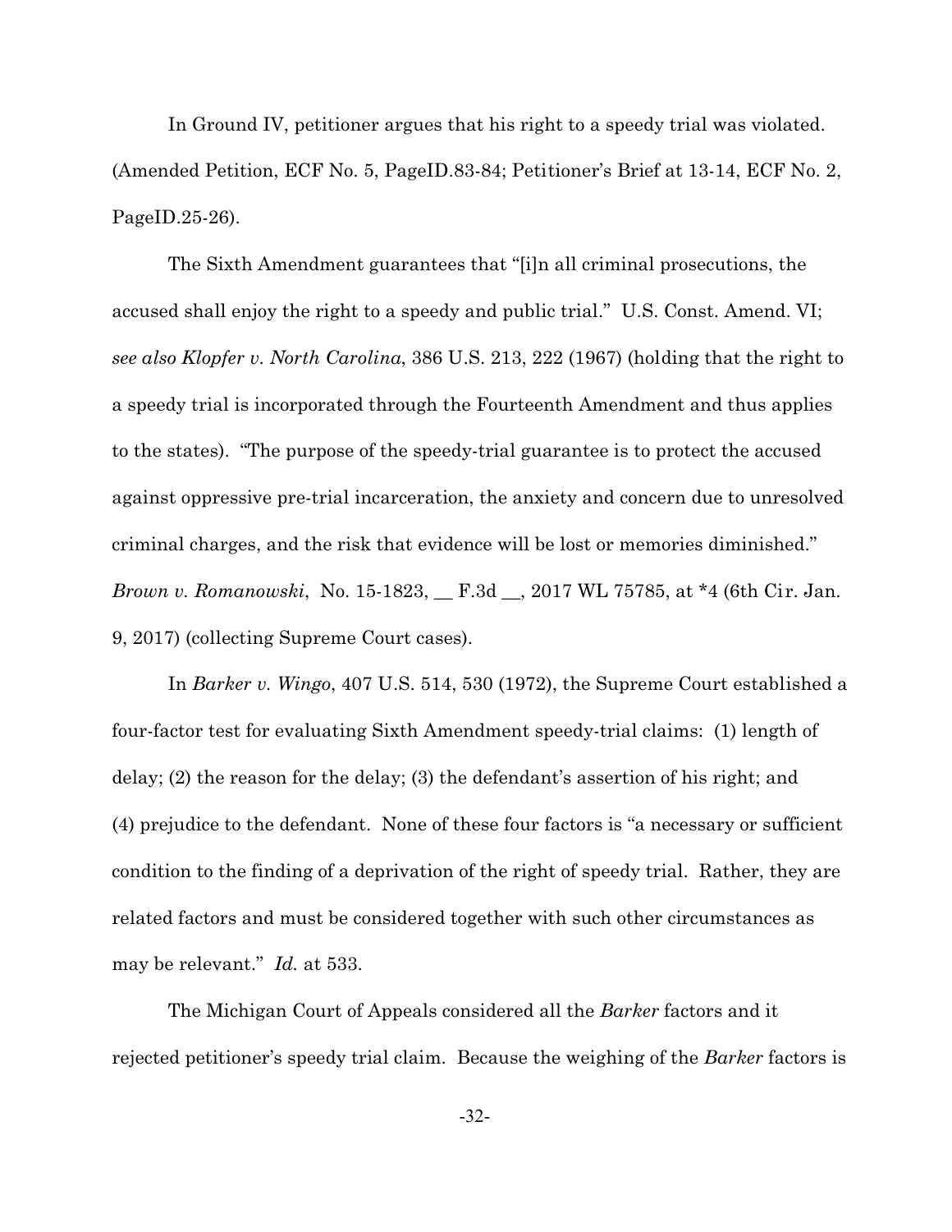In Ground IV, petitioner argues that his right to a speedy trial was violated. (Amended Petition, ECF No. 5, PageID.83-84; Petitioner's Brief at 13-14, ECF No. 2, PageID.25-26).

The Sixth Amendment guarantees that "[i]n all criminal prosecutions, the accused shall enjoy the right to a speedy and public trial." U.S. Const. Amend. VI; *see also Klopfer v. North Carolina*, 386 U.S. 213, 222 (1967) (holding that the right to a speedy trial is incorporated through the Fourteenth Amendment and thus applies to the states). "The purpose of the speedy-trial guarantee is to protect the accused against oppressive pre-trial incarceration, the anxiety and concern due to unresolved criminal charges, and the risk that evidence will be lost or memories diminished." *Brown v. Romanowski*, No. 15-1823, __ F.3d __, 2017 WL 75785, at *4 (6th Cir. Jan. 9, 2017) (collecting Supreme Court cases).

In *Barker v. Wingo*, 407 U.S. 514, 530 (1972), the Supreme Court established a four-factor test for evaluating Sixth Amendment speedy-trial claims: (1) length of delay; (2) the reason for the delay; (3) the defendant's assertion of his right; and (4) prejudice to the defendant. None of these four factors is "a necessary or sufficient condition to the finding of a deprivation of the right of speedy trial. Rather, they are related factors and must be considered together with such other circumstances as may be relevant." *Id.* at 533.

The Michigan Court of Appeals considered all the *Barker* factors and it rejected petitioner's speedy trial claim. Because the weighing of the *Barker* factors is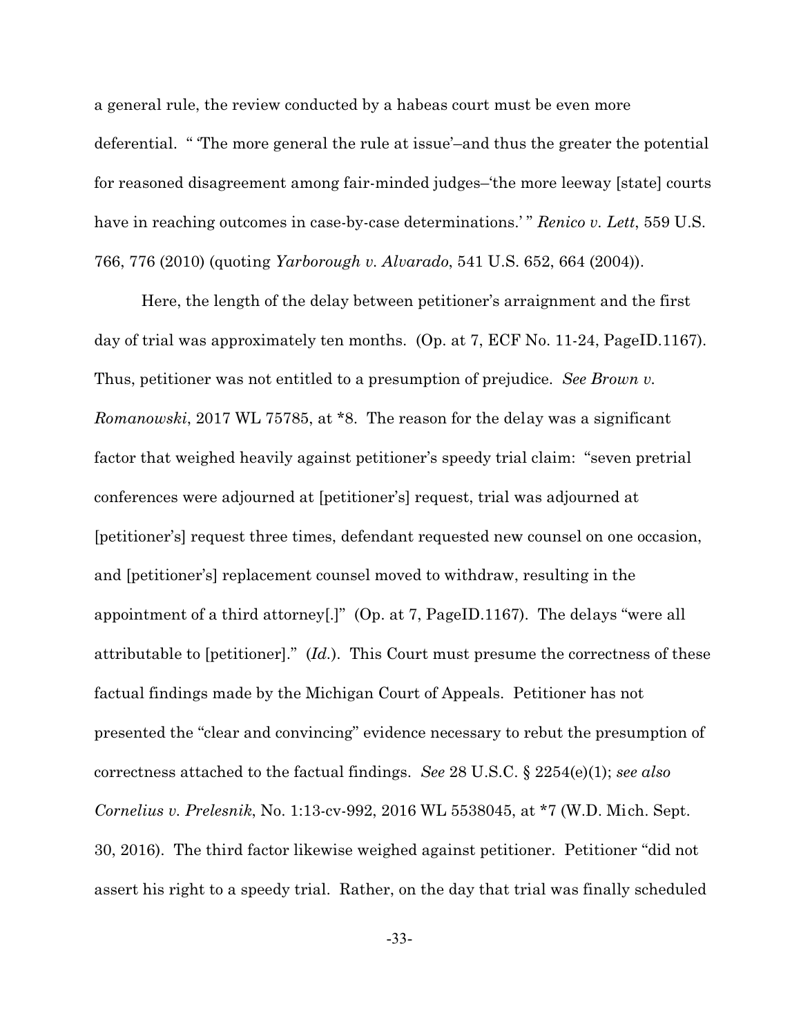a general rule, the review conducted by a habeas court must be even more deferential. " 'The more general the rule at issue'–and thus the greater the potential for reasoned disagreement among fair-minded judges–'the more leeway [state] courts have in reaching outcomes in case-by-case determinations.' " *Renico v. Lett*, 559 U.S. 766, 776 (2010) (quoting *Yarborough v. Alvarado*, 541 U.S. 652, 664 (2004)).

Here, the length of the delay between petitioner's arraignment and the first day of trial was approximately ten months. (Op. at 7, ECF No. 11-24, PageID.1167). Thus, petitioner was not entitled to a presumption of prejudice. *See Brown v. Romanowski*, 2017 WL 75785, at \*8. The reason for the delay was a significant factor that weighed heavily against petitioner's speedy trial claim: "seven pretrial conferences were adjourned at [petitioner's] request, trial was adjourned at [petitioner's] request three times, defendant requested new counsel on one occasion, and [petitioner's] replacement counsel moved to withdraw, resulting in the appointment of a third attorney[.]" (Op. at 7, PageID.1167). The delays "were all attributable to [petitioner]." (*Id.*). This Court must presume the correctness of these factual findings made by the Michigan Court of Appeals. Petitioner has not presented the "clear and convincing" evidence necessary to rebut the presumption of correctness attached to the factual findings. *See* 28 U.S.C. § 2254(e)(1); *see also Cornelius v. Prelesnik*, No. 1:13-cv-992, 2016 WL 5538045, at \*7 (W.D. Mich. Sept. 30, 2016). The third factor likewise weighed against petitioner. Petitioner "did not assert his right to a speedy trial. Rather, on the day that trial was finally scheduled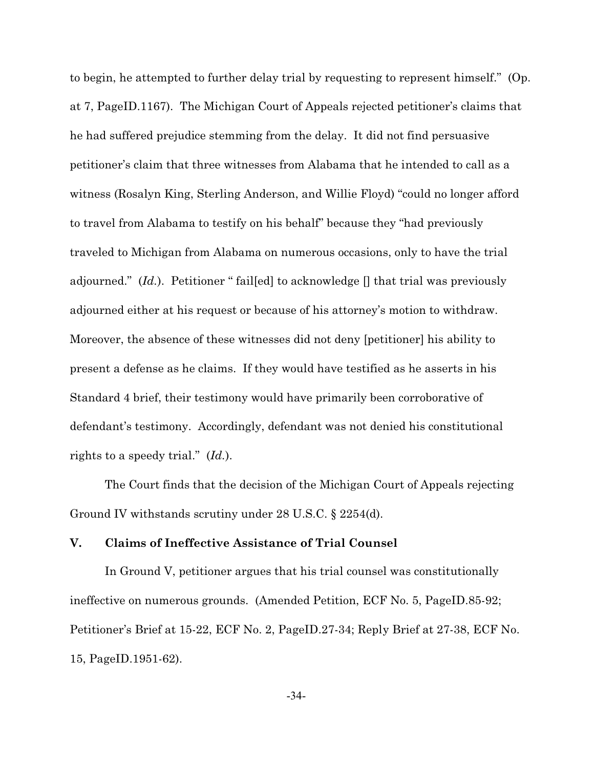to begin, he attempted to further delay trial by requesting to represent himself." (Op. at 7, PageID.1167). The Michigan Court of Appeals rejected petitioner's claims that he had suffered prejudice stemming from the delay. It did not find persuasive petitioner's claim that three witnesses from Alabama that he intended to call as a witness (Rosalyn King, Sterling Anderson, and Willie Floyd) "could no longer afford to travel from Alabama to testify on his behalf" because they "had previously traveled to Michigan from Alabama on numerous occasions, only to have the trial adjourned." (*Id.*). Petitioner " fail[ed] to acknowledge [] that trial was previously adjourned either at his request or because of his attorney's motion to withdraw. Moreover, the absence of these witnesses did not deny [petitioner] his ability to present a defense as he claims. If they would have testified as he asserts in his Standard 4 brief, their testimony would have primarily been corroborative of defendant's testimony. Accordingly, defendant was not denied his constitutional rights to a speedy trial." (*Id.*).

The Court finds that the decision of the Michigan Court of Appeals rejecting Ground IV withstands scrutiny under 28 U.S.C. § 2254(d).

## V. Claims of Ineffective Assistance of Trial Counsel

In Ground V, petitioner argues that his trial counsel was constitutionally ineffective on numerous grounds. (Amended Petition, ECF No. 5, PageID.85-92; Petitioner's Brief at 15-22, ECF No. 2, PageID.27-34; Reply Brief at 27-38, ECF No. 15, PageID.1951-62).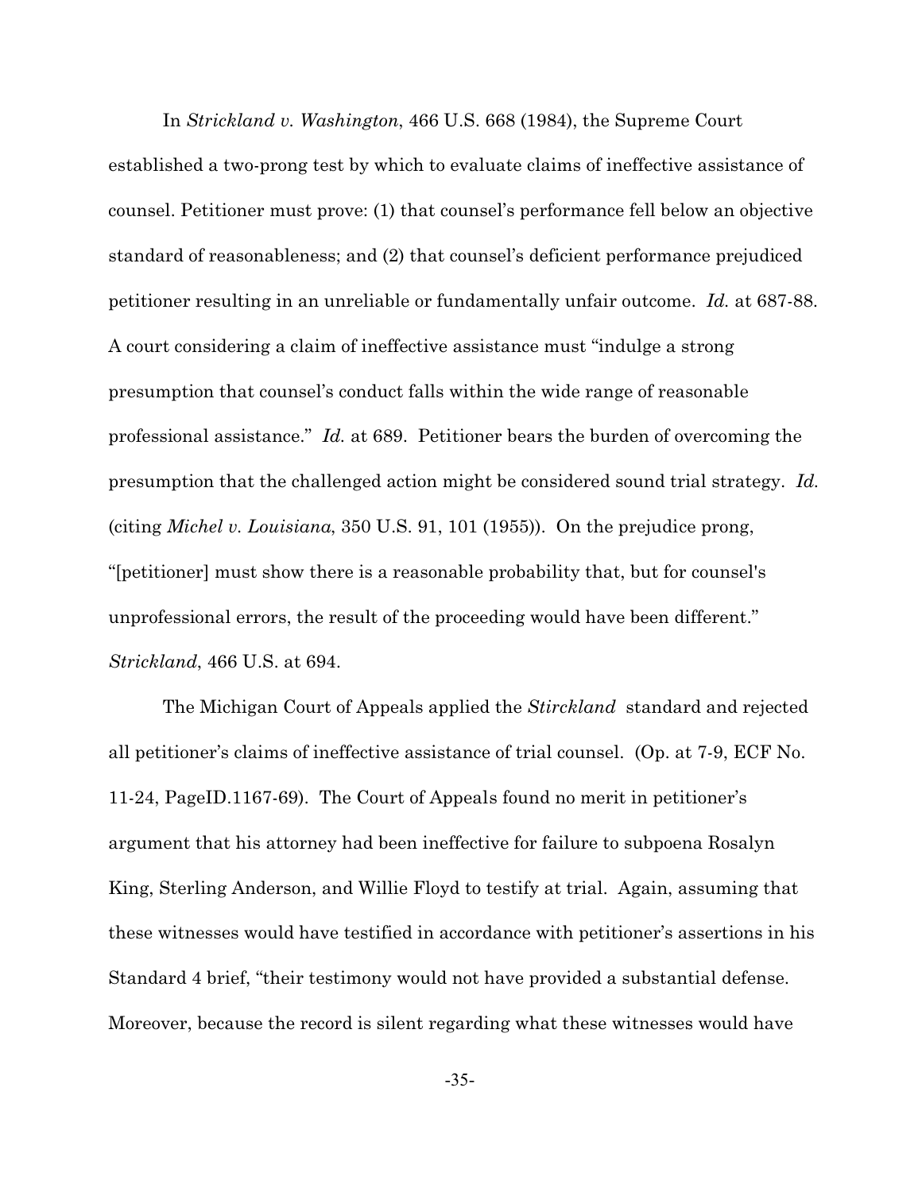In *Strickland v. Washington*, 466 U.S. 668 (1984), the Supreme Court established a two-prong test by which to evaluate claims of ineffective assistance of counsel. Petitioner must prove: (1) that counsel's performance fell below an objective standard of reasonableness; and (2) that counsel's deficient performance prejudiced petitioner resulting in an unreliable or fundamentally unfair outcome. *Id.* at 687-88. A court considering a claim of ineffective assistance must "indulge a strong presumption that counsel's conduct falls within the wide range of reasonable professional assistance." *Id.* at 689. Petitioner bears the burden of overcoming the presumption that the challenged action might be considered sound trial strategy. *Id.* (citing *Michel v. Louisiana*, 350 U.S. 91, 101 (1955)). On the prejudice prong, "[petitioner] must show there is a reasonable probability that, but for counsel's unprofessional errors, the result of the proceeding would have been different." *Strickland*, 466 U.S. at 694.

The Michigan Court of Appeals applied the *Stirckland* standard and rejected all petitioner's claims of ineffective assistance of trial counsel. (Op. at 7-9, ECF No. 11-24, PageID.1167-69). The Court of Appeals found no merit in petitioner's argument that his attorney had been ineffective for failure to subpoena Rosalyn King, Sterling Anderson, and Willie Floyd to testify at trial. Again, assuming that these witnesses would have testified in accordance with petitioner's assertions in his Standard 4 brief, "their testimony would not have provided a substantial defense. Moreover, because the record is silent regarding what these witnesses would have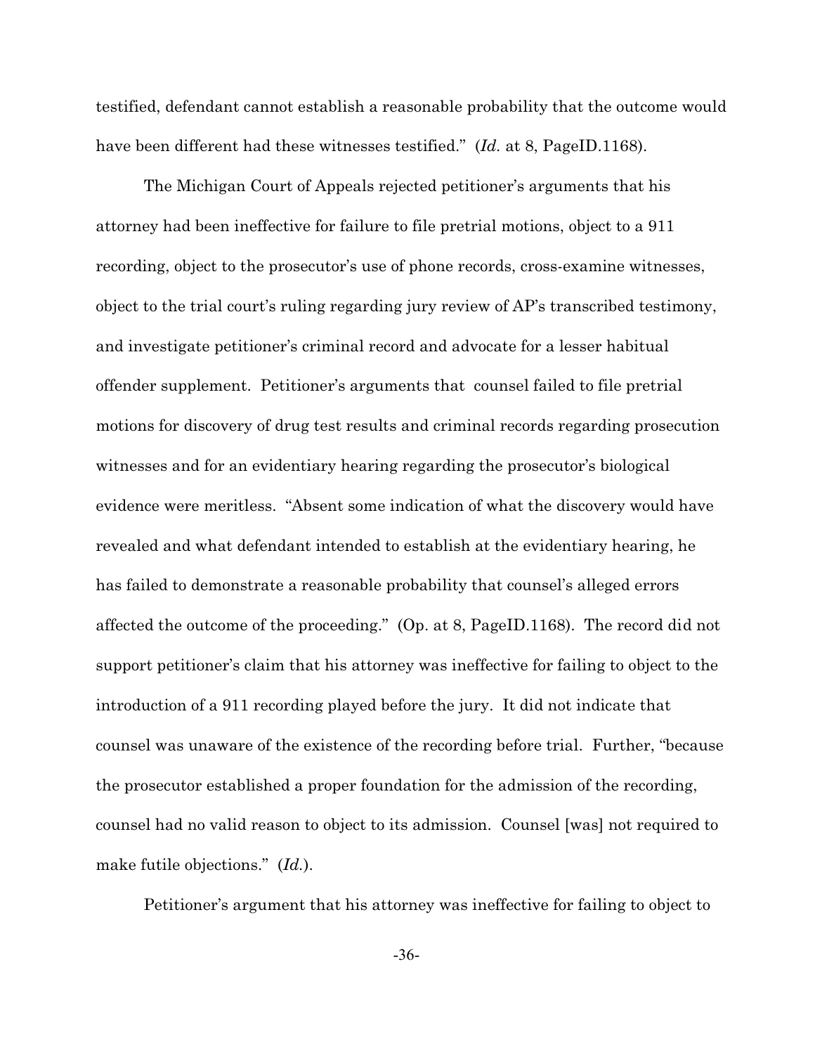testified, defendant cannot establish a reasonable probability that the outcome would have been different had these witnesses testified." (*Id.* at 8, PageID.1168).

The Michigan Court of Appeals rejected petitioner's arguments that his attorney had been ineffective for failure to file pretrial motions, object to a 911 recording, object to the prosecutor's use of phone records, cross-examine witnesses, object to the trial court's ruling regarding jury review of AP's transcribed testimony, and investigate petitioner's criminal record and advocate for a lesser habitual offender supplement. Petitioner's arguments that counsel failed to file pretrial motions for discovery of drug test results and criminal records regarding prosecution witnesses and for an evidentiary hearing regarding the prosecutor's biological evidence were meritless. "Absent some indication of what the discovery would have revealed and what defendant intended to establish at the evidentiary hearing, he has failed to demonstrate a reasonable probability that counsel's alleged errors affected the outcome of the proceeding." (Op. at 8, PageID.1168). The record did not support petitioner's claim that his attorney was ineffective for failing to object to the introduction of a 911 recording played before the jury. It did not indicate that counsel was unaware of the existence of the recording before trial. Further, "because the prosecutor established a proper foundation for the admission of the recording, counsel had no valid reason to object to its admission. Counsel [was] not required to make futile objections." (*Id.*).

Petitioner's argument that his attorney was ineffective for failing to object to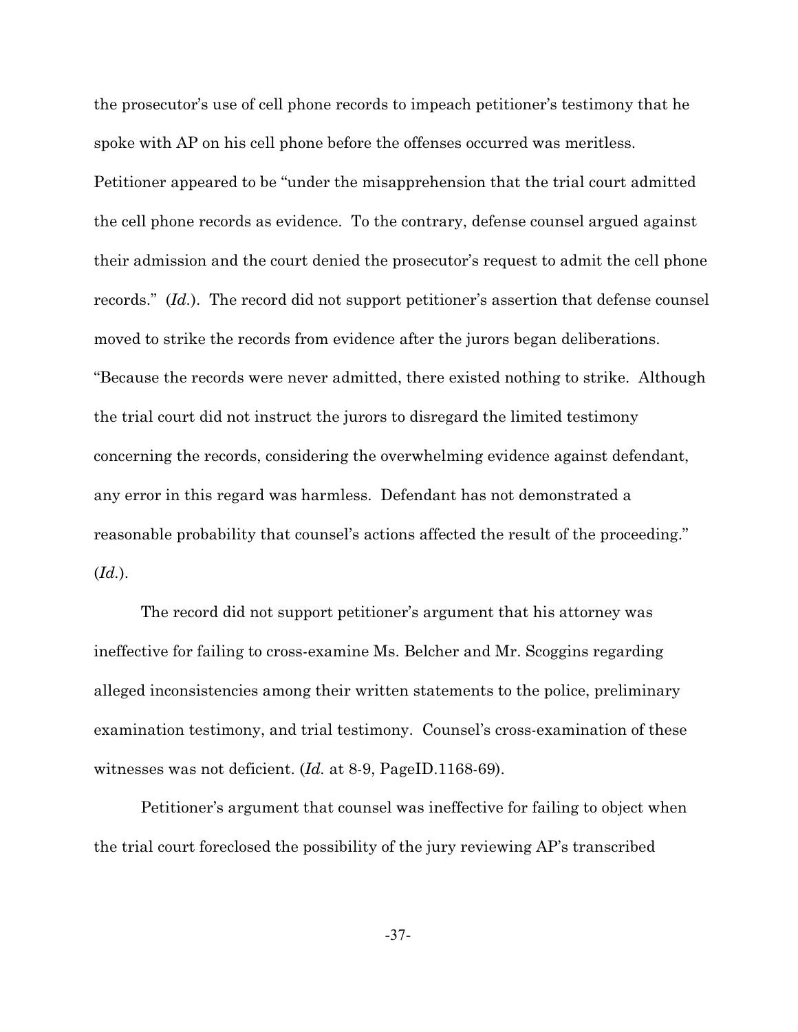the prosecutor's use of cell phone records to impeach petitioner's testimony that he spoke with AP on his cell phone before the offenses occurred was meritless. Petitioner appeared to be "under the misapprehension that the trial court admitted the cell phone records as evidence. To the contrary, defense counsel argued against their admission and the court denied the prosecutor's request to admit the cell phone records." (*Id.*). The record did not support petitioner's assertion that defense counsel moved to strike the records from evidence after the jurors began deliberations. "Because the records were never admitted, there existed nothing to strike. Although the trial court did not instruct the jurors to disregard the limited testimony concerning the records, considering the overwhelming evidence against defendant, any error in this regard was harmless. Defendant has not demonstrated a reasonable probability that counsel's actions affected the result of the proceeding." (*Id.*).

The record did not support petitioner's argument that his attorney was ineffective for failing to cross-examine Ms. Belcher and Mr. Scoggins regarding alleged inconsistencies among their written statements to the police, preliminary examination testimony, and trial testimony. Counsel's cross-examination of these witnesses was not deficient. (*Id.* at 8-9, PageID.1168-69).

Petitioner's argument that counsel was ineffective for failing to object when the trial court foreclosed the possibility of the jury reviewing AP's transcribed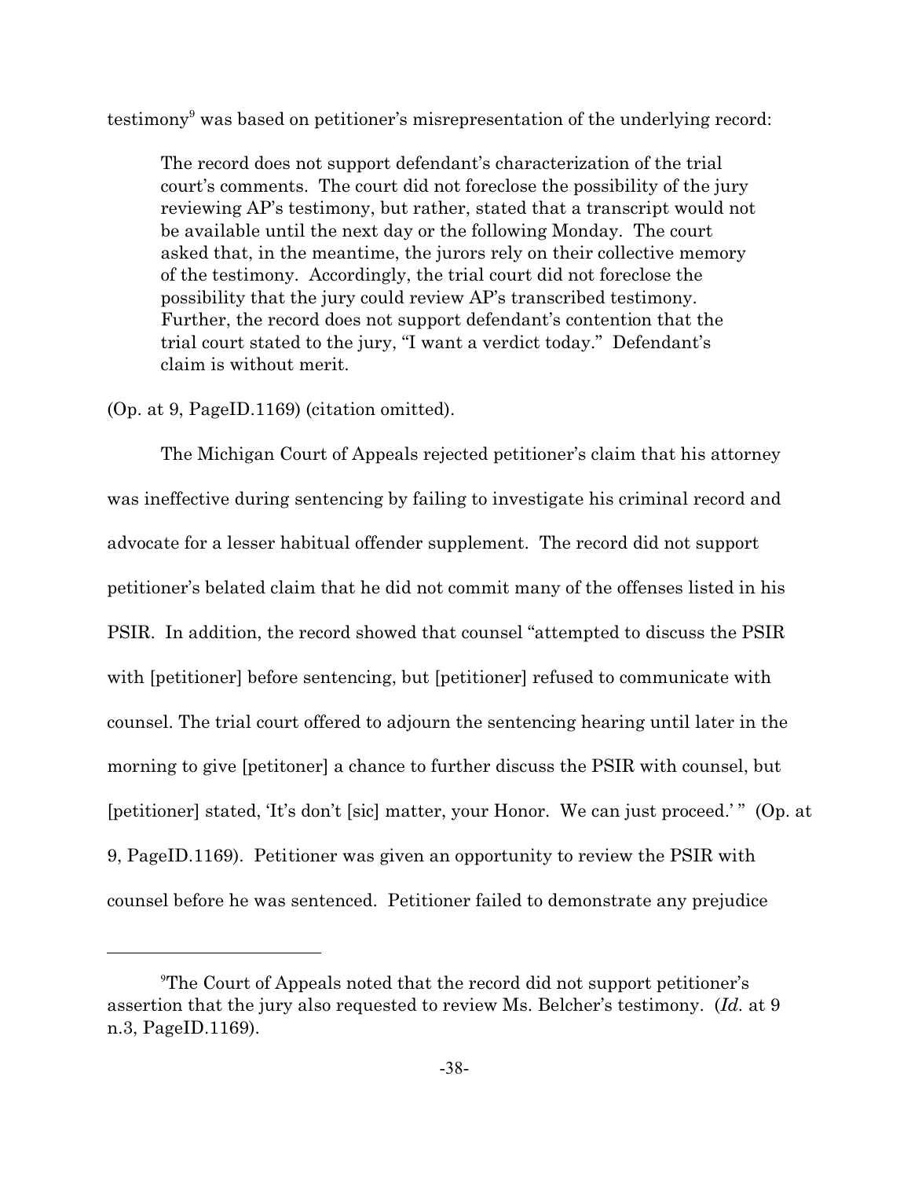testimony[9] was based on petitioner's misrepresentation of the underlying record:

> The record does not support defendant's characterization of the trial court's comments. The court did not foreclose the possibility of the jury reviewing AP's testimony, but rather, stated that a transcript would not be available until the next day or the following Monday. The court asked that, in the meantime, the jurors rely on their collective memory of the testimony. Accordingly, the trial court did not foreclose the possibility that the jury could review AP's transcribed testimony. Further, the record does not support defendant's contention that the trial court stated to the jury, "I want a verdict today." Defendant's claim is without merit.

(Op. at 9, PageID.1169) (citation omitted).

The Michigan Court of Appeals rejected petitioner's claim that his attorney was ineffective during sentencing by failing to investigate his criminal record and advocate for a lesser habitual offender supplement. The record did not support petitioner's belated claim that he did not commit many of the offenses listed in his PSIR. In addition, the record showed that counsel "attempted to discuss the PSIR with [petitioner] before sentencing, but [petitioner] refused to communicate with counsel. The trial court offered to adjourn the sentencing hearing until later in the morning to give [petitoner] a chance to further discuss the PSIR with counsel, but [petitioner] stated, 'It's don't [sic] matter, your Honor. We can just proceed.' " (Op. at 9, PageID.1169). Petitioner was given an opportunity to review the PSIR with counsel before he was sentenced. Petitioner failed to demonstrate any prejudice

---

[9] The Court of Appeals noted that the record did not support petitioner's assertion that the jury also requested to review Ms. Belcher's testimony. (*Id.* at 9 n.3, PageID.1169).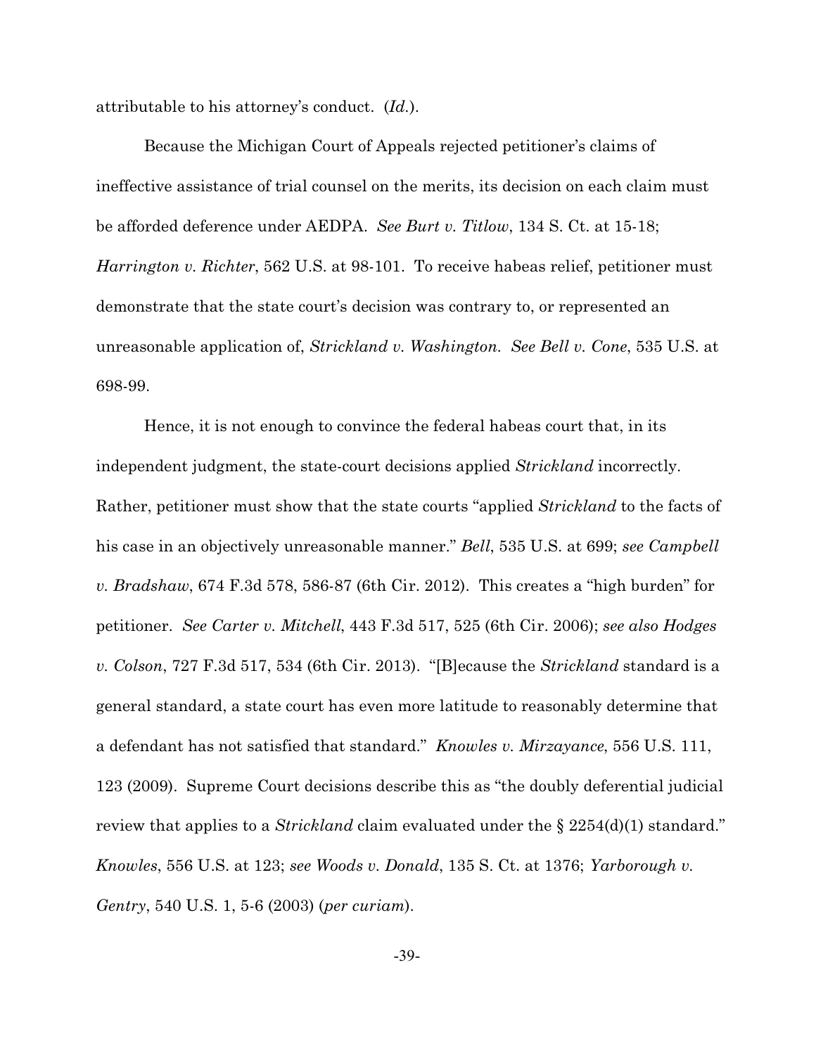attributable to his attorney's conduct. (*Id.*).

Because the Michigan Court of Appeals rejected petitioner's claims of ineffective assistance of trial counsel on the merits, its decision on each claim must be afforded deference under AEDPA. *See Burt v. Titlow*, 134 S. Ct. at 15-18; *Harrington v. Richter*, 562 U.S. at 98-101. To receive habeas relief, petitioner must demonstrate that the state court's decision was contrary to, or represented an unreasonable application of, *Strickland v. Washington*. *See Bell v. Cone*, 535 U.S. at 698-99.

Hence, it is not enough to convince the federal habeas court that, in its independent judgment, the state-court decisions applied *Strickland* incorrectly. Rather, petitioner must show that the state courts "applied *Strickland* to the facts of his case in an objectively unreasonable manner." *Bell*, 535 U.S. at 699; *see Campbell v. Bradshaw*, 674 F.3d 578, 586-87 (6th Cir. 2012). This creates a "high burden" for petitioner. *See Carter v. Mitchell*, 443 F.3d 517, 525 (6th Cir. 2006); *see also Hodges v. Colson*, 727 F.3d 517, 534 (6th Cir. 2013). "[B]ecause the *Strickland* standard is a general standard, a state court has even more latitude to reasonably determine that a defendant has not satisfied that standard." *Knowles v. Mirzayance*, 556 U.S. 111, 123 (2009). Supreme Court decisions describe this as "the doubly deferential judicial review that applies to a *Strickland* claim evaluated under the § 2254(d)(1) standard." *Knowles*, 556 U.S. at 123; *see Woods v. Donald*, 135 S. Ct. at 1376; *Yarborough v. Gentry*, 540 U.S. 1, 5-6 (2003) (*per curiam*).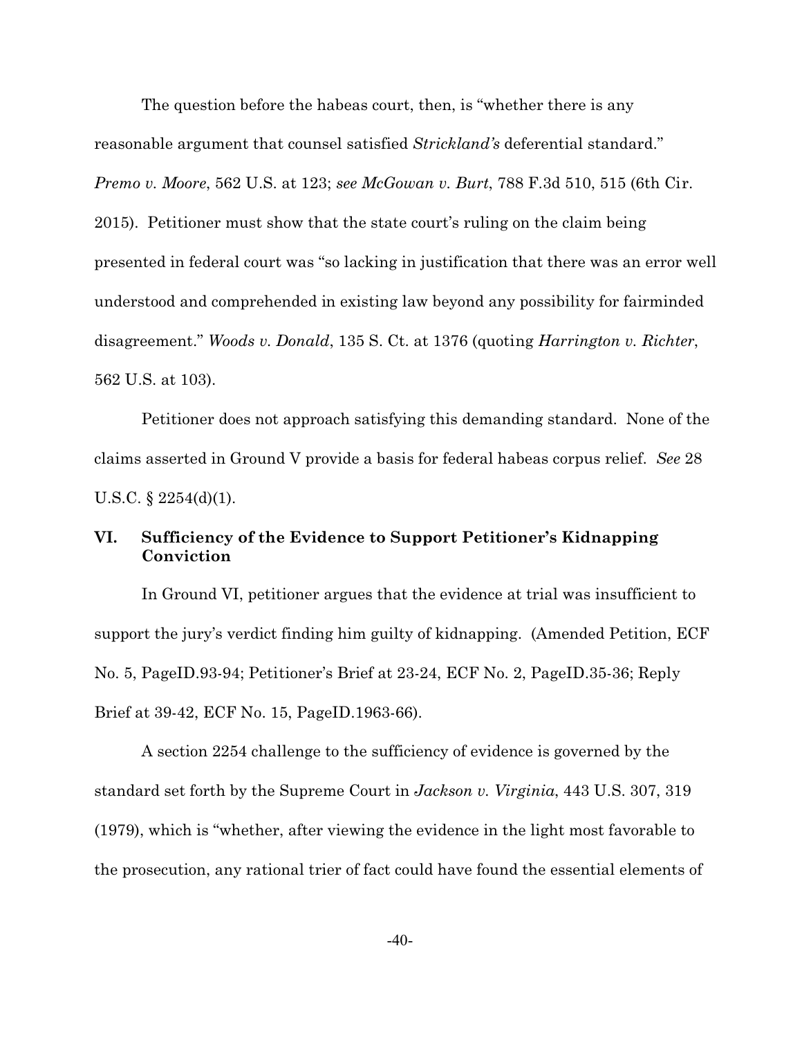The question before the habeas court, then, is "whether there is any reasonable argument that counsel satisfied *Strickland's* deferential standard." *Premo v. Moore*, 562 U.S. at 123; *see McGowan v. Burt*, 788 F.3d 510, 515 (6th Cir. 2015). Petitioner must show that the state court's ruling on the claim being presented in federal court was "so lacking in justification that there was an error well understood and comprehended in existing law beyond any possibility for fairminded disagreement." *Woods v. Donald*, 135 S. Ct. at 1376 (quoting *Harrington v. Richter*, 562 U.S. at 103).

Petitioner does not approach satisfying this demanding standard. None of the claims asserted in Ground V provide a basis for federal habeas corpus relief. *See* 28 U.S.C. § 2254(d)(1).

## VI. Sufficiency of the Evidence to Support Petitioner's Kidnapping Conviction

In Ground VI, petitioner argues that the evidence at trial was insufficient to support the jury's verdict finding him guilty of kidnapping. (Amended Petition, ECF No. 5, PageID.93-94; Petitioner's Brief at 23-24, ECF No. 2, PageID.35-36; Reply Brief at 39-42, ECF No. 15, PageID.1963-66).

A section 2254 challenge to the sufficiency of evidence is governed by the standard set forth by the Supreme Court in *Jackson v. Virginia*, 443 U.S. 307, 319 (1979), which is "whether, after viewing the evidence in the light most favorable to the prosecution, any rational trier of fact could have found the essential elements of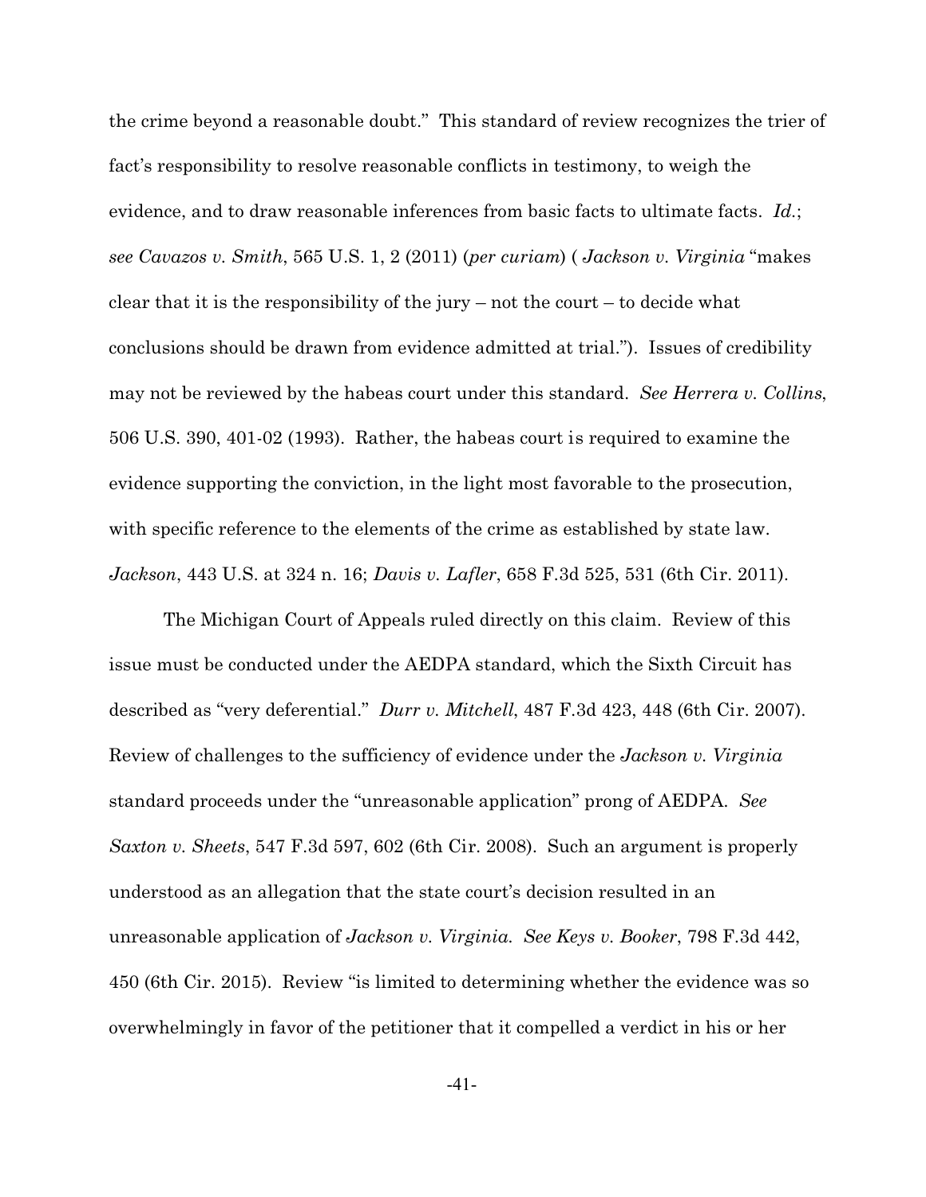the crime beyond a reasonable doubt." This standard of review recognizes the trier of fact's responsibility to resolve reasonable conflicts in testimony, to weigh the evidence, and to draw reasonable inferences from basic facts to ultimate facts. *Id.*; *see Cavazos v. Smith*, 565 U.S. 1, 2 (2011) (*per curiam*) ( *Jackson v. Virginia* "makes clear that it is the responsibility of the jury – not the court – to decide what conclusions should be drawn from evidence admitted at trial."). Issues of credibility may not be reviewed by the habeas court under this standard. *See Herrera v. Collins*, 506 U.S. 390, 401-02 (1993). Rather, the habeas court is required to examine the evidence supporting the conviction, in the light most favorable to the prosecution, with specific reference to the elements of the crime as established by state law. *Jackson*, 443 U.S. at 324 n. 16; *Davis v. Lafler*, 658 F.3d 525, 531 (6th Cir. 2011).

The Michigan Court of Appeals ruled directly on this claim. Review of this issue must be conducted under the AEDPA standard, which the Sixth Circuit has described as "very deferential." *Durr v. Mitchell*, 487 F.3d 423, 448 (6th Cir. 2007). Review of challenges to the sufficiency of evidence under the *Jackson v. Virginia* standard proceeds under the "unreasonable application" prong of AEDPA. *See Saxton v. Sheets*, 547 F.3d 597, 602 (6th Cir. 2008). Such an argument is properly understood as an allegation that the state court's decision resulted in an unreasonable application of *Jackson v. Virginia*. *See Keys v. Booker*, 798 F.3d 442, 450 (6th Cir. 2015). Review "is limited to determining whether the evidence was so overwhelmingly in favor of the petitioner that it compelled a verdict in his or her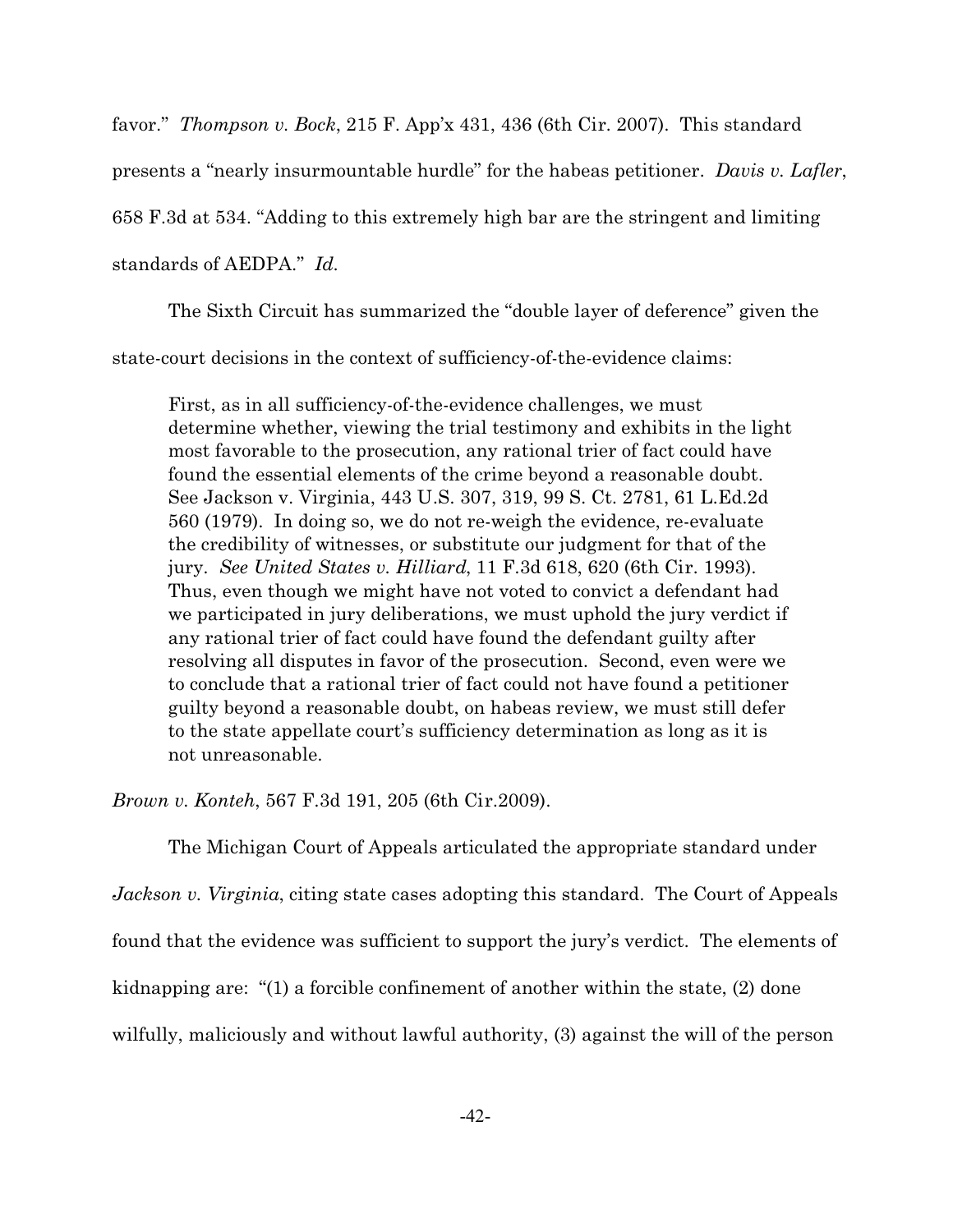favor." *Thompson v. Bock*, 215 F. App'x 431, 436 (6th Cir. 2007). This standard presents a "nearly insurmountable hurdle" for the habeas petitioner. *Davis v. Lafler*, 658 F.3d at 534. "Adding to this extremely high bar are the stringent and limiting standards of AEDPA." *Id.*

The Sixth Circuit has summarized the "double layer of deference" given the state-court decisions in the context of sufficiency-of-the-evidence claims:

> First, as in all sufficiency-of-the-evidence challenges, we must determine whether, viewing the trial testimony and exhibits in the light most favorable to the prosecution, any rational trier of fact could have found the essential elements of the crime beyond a reasonable doubt. See Jackson v. Virginia, 443 U.S. 307, 319, 99 S. Ct. 2781, 61 L.Ed.2d 560 (1979). In doing so, we do not re-weigh the evidence, re-evaluate the credibility of witnesses, or substitute our judgment for that of the jury. *See United States v. Hilliard*, 11 F.3d 618, 620 (6th Cir. 1993). Thus, even though we might have not voted to convict a defendant had we participated in jury deliberations, we must uphold the jury verdict if any rational trier of fact could have found the defendant guilty after resolving all disputes in favor of the prosecution. Second, even were we to conclude that a rational trier of fact could not have found a petitioner guilty beyond a reasonable doubt, on habeas review, we must still defer to the state appellate court's sufficiency determination as long as it is not unreasonable.

*Brown v. Konteh*, 567 F.3d 191, 205 (6th Cir.2009).

The Michigan Court of Appeals articulated the appropriate standard under *Jackson v. Virginia*, citing state cases adopting this standard. The Court of Appeals found that the evidence was sufficient to support the jury's verdict. The elements of kidnapping are: "(1) a forcible confinement of another within the state, (2) done wilfully, maliciously and without lawful authority, (3) against the will of the person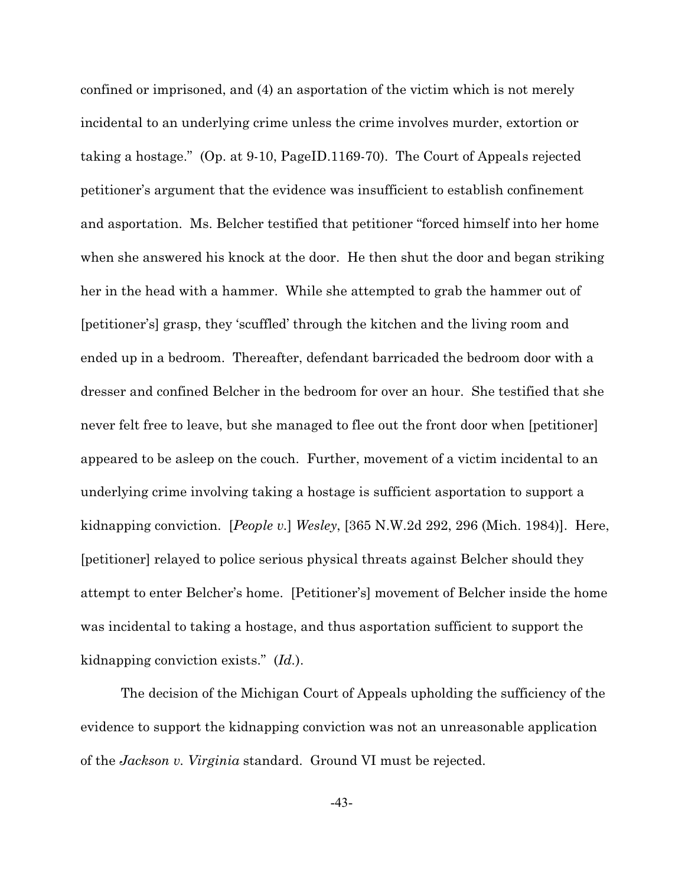confined or imprisoned, and (4) an asportation of the victim which is not merely incidental to an underlying crime unless the crime involves murder, extortion or taking a hostage." (Op. at 9-10, PageID.1169-70). The Court of Appeals rejected petitioner's argument that the evidence was insufficient to establish confinement and asportation. Ms. Belcher testified that petitioner "forced himself into her home when she answered his knock at the door. He then shut the door and began striking her in the head with a hammer. While she attempted to grab the hammer out of [petitioner's] grasp, they 'scuffled' through the kitchen and the living room and ended up in a bedroom. Thereafter, defendant barricaded the bedroom door with a dresser and confined Belcher in the bedroom for over an hour. She testified that she never felt free to leave, but she managed to flee out the front door when [petitioner] appeared to be asleep on the couch. Further, movement of a victim incidental to an underlying crime involving taking a hostage is sufficient asportation to support a kidnapping conviction. [*People v.*] *Wesley*, [365 N.W.2d 292, 296 (Mich. 1984)]. Here, [petitioner] relayed to police serious physical threats against Belcher should they attempt to enter Belcher's home. [Petitioner's] movement of Belcher inside the home was incidental to taking a hostage, and thus asportation sufficient to support the kidnapping conviction exists." (*Id.*).

The decision of the Michigan Court of Appeals upholding the sufficiency of the evidence to support the kidnapping conviction was not an unreasonable application of the *Jackson v. Virginia* standard. Ground VI must be rejected.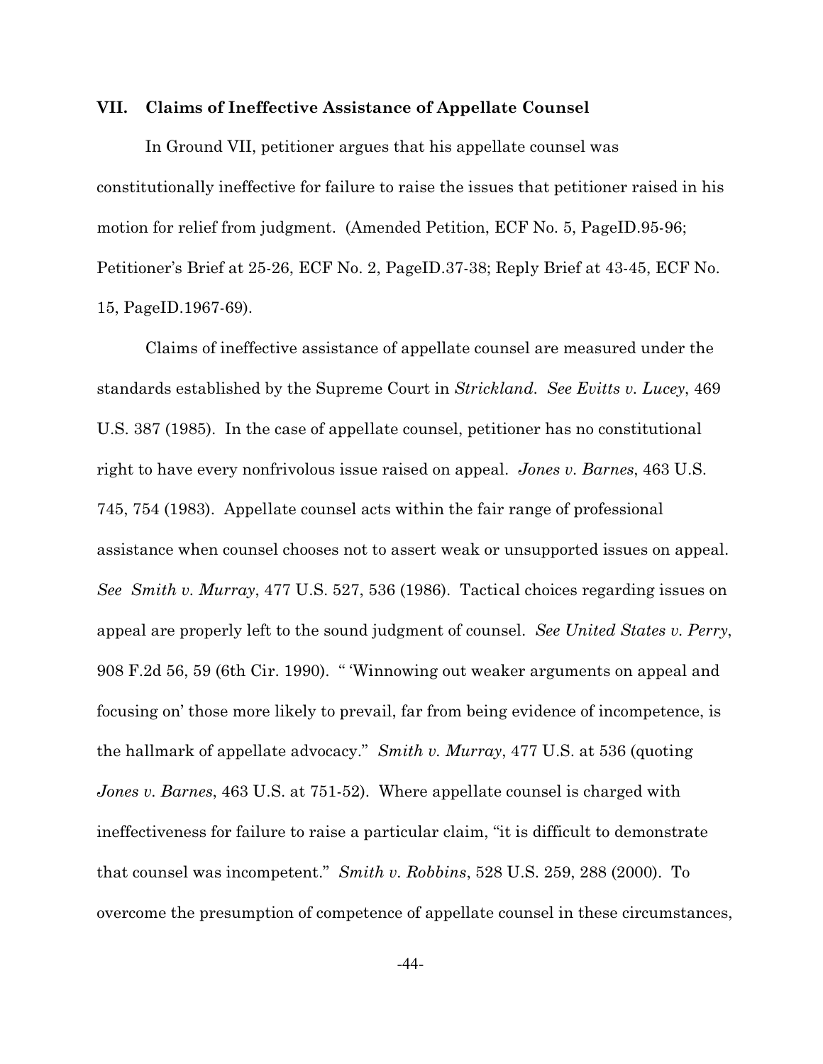## VII. Claims of Ineffective Assistance of Appellate Counsel

In Ground VII, petitioner argues that his appellate counsel was constitutionally ineffective for failure to raise the issues that petitioner raised in his motion for relief from judgment. (Amended Petition, ECF No. 5, PageID.95-96; Petitioner's Brief at 25-26, ECF No. 2, PageID.37-38; Reply Brief at 43-45, ECF No. 15, PageID.1967-69).

Claims of ineffective assistance of appellate counsel are measured under the standards established by the Supreme Court in *Strickland*. *See Evitts v. Lucey*, 469 U.S. 387 (1985). In the case of appellate counsel, petitioner has no constitutional right to have every nonfrivolous issue raised on appeal. *Jones v. Barnes*, 463 U.S. 745, 754 (1983). Appellate counsel acts within the fair range of professional assistance when counsel chooses not to assert weak or unsupported issues on appeal. *See Smith v. Murray*, 477 U.S. 527, 536 (1986). Tactical choices regarding issues on appeal are properly left to the sound judgment of counsel. *See United States v. Perry*, 908 F.2d 56, 59 (6th Cir. 1990). " 'Winnowing out weaker arguments on appeal and focusing on' those more likely to prevail, far from being evidence of incompetence, is the hallmark of appellate advocacy." *Smith v. Murray*, 477 U.S. at 536 (quoting *Jones v. Barnes*, 463 U.S. at 751-52). Where appellate counsel is charged with ineffectiveness for failure to raise a particular claim, "it is difficult to demonstrate that counsel was incompetent." *Smith v. Robbins*, 528 U.S. 259, 288 (2000). To overcome the presumption of competence of appellate counsel in these circumstances,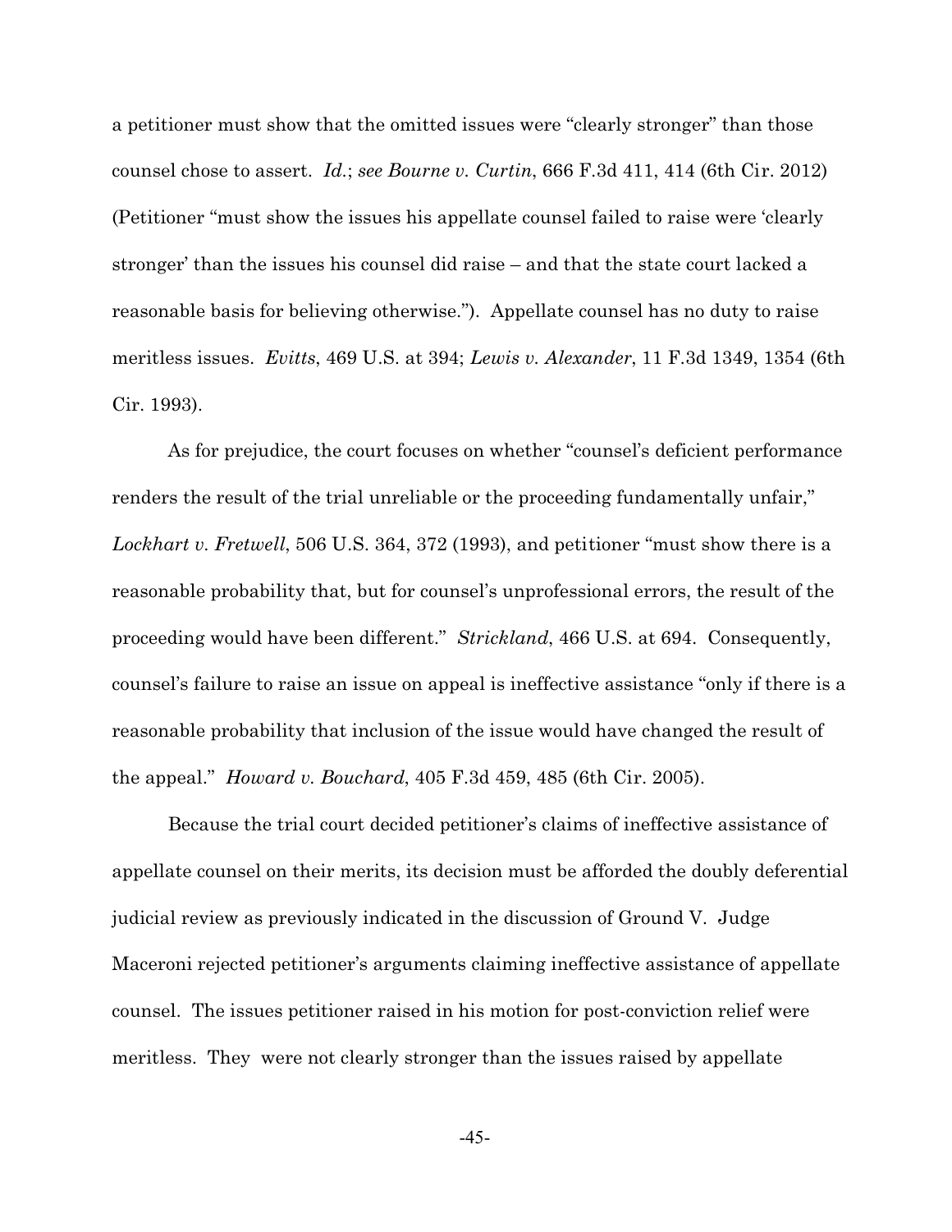a petitioner must show that the omitted issues were "clearly stronger" than those counsel chose to assert. *Id.*; *see Bourne v. Curtin*, 666 F.3d 411, 414 (6th Cir. 2012) (Petitioner "must show the issues his appellate counsel failed to raise were 'clearly stronger' than the issues his counsel did raise – and that the state court lacked a reasonable basis for believing otherwise."). Appellate counsel has no duty to raise meritless issues. *Evitts*, 469 U.S. at 394; *Lewis v. Alexander*, 11 F.3d 1349, 1354 (6th Cir. 1993).

As for prejudice, the court focuses on whether "counsel's deficient performance renders the result of the trial unreliable or the proceeding fundamentally unfair," *Lockhart v. Fretwell*, 506 U.S. 364, 372 (1993), and petitioner "must show there is a reasonable probability that, but for counsel's unprofessional errors, the result of the proceeding would have been different." *Strickland*, 466 U.S. at 694. Consequently, counsel's failure to raise an issue on appeal is ineffective assistance "only if there is a reasonable probability that inclusion of the issue would have changed the result of the appeal." *Howard v. Bouchard*, 405 F.3d 459, 485 (6th Cir. 2005).

Because the trial court decided petitioner's claims of ineffective assistance of appellate counsel on their merits, its decision must be afforded the doubly deferential judicial review as previously indicated in the discussion of Ground V. Judge Maceroni rejected petitioner's arguments claiming ineffective assistance of appellate counsel. The issues petitioner raised in his motion for post-conviction relief were meritless. They were not clearly stronger than the issues raised by appellate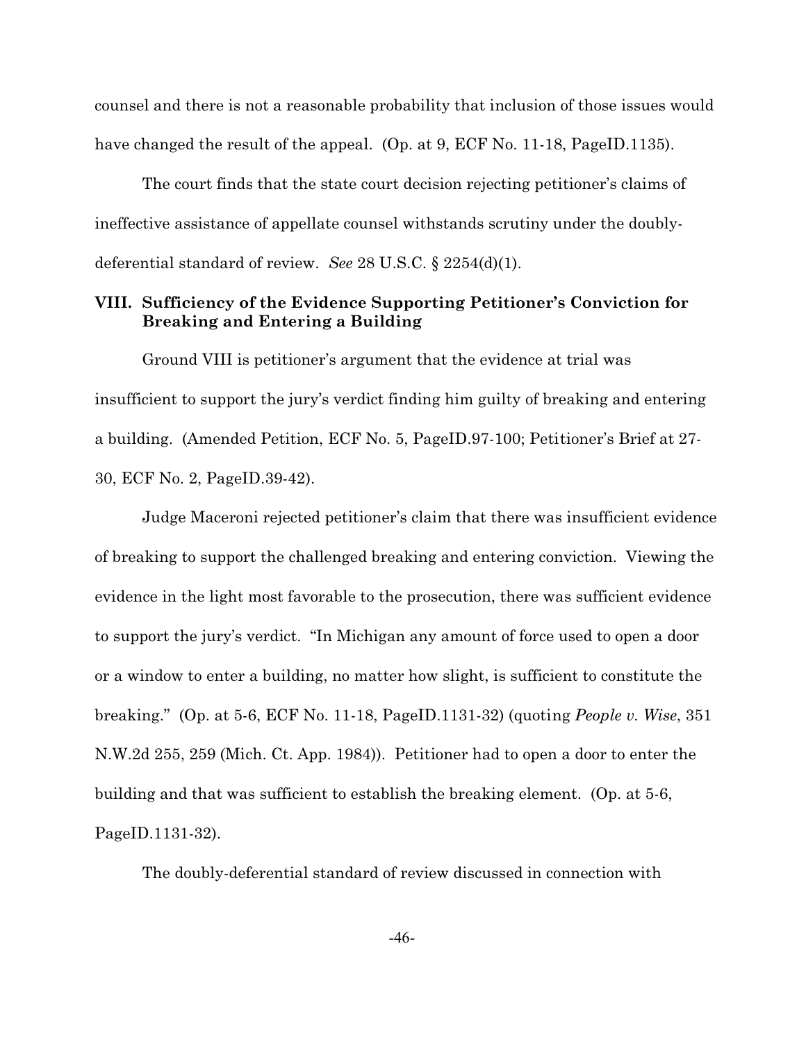counsel and there is not a reasonable probability that inclusion of those issues would have changed the result of the appeal. (Op. at 9, ECF No. 11-18, PageID.1135).

The court finds that the state court decision rejecting petitioner's claims of ineffective assistance of appellate counsel withstands scrutiny under the doubly-deferential standard of review. *See* 28 U.S.C. § 2254(d)(1).

## VIII. Sufficiency of the Evidence Supporting Petitioner's Conviction for Breaking and Entering a Building

Ground VIII is petitioner's argument that the evidence at trial was insufficient to support the jury's verdict finding him guilty of breaking and entering a building. (Amended Petition, ECF No. 5, PageID.97-100; Petitioner's Brief at 27-30, ECF No. 2, PageID.39-42).

Judge Maceroni rejected petitioner's claim that there was insufficient evidence of breaking to support the challenged breaking and entering conviction. Viewing the evidence in the light most favorable to the prosecution, there was sufficient evidence to support the jury's verdict. "In Michigan any amount of force used to open a door or a window to enter a building, no matter how slight, is sufficient to constitute the breaking." (Op. at 5-6, ECF No. 11-18, PageID.1131-32) (quoting *People v. Wise*, 351 N.W.2d 255, 259 (Mich. Ct. App. 1984)). Petitioner had to open a door to enter the building and that was sufficient to establish the breaking element. (Op. at 5-6, PageID.1131-32).

The doubly-deferential standard of review discussed in connection with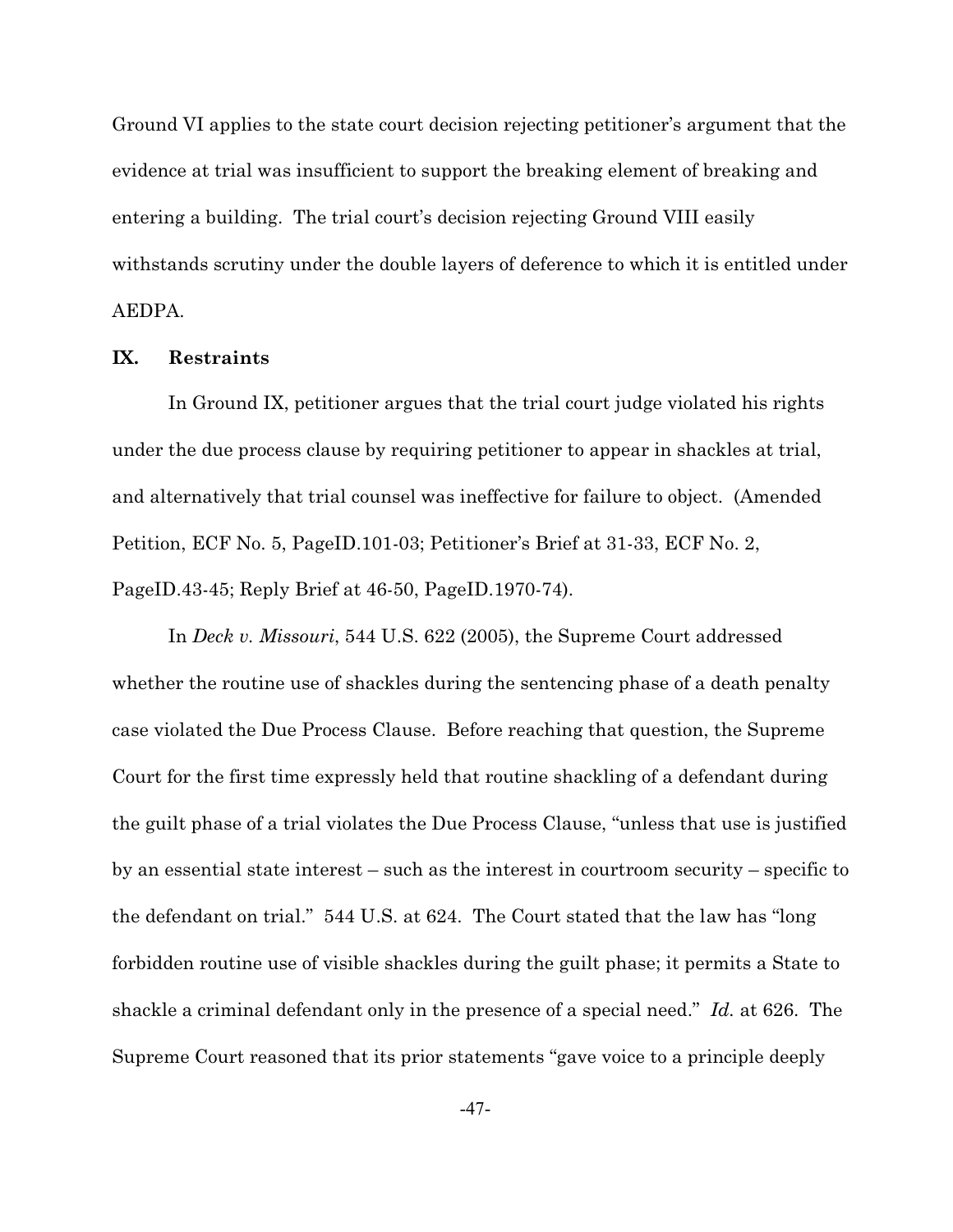Ground VI applies to the state court decision rejecting petitioner's argument that the evidence at trial was insufficient to support the breaking element of breaking and entering a building. The trial court's decision rejecting Ground VIII easily withstands scrutiny under the double layers of deference to which it is entitled under AEDPA.

## IX. Restraints

In Ground IX, petitioner argues that the trial court judge violated his rights under the due process clause by requiring petitioner to appear in shackles at trial, and alternatively that trial counsel was ineffective for failure to object. (Amended Petition, ECF No. 5, PageID.101-03; Petitioner's Brief at 31-33, ECF No. 2, PageID.43-45; Reply Brief at 46-50, PageID.1970-74).

In *Deck v. Missouri*, 544 U.S. 622 (2005), the Supreme Court addressed whether the routine use of shackles during the sentencing phase of a death penalty case violated the Due Process Clause. Before reaching that question, the Supreme Court for the first time expressly held that routine shackling of a defendant during the guilt phase of a trial violates the Due Process Clause, "unless that use is justified by an essential state interest – such as the interest in courtroom security – specific to the defendant on trial." 544 U.S. at 624. The Court stated that the law has "long forbidden routine use of visible shackles during the guilt phase; it permits a State to shackle a criminal defendant only in the presence of a special need." *Id.* at 626. The Supreme Court reasoned that its prior statements "gave voice to a principle deeply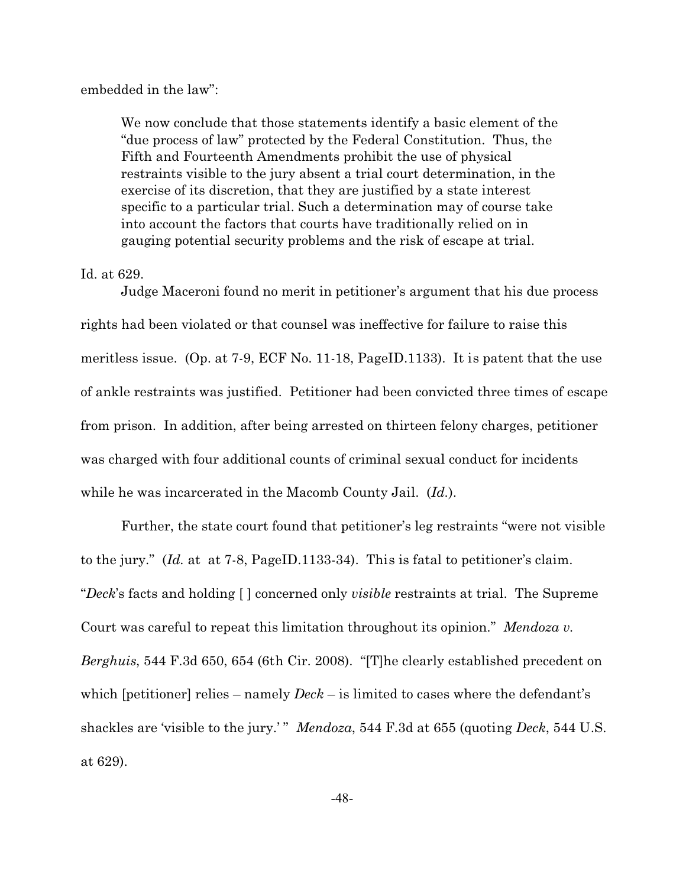embedded in the law":

> We now conclude that those statements identify a basic element of the "due process of law" protected by the Federal Constitution. Thus, the Fifth and Fourteenth Amendments prohibit the use of physical restraints visible to the jury absent a trial court determination, in the exercise of its discretion, that they are justified by a state interest specific to a particular trial. Such a determination may of course take into account the factors that courts have traditionally relied on in gauging potential security problems and the risk of escape at trial.

Id. at 629.

Judge Maceroni found no merit in petitioner's argument that his due process rights had been violated or that counsel was ineffective for failure to raise this meritless issue. (Op. at 7-9, ECF No. 11-18, PageID.1133). It is patent that the use of ankle restraints was justified. Petitioner had been convicted three times of escape from prison. In addition, after being arrested on thirteen felony charges, petitioner was charged with four additional counts of criminal sexual conduct for incidents while he was incarcerated in the Macomb County Jail. (*Id.*).

Further, the state court found that petitioner's leg restraints "were not visible to the jury." (*Id.* at at 7-8, PageID.1133-34). This is fatal to petitioner's claim. "*Deck*'s facts and holding [ ] concerned only *visible* restraints at trial. The Supreme Court was careful to repeat this limitation throughout its opinion." *Mendoza v. Berghuis*, 544 F.3d 650, 654 (6th Cir. 2008). "[T]he clearly established precedent on which [petitioner] relies – namely *Deck* – is limited to cases where the defendant's shackles are 'visible to the jury.' " *Mendoza*, 544 F.3d at 655 (quoting *Deck*, 544 U.S. at 629).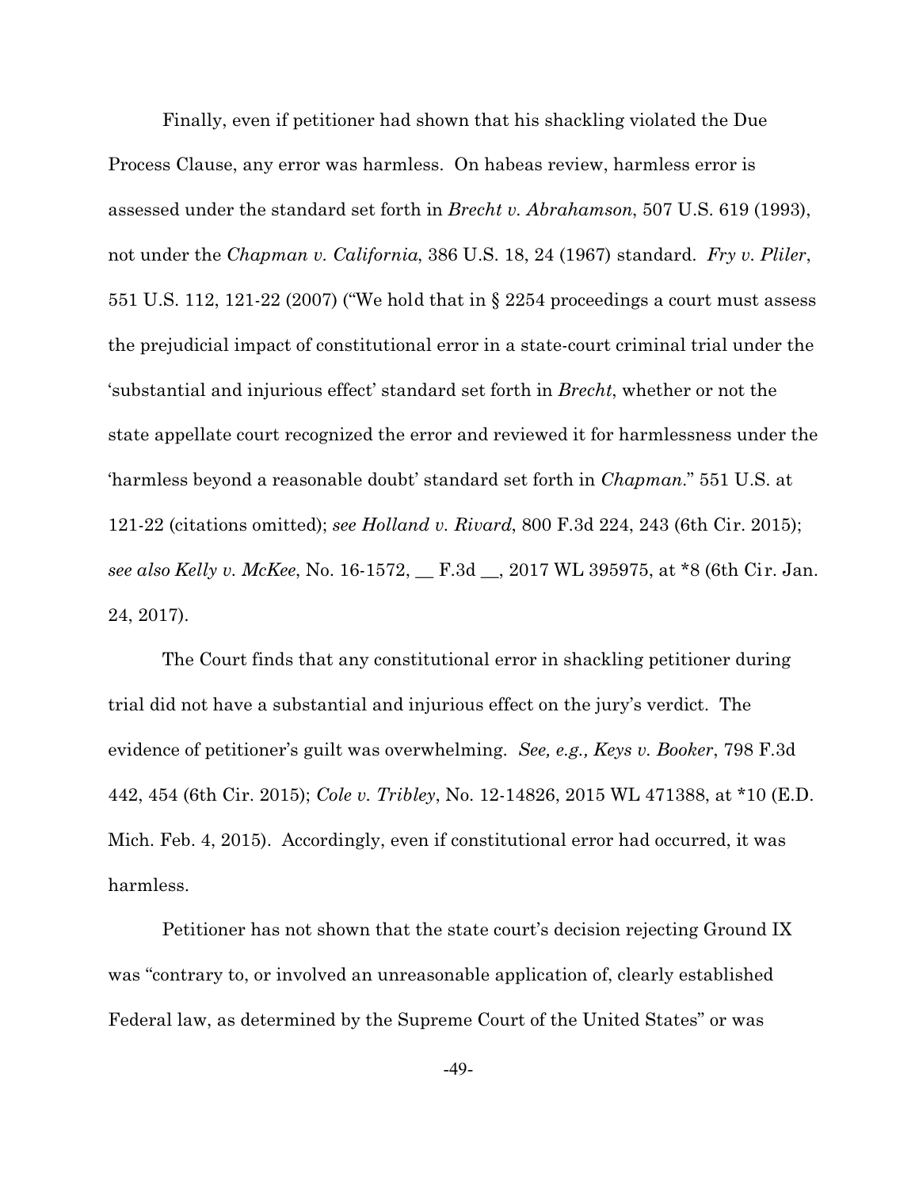Finally, even if petitioner had shown that his shackling violated the Due Process Clause, any error was harmless. On habeas review, harmless error is assessed under the standard set forth in *Brecht v. Abrahamson*, 507 U.S. 619 (1993), not under the *Chapman v. California*, 386 U.S. 18, 24 (1967) standard. *Fry v. Pliler*, 551 U.S. 112, 121-22 (2007) ("We hold that in § 2254 proceedings a court must assess the prejudicial impact of constitutional error in a state-court criminal trial under the 'substantial and injurious effect' standard set forth in *Brecht*, whether or not the state appellate court recognized the error and reviewed it for harmlessness under the 'harmless beyond a reasonable doubt' standard set forth in *Chapman*." 551 U.S. at 121-22 (citations omitted); *see Holland v. Rivard*, 800 F.3d 224, 243 (6th Cir. 2015); *see also Kelly v. McKee*, No. 16-1572, __ F.3d __, 2017 WL 395975, at *8 (6th Cir. Jan. 24, 2017).

The Court finds that any constitutional error in shackling petitioner during trial did not have a substantial and injurious effect on the jury's verdict. The evidence of petitioner's guilt was overwhelming. *See, e.g., Keys v. Booker*, 798 F.3d 442, 454 (6th Cir. 2015); *Cole v. Tribley*, No. 12-14826, 2015 WL 471388, at *10 (E.D. Mich. Feb. 4, 2015). Accordingly, even if constitutional error had occurred, it was harmless.

Petitioner has not shown that the state court's decision rejecting Ground IX was "contrary to, or involved an unreasonable application of, clearly established Federal law, as determined by the Supreme Court of the United States" or was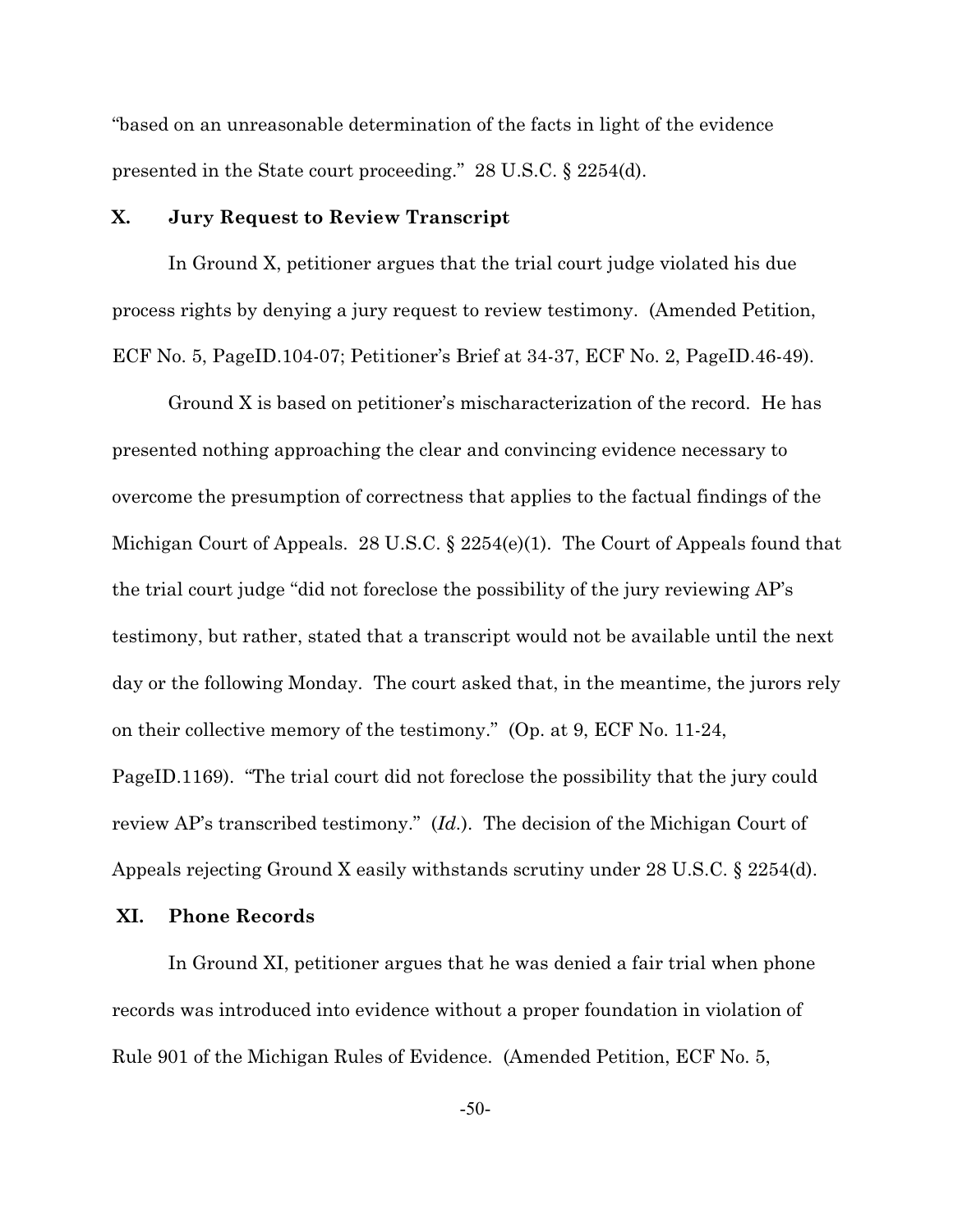"based on an unreasonable determination of the facts in light of the evidence presented in the State court proceeding." 28 U.S.C. § 2254(d).

## X. Jury Request to Review Transcript

In Ground X, petitioner argues that the trial court judge violated his due process rights by denying a jury request to review testimony. (Amended Petition, ECF No. 5, PageID.104-07; Petitioner's Brief at 34-37, ECF No. 2, PageID.46-49).

Ground X is based on petitioner's mischaracterization of the record. He has presented nothing approaching the clear and convincing evidence necessary to overcome the presumption of correctness that applies to the factual findings of the Michigan Court of Appeals. 28 U.S.C. § 2254(e)(1). The Court of Appeals found that the trial court judge "did not foreclose the possibility of the jury reviewing AP's testimony, but rather, stated that a transcript would not be available until the next day or the following Monday. The court asked that, in the meantime, the jurors rely on their collective memory of the testimony." (Op. at 9, ECF No. 11-24, PageID.1169). "The trial court did not foreclose the possibility that the jury could review AP's transcribed testimony." (*Id.*). The decision of the Michigan Court of Appeals rejecting Ground X easily withstands scrutiny under 28 U.S.C. § 2254(d).

## XI. Phone Records

In Ground XI, petitioner argues that he was denied a fair trial when phone records was introduced into evidence without a proper foundation in violation of Rule 901 of the Michigan Rules of Evidence. (Amended Petition, ECF No. 5,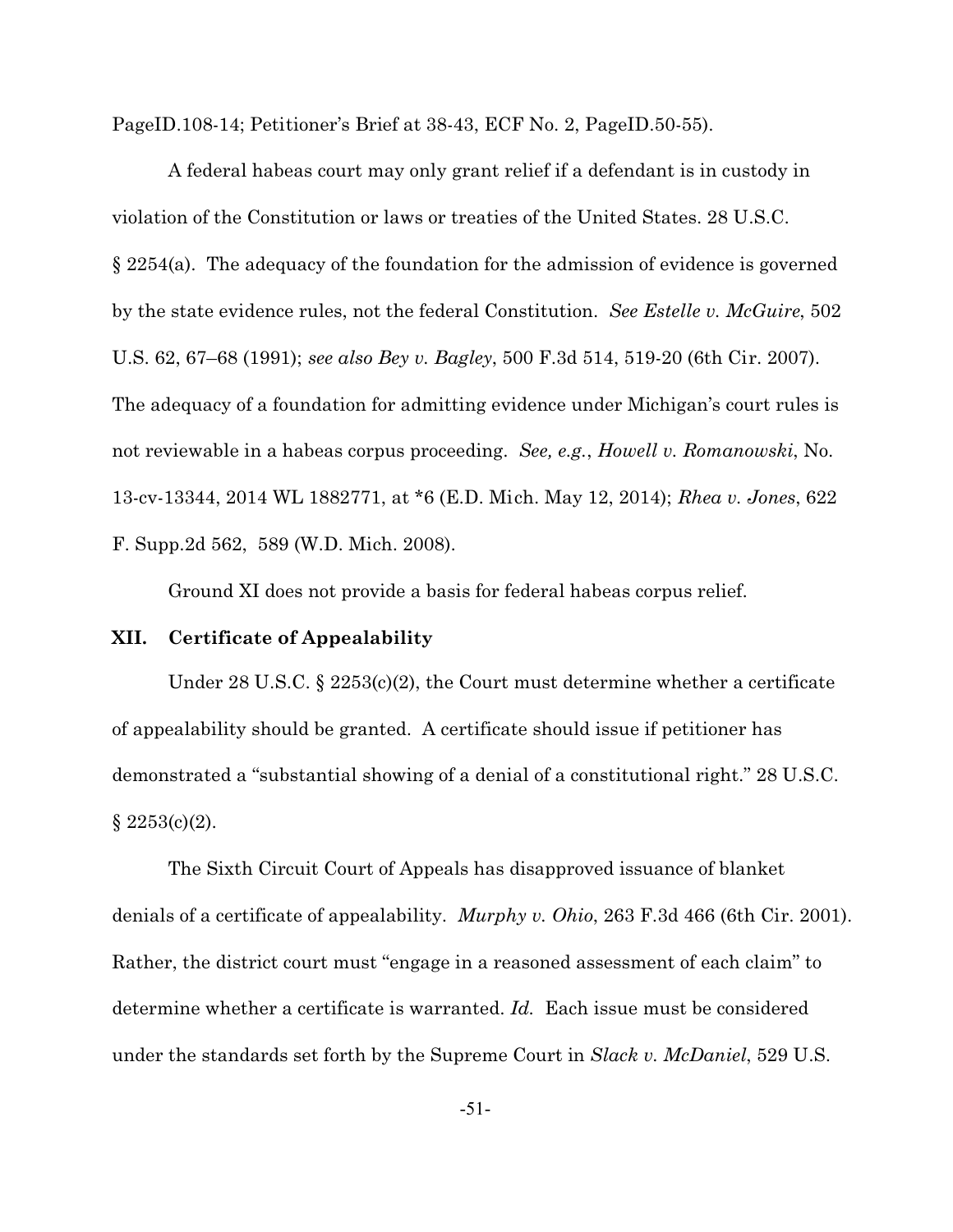PageID.108-14; Petitioner's Brief at 38-43, ECF No. 2, PageID.50-55).

A federal habeas court may only grant relief if a defendant is in custody in violation of the Constitution or laws or treaties of the United States. 28 U.S.C. § 2254(a). The adequacy of the foundation for the admission of evidence is governed by the state evidence rules, not the federal Constitution. *See Estelle v. McGuire*, 502 U.S. 62, 67–68 (1991); *see also Bey v. Bagley*, 500 F.3d 514, 519-20 (6th Cir. 2007). The adequacy of a foundation for admitting evidence under Michigan's court rules is not reviewable in a habeas corpus proceeding. *See, e.g.*, *Howell v. Romanowski*, No. 13-cv-13344, 2014 WL 1882771, at *6 (E.D. Mich. May 12, 2014); *Rhea v. Jones*, 622 F. Supp.2d 562, 589 (W.D. Mich. 2008).

Ground XI does not provide a basis for federal habeas corpus relief.

## XII. Certificate of Appealability

Under 28 U.S.C. § 2253(c)(2), the Court must determine whether a certificate of appealability should be granted. A certificate should issue if petitioner has demonstrated a "substantial showing of a denial of a constitutional right." 28 U.S.C. § 2253(c)(2).

The Sixth Circuit Court of Appeals has disapproved issuance of blanket denials of a certificate of appealability. *Murphy v. Ohio*, 263 F.3d 466 (6th Cir. 2001). Rather, the district court must "engage in a reasoned assessment of each claim" to determine whether a certificate is warranted. *Id.* Each issue must be considered under the standards set forth by the Supreme Court in *Slack v. McDaniel*, 529 U.S.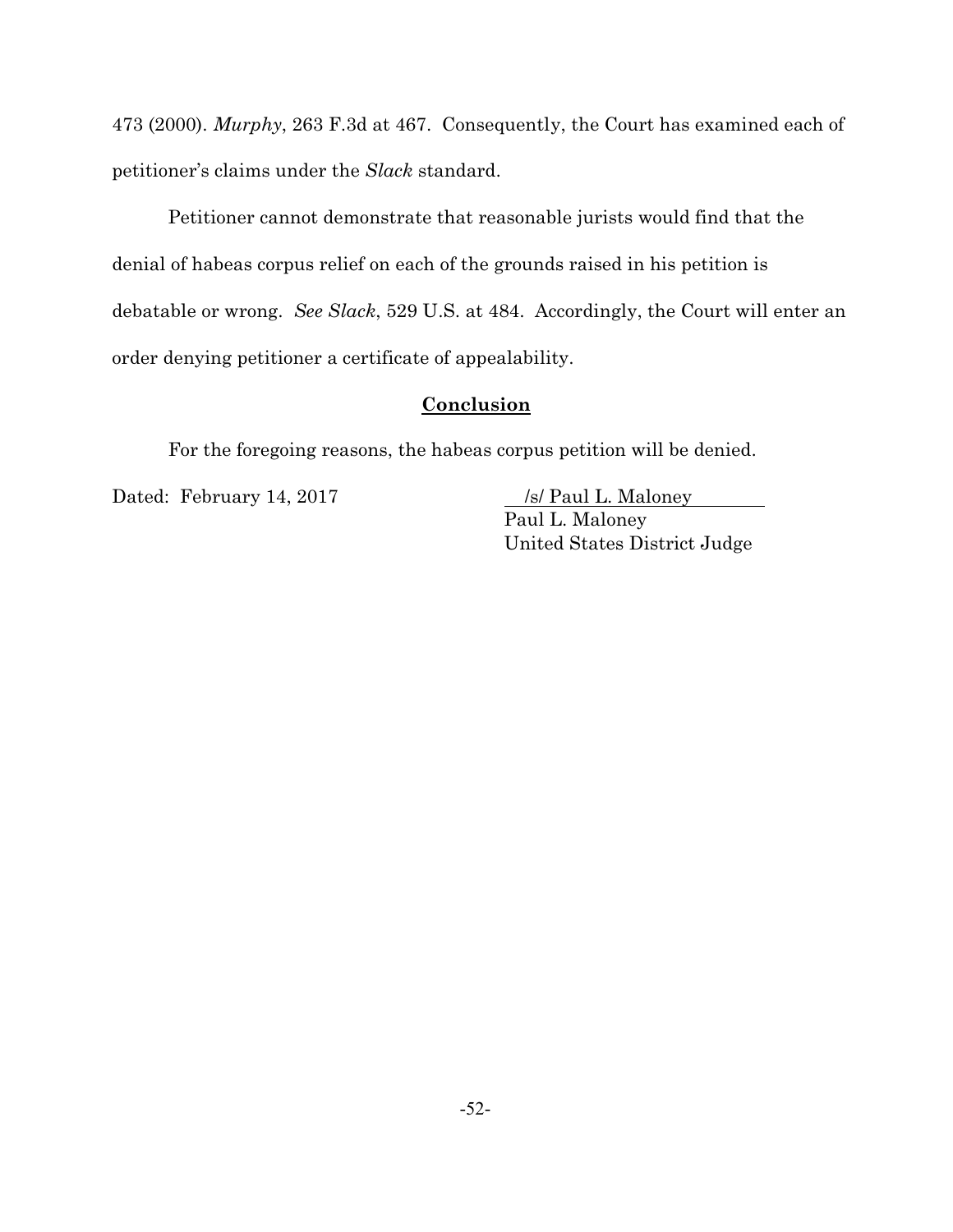473 (2000). *Murphy*, 263 F.3d at 467. Consequently, the Court has examined each of petitioner's claims under the *Slack* standard.

Petitioner cannot demonstrate that reasonable jurists would find that the denial of habeas corpus relief on each of the grounds raised in his petition is debatable or wrong. *See Slack*, 529 U.S. at 484. Accordingly, the Court will enter an order denying petitioner a certificate of appealability.

## **Conclusion**

For the foregoing reasons, the habeas corpus petition will be denied.

Dated: February 14, 2017

/s/ Paul L. Maloney
Paul L. Maloney
United States District Judge